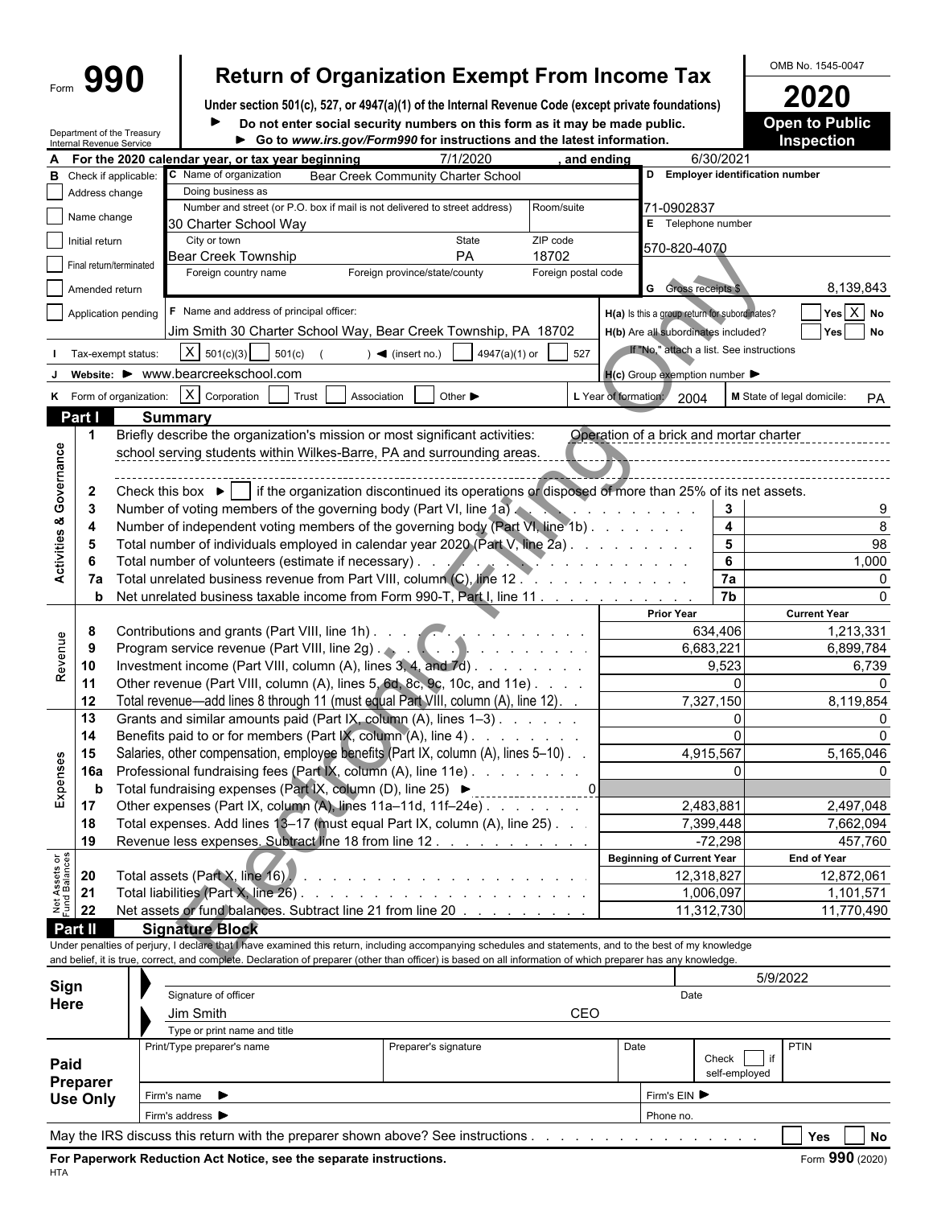Form **990**

# Return of Organization Exempt From Income Tax

**Under section 501(c), 527, or 4947(a)(1) of the Internal Revenue Code (except private foundations)**

► **Do not enter social security numbers on this form as it may be made public.**

► **Go to *www.irs.gov/Form990* for instructions and the latest information.**

OMB No. 1545-0047

**2020**

**Open to Public Inspection**

Department of the Treasury
Internal Revenue Service

**A** For the 2020 calendar year, or tax year beginning 7/1/2020 , and ending 6/30/2021

**B** Check if applicable:
- Address change
- Name change
- Initial return
- Final return/terminated
- Amended return
- Application pending

**C** Name of organization: Bear Creek Community Charter School

Doing business as

Number and street (or P.O. box if mail is not delivered to street address): 30 Charter School Way | Room/suite

City or town: Bear Creek Township | State: PA | ZIP code: 18702

Foreign country name | Foreign province/state/county | Foreign postal code

**D** Employer identification number: 71-0902837

**E** Telephone number: 570-820-4070

**G** Gross receipts $ 8,139,843

**F** Name and address of principal officer: Jim Smith 30 Charter School Way, Bear Creek Township, PA 18702

**H(a)** Is this a group return for subordinates? Yes [X] No

**H(b)** Are all subordinates included? Yes No

If "No," attach a list. See instructions

**H(c)** Group exemption number ►

**I** Tax-exempt status: [X] 501(c)(3) [ ] 501(c) ( ) ◄ (insert no.) [ ] 4947(a)(1) or [ ] 527

**J** Website: ► www.bearcreekschool.com

**K** Form of organization: [X] Corporation [ ] Trust [ ] Association [ ] Other ►

**L** Year of formation: 2004

**M** State of legal domicile: PA

## Part I Summary

**Activities & Governance**

1. Briefly describe the organization's mission or most significant activities: Operation of a brick and mortar charter school serving students within Wilkes-Barre, PA and surrounding areas.

2. Check this box ► [ ] if the organization discontinued its operations or disposed of more than 25% of its net assets.

| Line | Description | Ref | Value |
|---|---|---|---|
| 3 | Number of voting members of the governing body (Part VI, line 1a) | 3 | 9 |
| 4 | Number of independent voting members of the governing body (Part VI, line 1b) | 4 | 8 |
| 5 | Total number of individuals employed in calendar year 2020 (Part V, line 2a) | 5 | 98 |
| 6 | Total number of volunteers (estimate if necessary) | 6 | 1,000 |
| 7a | Total unrelated business revenue from Part VIII, column (C), line 12 | 7a | 0 |
| b | Net unrelated business taxable income from Form 990-T, Part I, line 11 | 7b | 0 |

| Section | Line | Description | Prior Year | Current Year |
|---|---|---|---|---|
| Revenue | 8 | Contributions and grants (Part VIII, line 1h) | 634,406 | 1,213,331 |
| | 9 | Program service revenue (Part VIII, line 2g) | 6,683,221 | 6,899,784 |
| | 10 | Investment income (Part VIII, column (A), lines 3, 4, and 7d) | 9,523 | 6,739 |
| | 11 | Other revenue (Part VIII, column (A), lines 5, 6d, 8c, 9c, 10c, and 11e) | 0 | 0 |
| | 12 | Total revenue—add lines 8 through 11 (must equal Part VIII, column (A), line 12) | 7,327,150 | 8,119,854 |
| Expenses | 13 | Grants and similar amounts paid (Part IX, column (A), lines 1–3) | 0 | 0 |
| | 14 | Benefits paid to or for members (Part IX, column (A), line 4) | 0 | 0 |
| | 15 | Salaries, other compensation, employee benefits (Part IX, column (A), lines 5–10) | 4,915,567 | 5,165,046 |
| | 16a | Professional fundraising fees (Part IX, column (A), line 11e) | 0 | 0 |
| | b | Total fundraising expenses (Part IX, column (D), line 25) ► 0 | | |
| | 17 | Other expenses (Part IX, column (A), lines 11a–11d, 11f–24e) | 2,483,881 | 2,497,048 |
| | 18 | Total expenses. Add lines 13–17 (must equal Part IX, column (A), line 25) | 7,399,448 | 7,662,094 |
| | 19 | Revenue less expenses. Subtract line 18 from line 12 | -72,298 | 457,760 |

| Section | Line | Description | Beginning of Current Year | End of Year |
|---|---|---|---|---|
| Net Assets or Fund Balances | 20 | Total assets (Part X, line 16) | 12,318,827 | 12,872,061 |
| | 21 | Total liabilities (Part X, line 26) | 1,006,097 | 1,101,571 |
| | 22 | Net assets or fund balances. Subtract line 21 from line 20 | 11,312,730 | 11,770,490 |

## Part II Signature Block

Under penalties of perjury, I declare that I have examined this return, including accompanying schedules and statements, and to the best of my knowledge and belief, it is true, correct, and complete. Declaration of preparer (other than officer) is based on all information of which preparer has any knowledge.

**Sign Here**

Signature of officer | Date: 5/9/2022

Jim Smith CEO

Type or print name and title

**Paid Preparer Use Only**

| Print/Type preparer's name | Preparer's signature | Date | Check [ ] if self-employed | PTIN |
|---|---|---|---|---|
| | | | | |

Firm's name ► | Firm's EIN ►

Firm's address ► | Phone no.

May the IRS discuss this return with the preparer shown above? See instructions [ ] Yes [ ] No

**For Paperwork Reduction Act Notice, see the separate instructions.** Form **990** (2020)

HTA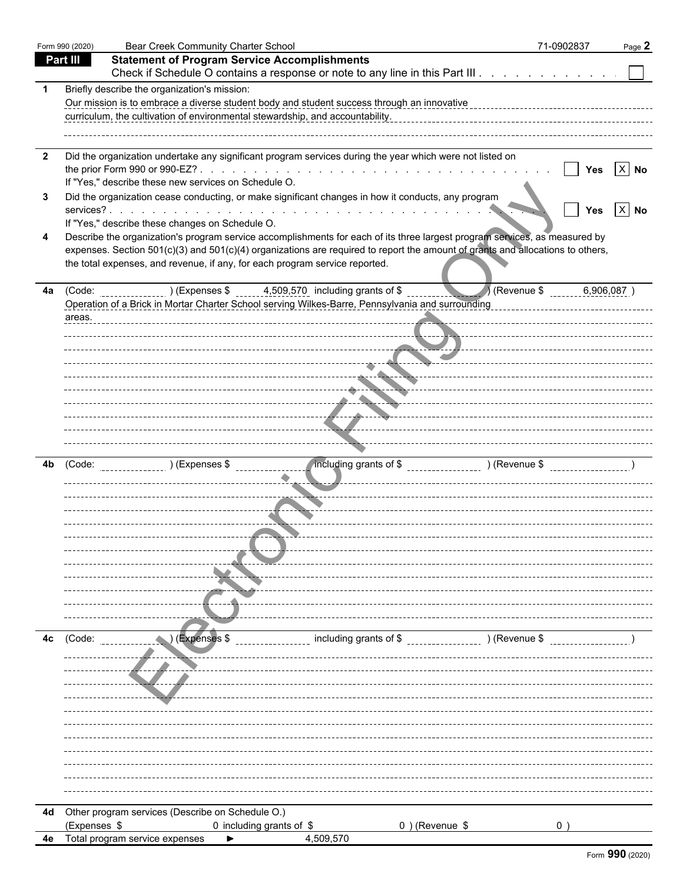Form 990 (2020) Bear Creek Community Charter School 71-0902837

## Part III Statement of Program Service Accomplishments

Check if Schedule O contains a response or note to any line in this Part III . . . . . . . . . . . . ☐

**1** Briefly describe the organization's mission:

Our mission is to embrace a diverse student body and student success through an innovative curriculum, the cultivation of environmental stewardship, and accountability.

**2** Did the organization undertake any significant program services during the year which were not listed on the prior Form 990 or 990-EZ? . . . . . . . . . . ☐ Yes ☒ No

If "Yes," describe these new services on Schedule O.

**3** Did the organization cease conducting, or make significant changes in how it conducts, any program services? . . . . . . . . . . ☐ Yes ☒ No

If "Yes," describe these changes on Schedule O.

**4** Describe the organization's program service accomplishments for each of its three largest program services, as measured by expenses. Section 501(c)(3) and 501(c)(4) organizations are required to report the amount of grants and allocations to others, the total expenses, and revenue, if any, for each program service reported.

**4a** (Code: ) (Expenses $ 4,509,570 including grants of $ ) (Revenue $ 6,906,087 )

Operation of a Brick in Mortar Charter School serving Wilkes-Barre, Pennsylvania and surrounding areas.

**4b** (Code: ) (Expenses $ including grants of $ ) (Revenue $ )

**4c** (Code: ) (Expenses $ including grants of $ ) (Revenue $ )

**4d** Other program services (Describe on Schedule O.)

(Expenses $ 0 including grants of $ 0 ) (Revenue $ 0 )

**4e** Total program service expenses ► 4,509,570

Form **990** (2020)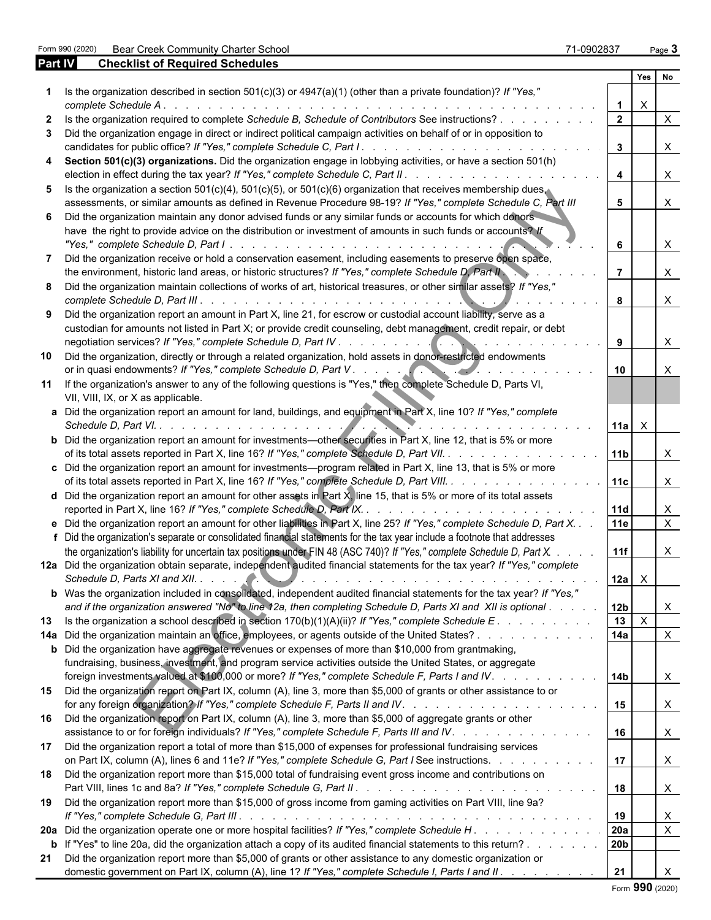Form 990 (2020) Bear Creek Community Charter School 71-0902837

## Part IV Checklist of Required Schedules

| | | | Yes | No |
|---|---|---|---|---|
| 1 | Is the organization described in section 501(c)(3) or 4947(a)(1) (other than a private foundation)? *If "Yes," complete Schedule A* | 1 | X | |
| 2 | Is the organization required to complete *Schedule B, Schedule of Contributors* See instructions? | 2 | | X |
| 3 | Did the organization engage in direct or indirect political campaign activities on behalf of or in opposition to candidates for public office? *If "Yes," complete Schedule C, Part I* | 3 | | X |
| 4 | **Section 501(c)(3) organizations.** Did the organization engage in lobbying activities, or have a section 501(h) election in effect during the tax year? *If "Yes," complete Schedule C, Part II* | 4 | | X |
| 5 | Is the organization a section 501(c)(4), 501(c)(5), or 501(c)(6) organization that receives membership dues, assessments, or similar amounts as defined in Revenue Procedure 98-19? *If "Yes," complete Schedule C, Part III* | 5 | | X |
| 6 | Did the organization maintain any donor advised funds or any similar funds or accounts for which donors have the right to provide advice on the distribution or investment of amounts in such funds or accounts? *If "Yes," complete Schedule D, Part I* | 6 | | X |
| 7 | Did the organization receive or hold a conservation easement, including easements to preserve open space, the environment, historic land areas, or historic structures? *If "Yes," complete Schedule D, Part II* | 7 | | X |
| 8 | Did the organization maintain collections of works of art, historical treasures, or other similar assets? *If "Yes," complete Schedule D, Part III* | 8 | | X |
| 9 | Did the organization report an amount in Part X, line 21, for escrow or custodial account liability, serve as a custodian for amounts not listed in Part X; or provide credit counseling, debt management, credit repair, or debt negotiation services? *If "Yes," complete Schedule D, Part IV* | 9 | | X |
| 10 | Did the organization, directly or through a related organization, hold assets in donor-restricted endowments or in quasi endowments? *If "Yes," complete Schedule D, Part V* | 10 | | X |
| 11 | If the organization's answer to any of the following questions is "Yes," then complete Schedule D, Parts VI, VII, VIII, IX, or X as applicable. | | | |
| a | Did the organization report an amount for land, buildings, and equipment in Part X, line 10? *If "Yes," complete Schedule D, Part VI.* | 11a | X | |
| b | Did the organization report an amount for investments—other securities in Part X, line 12, that is 5% or more of its total assets reported in Part X, line 16? *If "Yes," complete Schedule D, Part VII.* | 11b | | X |
| c | Did the organization report an amount for investments—program related in Part X, line 13, that is 5% or more of its total assets reported in Part X, line 16? *If "Yes," complete Schedule D, Part VIII.* | 11c | | X |
| d | Did the organization report an amount for other assets in Part X, line 15, that is 5% or more of its total assets reported in Part X, line 16? *If "Yes," complete Schedule D, Part IX.* | 11d | | X |
| e | Did the organization report an amount for other liabilities in Part X, line 25? *If "Yes," complete Schedule D, Part X.* | 11e | | X |
| f | Did the organization's separate or consolidated financial statements for the tax year include a footnote that addresses the organization's liability for uncertain tax positions under FIN 48 (ASC 740)? *If "Yes," complete Schedule D, Part X.* | 11f | | X |
| 12a | Did the organization obtain separate, independent audited financial statements for the tax year? *If "Yes," complete Schedule D, Parts XI and XII.* | 12a | X | |
| b | Was the organization included in consolidated, independent audited financial statements for the tax year? *If "Yes," and if the organization answered "No" to line 12a, then completing Schedule D, Parts XI and XII is optional* | 12b | | X |
| 13 | Is the organization a school described in section 170(b)(1)(A)(ii)? *If "Yes," complete Schedule E* | 13 | X | |
| 14a | Did the organization maintain an office, employees, or agents outside of the United States? | 14a | | X |
| b | Did the organization have aggregate revenues or expenses of more than $10,000 from grantmaking, fundraising, business, investment, and program service activities outside the United States, or aggregate foreign investments valued at $100,000 or more? *If "Yes," complete Schedule F, Parts I and IV.* | 14b | | X |
| 15 | Did the organization report on Part IX, column (A), line 3, more than $5,000 of grants or other assistance to or for any foreign organization? *If "Yes," complete Schedule F, Parts II and IV.* | 15 | | X |
| 16 | Did the organization report on Part IX, column (A), line 3, more than $5,000 of aggregate grants or other assistance to or for foreign individuals? *If "Yes," complete Schedule F, Parts III and IV.* | 16 | | X |
| 17 | Did the organization report a total of more than $15,000 of expenses for professional fundraising services on Part IX, column (A), lines 6 and 11e? *If "Yes," complete Schedule G, Part I* See instructions. | 17 | | X |
| 18 | Did the organization report more than $15,000 total of fundraising event gross income and contributions on Part VIII, lines 1c and 8a? *If "Yes," complete Schedule G, Part II* | 18 | | X |
| 19 | Did the organization report more than $15,000 of gross income from gaming activities on Part VIII, line 9a? *If "Yes," complete Schedule G, Part III* | 19 | | X |
| 20a | Did the organization operate one or more hospital facilities? *If "Yes," complete Schedule H* | 20a | | X |
| b | If "Yes" to line 20a, did the organization attach a copy of its audited financial statements to this return? | 20b | | |
| 21 | Did the organization report more than $5,000 of grants or other assistance to any domestic organization or domestic government on Part IX, column (A), line 1? *If "Yes," complete Schedule I, Parts I and II* | 21 | | X |

Form **990** (2020)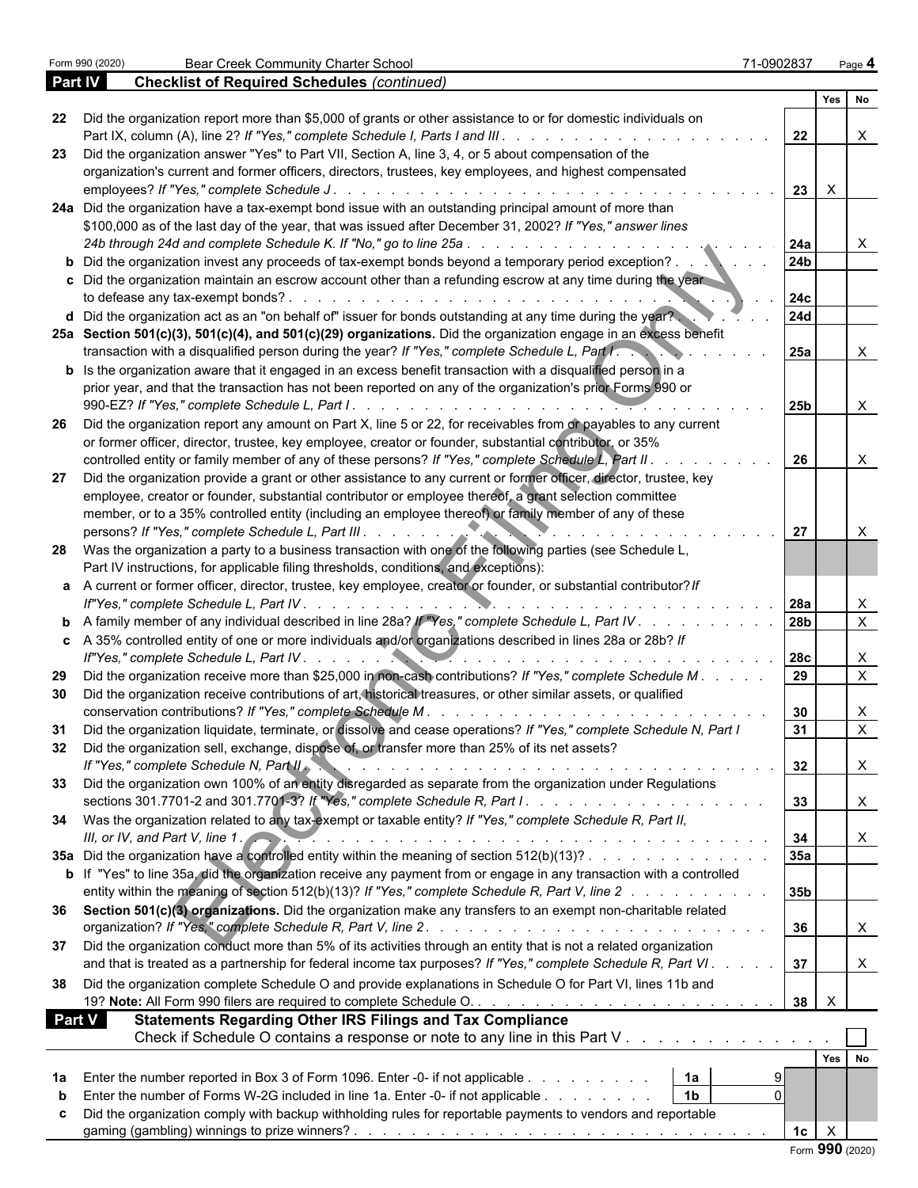Form 990 (2020) Bear Creek Community Charter School 71-0902837 Page **4**

## Part IV Checklist of Required Schedules *(continued)*

| | | | Yes | No |
|---|---|---|---|---|
| **22** | Did the organization report more than $5,000 of grants or other assistance to or for domestic individuals on Part IX, column (A), line 2? *If "Yes," complete Schedule I, Parts I and III* | **22** | | X |
| **23** | Did the organization answer "Yes" to Part VII, Section A, line 3, 4, or 5 about compensation of the organization's current and former officers, directors, trustees, key employees, and highest compensated employees? *If "Yes," complete Schedule J* | **23** | X | |
| **24a** | Did the organization have a tax-exempt bond issue with an outstanding principal amount of more than $100,000 as of the last day of the year, that was issued after December 31, 2002? *If "Yes," answer lines 24b through 24d and complete Schedule K. If "No," go to line 25a* | **24a** | | X |
| **b** | Did the organization invest any proceeds of tax-exempt bonds beyond a temporary period exception? | **24b** | | |
| **c** | Did the organization maintain an escrow account other than a refunding escrow at any time during the year to defease any tax-exempt bonds? | **24c** | | |
| **d** | Did the organization act as an "on behalf of" issuer for bonds outstanding at any time during the year? | **24d** | | |
| **25a** | **Section 501(c)(3), 501(c)(4), and 501(c)(29) organizations.** Did the organization engage in an excess benefit transaction with a disqualified person during the year? *If "Yes," complete Schedule L, Part I* | **25a** | | X |
| **b** | Is the organization aware that it engaged in an excess benefit transaction with a disqualified person in a prior year, and that the transaction has not been reported on any of the organization's prior Forms 990 or 990-EZ? *If "Yes," complete Schedule L, Part I* | **25b** | | X |
| **26** | Did the organization report any amount on Part X, line 5 or 22, for receivables from or payables to any current or former officer, director, trustee, key employee, creator or founder, substantial contributor, or 35% controlled entity or family member of any of these persons? *If "Yes," complete Schedule L, Part II* | **26** | | X |
| **27** | Did the organization provide a grant or other assistance to any current or former officer, director, trustee, key employee, creator or founder, substantial contributor or employee thereof, a grant selection committee member, or to a 35% controlled entity (including an employee thereof) or family member of any of these persons? *If "Yes," complete Schedule L, Part III* | **27** | | X |
| **28** | Was the organization a party to a business transaction with one of the following parties (see Schedule L, Part IV instructions, for applicable filing thresholds, conditions, and exceptions): | | | |
| **a** | A current or former officer, director, trustee, key employee, creator or founder, or substantial contributor? *If "Yes," complete Schedule L, Part IV* | **28a** | | X |
| **b** | A family member of any individual described in line 28a? *If "Yes," complete Schedule L, Part IV* | **28b** | | X |
| **c** | A 35% controlled entity of one or more individuals and/or organizations described in lines 28a or 28b? *If "Yes," complete Schedule L, Part IV* | **28c** | | X |
| **29** | Did the organization receive more than $25,000 in non-cash contributions? *If "Yes," complete Schedule M* | **29** | | X |
| **30** | Did the organization receive contributions of art, historical treasures, or other similar assets, or qualified conservation contributions? *If "Yes," complete Schedule M* | **30** | | X |
| **31** | Did the organization liquidate, terminate, or dissolve and cease operations? *If "Yes," complete Schedule N, Part I* | **31** | | X |
| **32** | Did the organization sell, exchange, dispose of, or transfer more than 25% of its net assets? *If "Yes," complete Schedule N, Part II* | **32** | | X |
| **33** | Did the organization own 100% of an entity disregarded as separate from the organization under Regulations sections 301.7701-2 and 301.7701-3? *If "Yes," complete Schedule R, Part I* | **33** | | X |
| **34** | Was the organization related to any tax-exempt or taxable entity? *If "Yes," complete Schedule R, Part II, III, or IV, and Part V, line 1* | **34** | | X |
| **35a** | Did the organization have a controlled entity within the meaning of section 512(b)(13)? | **35a** | | |
| **b** | If "Yes" to line 35a, did the organization receive any payment from or engage in any transaction with a controlled entity within the meaning of section 512(b)(13)? *If "Yes," complete Schedule R, Part V, line 2* | **35b** | | |
| **36** | **Section 501(c)(3) organizations.** Did the organization make any transfers to an exempt non-charitable related organization? *If "Yes," complete Schedule R, Part V, line 2* | **36** | | X |
| **37** | Did the organization conduct more than 5% of its activities through an entity that is not a related organization and that is treated as a partnership for federal income tax purposes? *If "Yes," complete Schedule R, Part VI* | **37** | | X |
| **38** | Did the organization complete Schedule O and provide explanations in Schedule O for Part VI, lines 11b and 19? **Note:** All Form 990 filers are required to complete Schedule O. | **38** | X | |

## Part V Statements Regarding Other IRS Filings and Tax Compliance

Check if Schedule O contains a response or note to any line in this Part V ☐

| | | | | | Yes | No |
|---|---|---|---|---|---|---|
| **1a** | Enter the number reported in Box 3 of Form 1096. Enter -0- if not applicable | **1a** | 9 | | | |
| **b** | Enter the number of Forms W-2G included in line 1a. Enter -0- if not applicable | **1b** | 0 | | | |
| **c** | Did the organization comply with backup withholding rules for reportable payments to vendors and reportable gaming (gambling) winnings to prize winners? | | | **1c** | X | |

Form **990** (2020)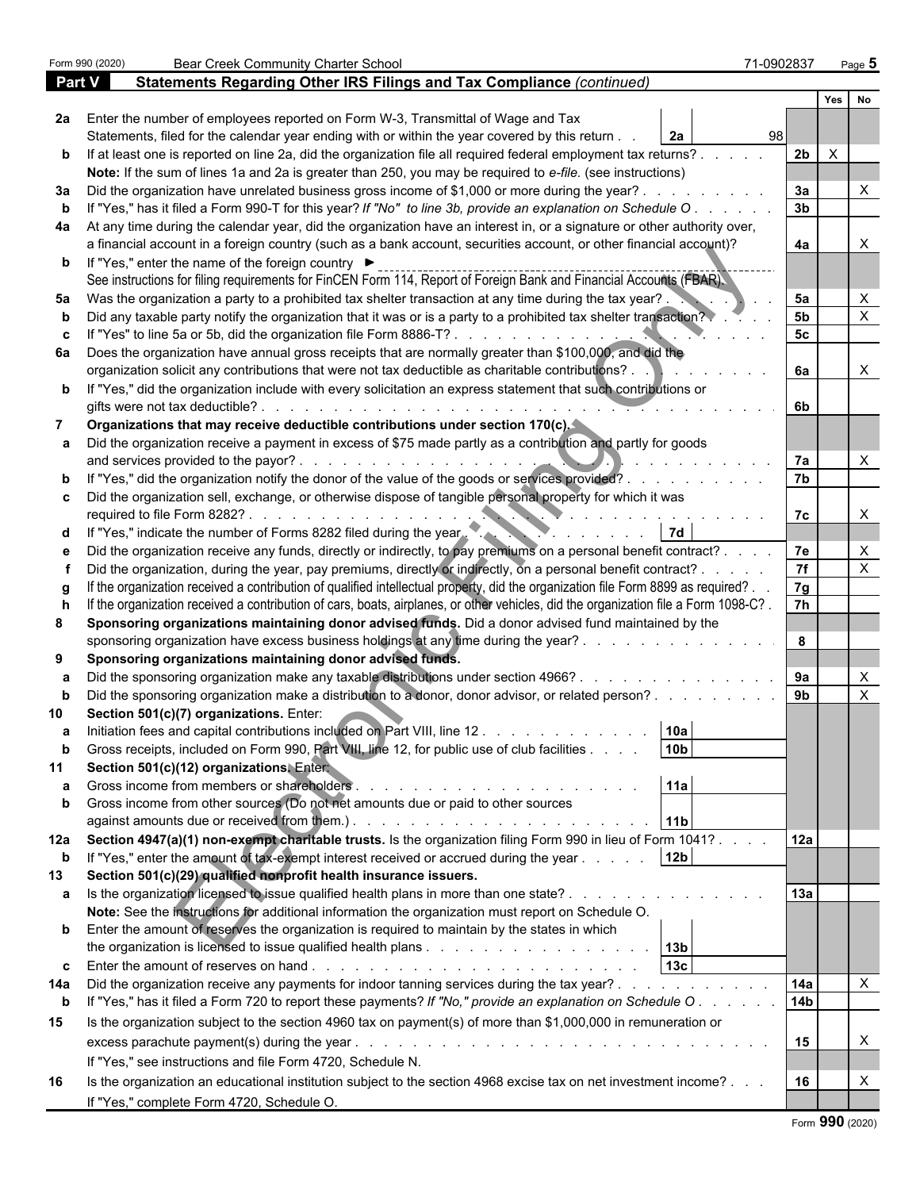Form 990 (2020) Bear Creek Community Charter School 71-0902837 Page **5**

## Part V Statements Regarding Other IRS Filings and Tax Compliance *(continued)*

| | | | | Yes | No |
|---|---|---|---|---|---|
| **2a** | Enter the number of employees reported on Form W-3, Transmittal of Wage and Tax Statements, filed for the calendar year ending with or within the year covered by this return | 2a 98 | | | |
| **b** | If at least one is reported on line 2a, did the organization file all required federal employment tax returns? | | 2b | X | |
| | **Note:** If the sum of lines 1a and 2a is greater than 250, you may be required to *e-file*. (see instructions) | | | | |
| **3a** | Did the organization have unrelated business gross income of $1,000 or more during the year? | | 3a | | X |
| **b** | If "Yes," has it filed a Form 990-T for this year? *If "No" to line 3b, provide an explanation on Schedule O* | | 3b | | |
| **4a** | At any time during the calendar year, did the organization have an interest in, or a signature or other authority over, a financial account in a foreign country (such as a bank account, securities account, or other financial account)? | | 4a | | X |
| **b** | If "Yes," enter the name of the foreign country ► | | | | |
| | See instructions for filing requirements for FinCEN Form 114, Report of Foreign Bank and Financial Accounts (FBAR). | | | | |
| **5a** | Was the organization a party to a prohibited tax shelter transaction at any time during the tax year? | | 5a | | X |
| **b** | Did any taxable party notify the organization that it was or is a party to a prohibited tax shelter transaction? | | 5b | | X |
| **c** | If "Yes" to line 5a or 5b, did the organization file Form 8886-T? | | 5c | | |
| **6a** | Does the organization have annual gross receipts that are normally greater than $100,000, and did the organization solicit any contributions that were not tax deductible as charitable contributions? | | 6a | | X |
| **b** | If "Yes," did the organization include with every solicitation an express statement that such contributions or gifts were not tax deductible? | | 6b | | |
| **7** | **Organizations that may receive deductible contributions under section 170(c).** | | | | |
| **a** | Did the organization receive a payment in excess of $75 made partly as a contribution and partly for goods and services provided to the payor? | | 7a | | X |
| **b** | If "Yes," did the organization notify the donor of the value of the goods or services provided? | | 7b | | |
| **c** | Did the organization sell, exchange, or otherwise dispose of tangible personal property for which it was required to file Form 8282? | | 7c | | X |
| **d** | If "Yes," indicate the number of Forms 8282 filed during the year | 7d | | | |
| **e** | Did the organization receive any funds, directly or indirectly, to pay premiums on a personal benefit contract? | | 7e | | X |
| **f** | Did the organization, during the year, pay premiums, directly or indirectly, on a personal benefit contract? | | 7f | | X |
| **g** | If the organization received a contribution of qualified intellectual property, did the organization file Form 8899 as required? | | 7g | | |
| **h** | If the organization received a contribution of cars, boats, airplanes, or other vehicles, did the organization file a Form 1098-C? | | 7h | | |
| **8** | **Sponsoring organizations maintaining donor advised funds.** Did a donor advised fund maintained by the sponsoring organization have excess business holdings at any time during the year? | | 8 | | |
| **9** | **Sponsoring organizations maintaining donor advised funds.** | | | | |
| **a** | Did the sponsoring organization make any taxable distributions under section 4966? | | 9a | | X |
| **b** | Did the sponsoring organization make a distribution to a donor, donor advisor, or related person? | | 9b | | X |
| **10** | **Section 501(c)(7) organizations.** Enter: | | | | |
| **a** | Initiation fees and capital contributions included on Part VIII, line 12 | 10a | | | |
| **b** | Gross receipts, included on Form 990, Part VIII, line 12, for public use of club facilities | 10b | | | |
| **11** | **Section 501(c)(12) organizations.** Enter: | | | | |
| **a** | Gross income from members or shareholders | 11a | | | |
| **b** | Gross income from other sources (Do not net amounts due or paid to other sources against amounts due or received from them.) | 11b | | | |
| **12a** | **Section 4947(a)(1) non-exempt charitable trusts.** Is the organization filing Form 990 in lieu of Form 1041? | | 12a | | |
| **b** | If "Yes," enter the amount of tax-exempt interest received or accrued during the year | 12b | | | |
| **13** | **Section 501(c)(29) qualified nonprofit health insurance issuers.** | | | | |
| **a** | Is the organization licensed to issue qualified health plans in more than one state? | | 13a | | |
| | **Note:** See the instructions for additional information the organization must report on Schedule O. | | | | |
| **b** | Enter the amount of reserves the organization is required to maintain by the states in which the organization is licensed to issue qualified health plans | 13b | | | |
| **c** | Enter the amount of reserves on hand | 13c | | | |
| **14a** | Did the organization receive any payments for indoor tanning services during the tax year? | | 14a | | X |
| **b** | If "Yes," has it filed a Form 720 to report these payments? *If "No," provide an explanation on Schedule O* | | 14b | | |
| **15** | Is the organization subject to the section 4960 tax on payment(s) of more than $1,000,000 in remuneration or excess parachute payment(s) during the year? | | 15 | | X |
| | If "Yes," see instructions and file Form 4720, Schedule N. | | | | |
| **16** | Is the organization an educational institution subject to the section 4968 excise tax on net investment income? | | 16 | | X |
| | If "Yes," complete Form 4720, Schedule O. | | | | |

Form **990** (2020)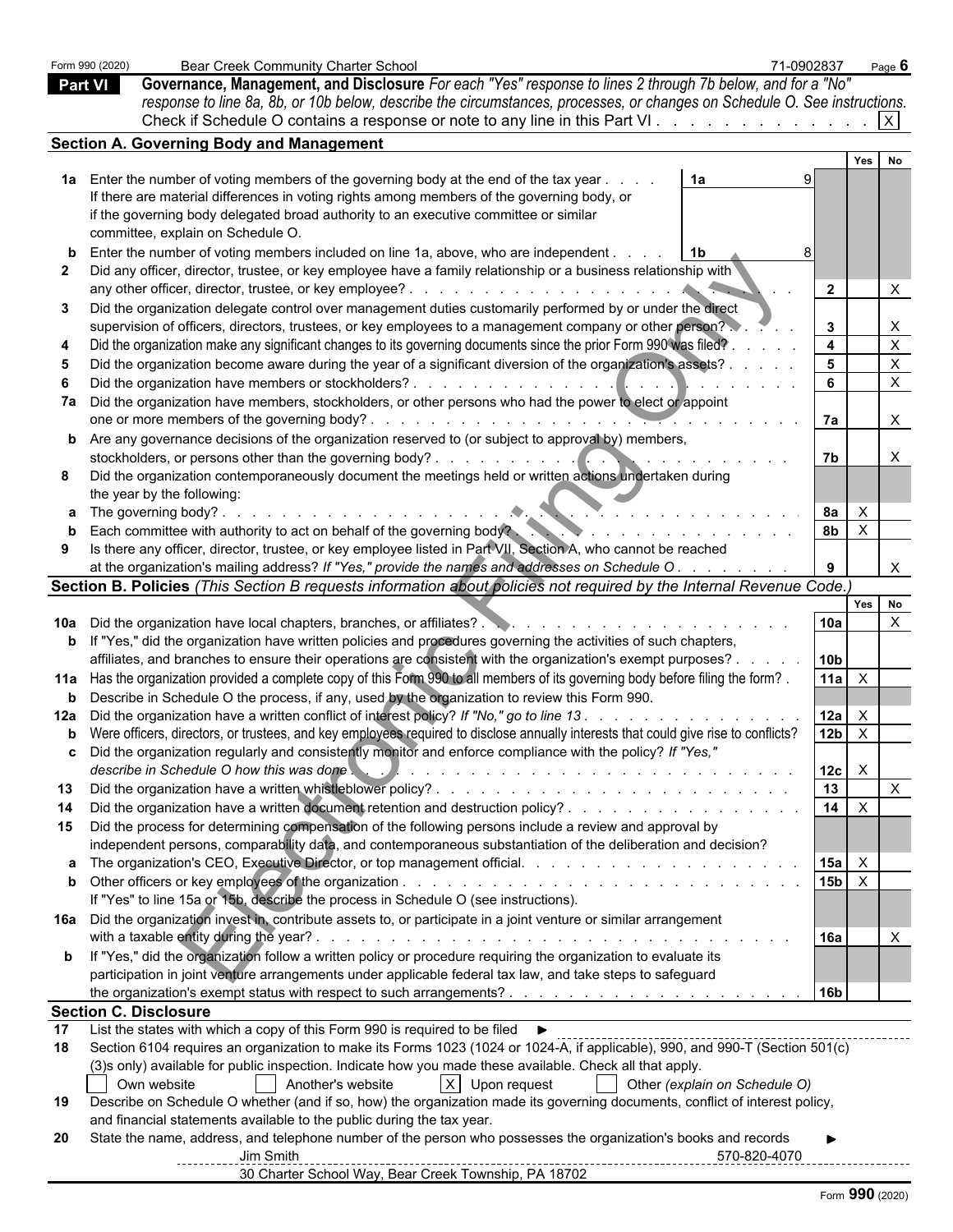Form 990 (2020) Bear Creek Community Charter School 71-0902837

## Part VI Governance, Management, and Disclosure

*For each "Yes" response to lines 2 through 7b below, and for a "No" response to line 8a, 8b, or 10b below, describe the circumstances, processes, or changes on Schedule O. See instructions.*

Check if Schedule O contains a response or note to any line in this Part VI . . . . . . . . . . . . . [X]

### Section A. Governing Body and Management

| | | | Yes | No |
|---|---|---|---|---|
| **1a** | Enter the number of voting members of the governing body at the end of the tax year . . . . **1a** 9<br>If there are material differences in voting rights among members of the governing body, or if the governing body delegated broad authority to an executive committee or similar committee, explain on Schedule O. | | | |
| **b** | Enter the number of voting members included on line 1a, above, who are independent . . . . **1b** 8 | | | |
| **2** | Did any officer, director, trustee, or key employee have a family relationship or a business relationship with any other officer, director, trustee, or key employee? | 2 | | X |
| **3** | Did the organization delegate control over management duties customarily performed by or under the direct supervision of officers, directors, trustees, or key employees to a management company or other person? | 3 | | X |
| **4** | Did the organization make any significant changes to its governing documents since the prior Form 990 was filed? | 4 | | X |
| **5** | Did the organization become aware during the year of a significant diversion of the organization's assets? | 5 | | X |
| **6** | Did the organization have members or stockholders? | 6 | | X |
| **7a** | Did the organization have members, stockholders, or other persons who had the power to elect or appoint one or more members of the governing body? | 7a | | X |
| **b** | Are any governance decisions of the organization reserved to (or subject to approval by) members, stockholders, or persons other than the governing body? | 7b | | X |
| **8** | Did the organization contemporaneously document the meetings held or written actions undertaken during the year by the following: | | | |
| **a** | The governing body? | 8a | X | |
| **b** | Each committee with authority to act on behalf of the governing body? | 8b | X | |
| **9** | Is there any officer, director, trustee, or key employee listed in Part VII, Section A, who cannot be reached at the organization's mailing address? *If "Yes," provide the names and addresses on Schedule O* | 9 | | X |

### Section B. Policies *(This Section B requests information about policies not required by the Internal Revenue Code.)*

| | | | Yes | No |
|---|---|---|---|---|
| **10a** | Did the organization have local chapters, branches, or affiliates? | 10a | | X |
| **b** | If "Yes," did the organization have written policies and procedures governing the activities of such chapters, affiliates, and branches to ensure their operations are consistent with the organization's exempt purposes? | 10b | | |
| **11a** | Has the organization provided a complete copy of this Form 990 to all members of its governing body before filing the form? | 11a | X | |
| **b** | Describe in Schedule O the process, if any, used by the organization to review this Form 990. | | | |
| **12a** | Did the organization have a written conflict of interest policy? *If "No," go to line 13* | 12a | X | |
| **b** | Were officers, directors, or trustees, and key employees required to disclose annually interests that could give rise to conflicts? | 12b | X | |
| **c** | Did the organization regularly and consistently monitor and enforce compliance with the policy? *If "Yes," describe in Schedule O how this was done* | 12c | X | |
| **13** | Did the organization have a written whistleblower policy? | 13 | | X |
| **14** | Did the organization have a written document retention and destruction policy? | 14 | X | |
| **15** | Did the process for determining compensation of the following persons include a review and approval by independent persons, comparability data, and contemporaneous substantiation of the deliberation and decision? | | | |
| **a** | The organization's CEO, Executive Director, or top management official. | 15a | X | |
| **b** | Other officers or key employees of the organization<br>If "Yes" to line 15a or 15b, describe the process in Schedule O (see instructions). | 15b | X | |
| **16a** | Did the organization invest in, contribute assets to, or participate in a joint venture or similar arrangement with a taxable entity during the year? | 16a | | X |
| **b** | If "Yes," did the organization follow a written policy or procedure requiring the organization to evaluate its participation in joint venture arrangements under applicable federal tax law, and take steps to safeguard the organization's exempt status with respect to such arrangements? | 16b | | |

### Section C. Disclosure

**17** List the states with which a copy of this Form 990 is required to be filed ►

**18** Section 6104 requires an organization to make its Forms 1023 (1024 or 1024-A, if applicable), 990, and 990-T (Section 501(c)(3)s only) available for public inspection. Indicate how you made these available. Check all that apply.

[ ] Own website [ ] Another's website [X] Upon request [ ] Other *(explain on Schedule O)*

**19** Describe on Schedule O whether (and if so, how) the organization made its governing documents, conflict of interest policy, and financial statements available to the public during the tax year.

**20** State the name, address, and telephone number of the person who possesses the organization's books and records ►

Jim Smith 570-820-4070
30 Charter School Way, Bear Creek Township, PA 18702

Form **990** (2020)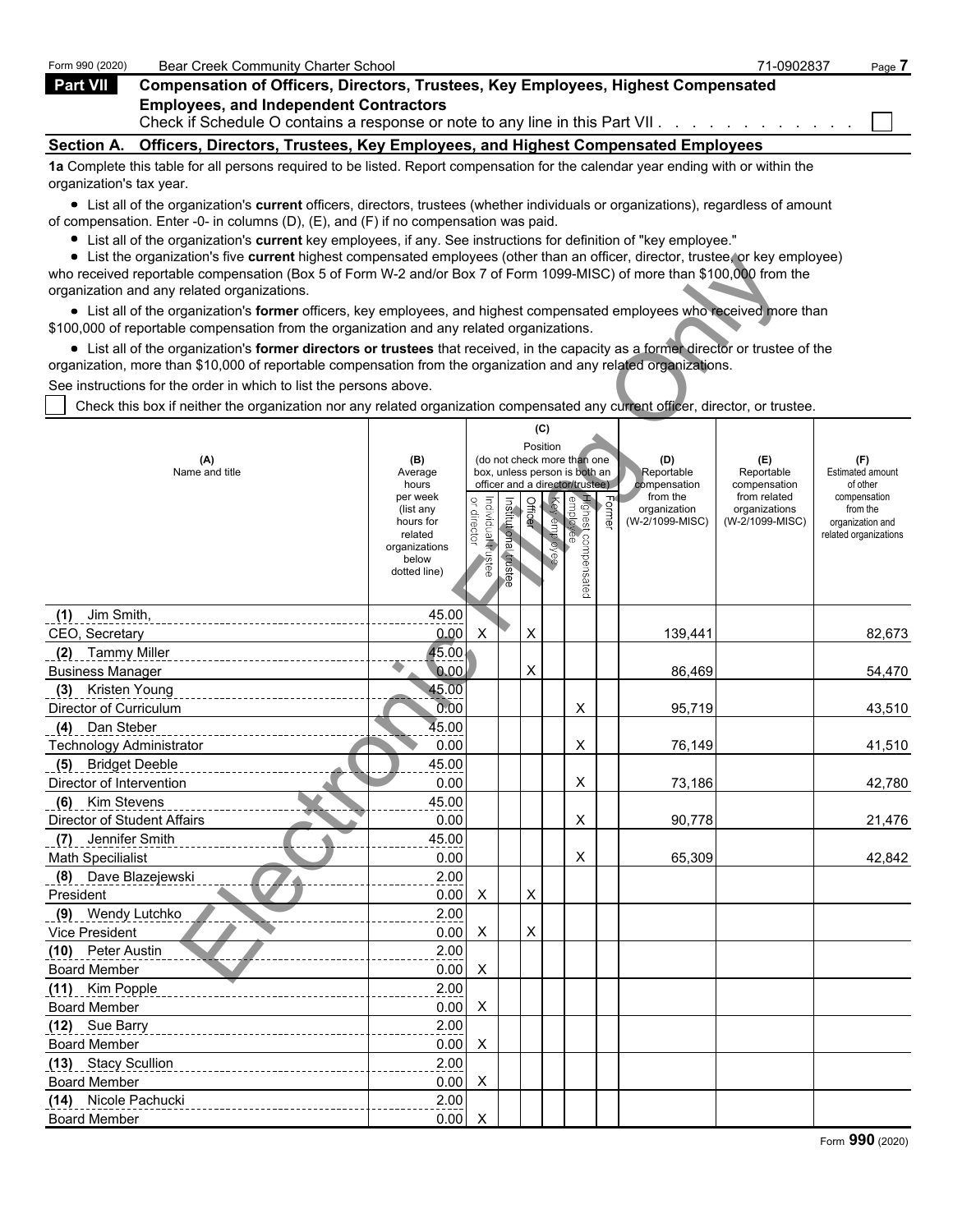Form 990 (2020) Bear Creek Community Charter School 71-0902837

## Part VII Compensation of Officers, Directors, Trustees, Key Employees, Highest Compensated Employees, and Independent Contractors

Check if Schedule O contains a response or note to any line in this Part VII . . . . . . . . . . . . ☐

### Section A. Officers, Directors, Trustees, Key Employees, and Highest Compensated Employees

**1a** Complete this table for all persons required to be listed. Report compensation for the calendar year ending with or within the organization's tax year.

- List all of the organization's **current** officers, directors, trustees (whether individuals or organizations), regardless of amount of compensation. Enter -0- in columns (D), (E), and (F) if no compensation was paid.
- List all of the organization's **current** key employees, if any. See instructions for definition of "key employee."
- List the organization's five **current** highest compensated employees (other than an officer, director, trustee, or key employee) who received reportable compensation (Box 5 of Form W-2 and/or Box 7 of Form 1099-MISC) of more than $100,000 from the organization and any related organizations.
- List all of the organization's **former** officers, key employees, and highest compensated employees who received more than $100,000 of reportable compensation from the organization and any related organizations.
- List all of the organization's **former directors or trustees** that received, in the capacity as a former director or trustee of the organization, more than $10,000 of reportable compensation from the organization and any related organizations.

See instructions for the order in which to list the persons above.

☐ Check this box if neither the organization nor any related organization compensated any current officer, director, or trustee.

| (A) Name and title | (B) Average hours per week (list any hours for related organizations below dotted line) | (C) Position: Individual trustee or director | Institutional trustee | Officer | Key employee | Highest compensated employee | Former | (D) Reportable compensation from the organization (W-2/1099-MISC) | (E) Reportable compensation from related organizations (W-2/1099-MISC) | (F) Estimated amount of other compensation from the organization and related organizations |
|---|---|---|---|---|---|---|---|---|---|---|
| (1) Jim Smith, CEO, Secretary | 45.00 / 0.00 | X | | X | | | | 139,441 | | 82,673 |
| (2) Tammy Miller Business Manager | 45.00 / 0.00 | | | X | | | | 86,469 | | 54,470 |
| (3) Kristen Young Director of Curriculum | 45.00 / 0.00 | | | | | X | | 95,719 | | 43,510 |
| (4) Dan Steber Technology Administrator | 45.00 / 0.00 | | | | | X | | 76,149 | | 41,510 |
| (5) Bridget Deeble Director of Intervention | 45.00 / 0.00 | | | | | X | | 73,186 | | 42,780 |
| (6) Kim Stevens Director of Student Affairs | 45.00 / 0.00 | | | | | X | | 90,778 | | 21,476 |
| (7) Jennifer Smith Math Speciliast | 45.00 / 0.00 | | | | | X | | 65,309 | | 42,842 |
| (8) Dave Blazejewski President | 2.00 / 0.00 | X | | X | | | | | | |
| (9) Wendy Lutchko Vice President | 2.00 / 0.00 | X | | X | | | | | | |
| (10) Peter Austin Board Member | 2.00 / 0.00 | X | | | | | | | | |
| (11) Kim Popple Board Member | 2.00 / 0.00 | X | | | | | | | | |
| (12) Sue Barry Board Member | 2.00 / 0.00 | X | | | | | | | | |
| (13) Stacy Scullion Board Member | 2.00 / 0.00 | X | | | | | | | | |
| (14) Nicole Pachucki Board Member | 2.00 / 0.00 | X | | | | | | | | |

Form **990** (2020)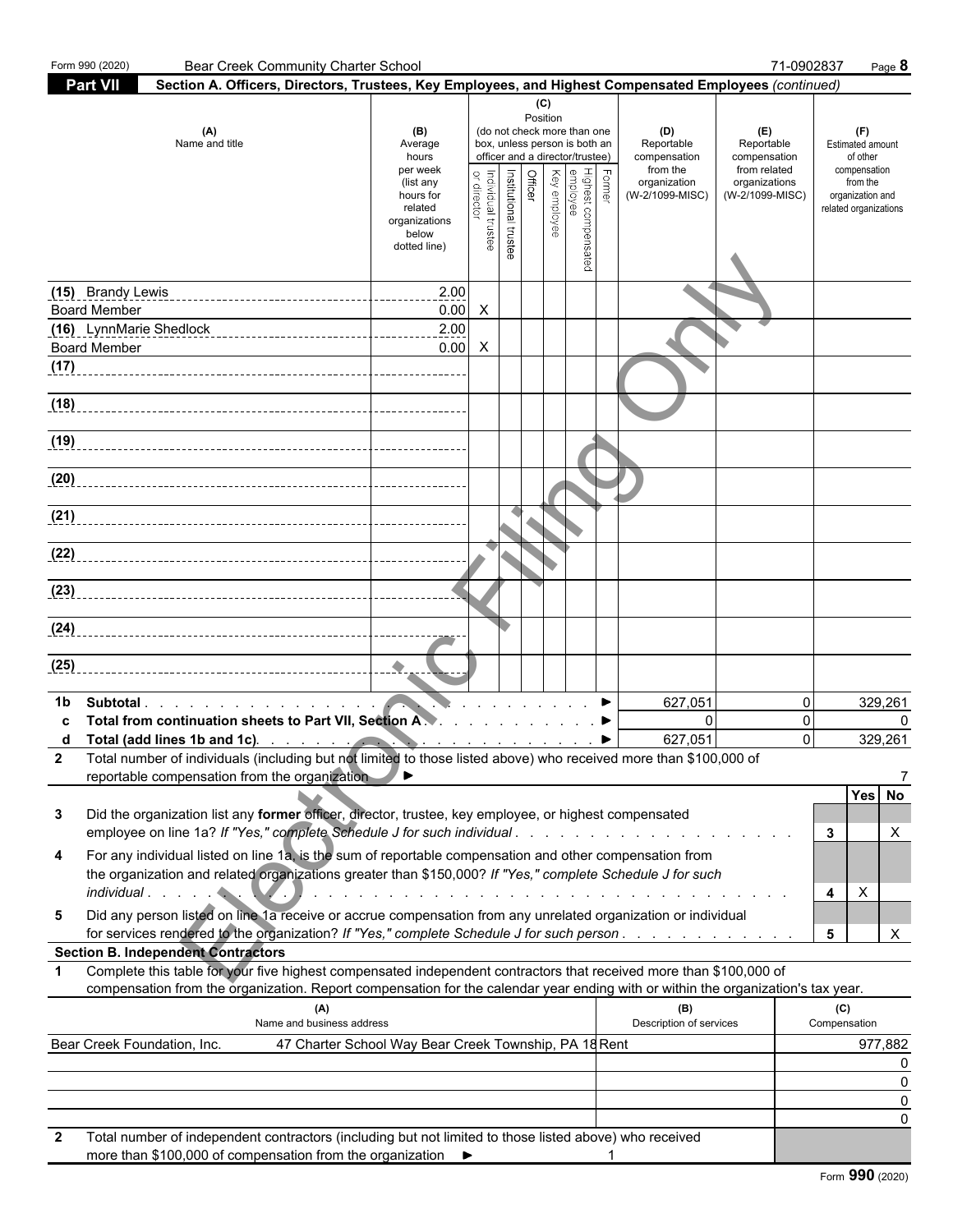Form 990 (2020) Bear Creek Community Charter School 71-0902837

## Part VII Section A. Officers, Directors, Trustees, Key Employees, and Highest Compensated Employees *(continued)*

| (A) Name and title | (B) Average hours per week (list any hours for related organizations below dotted line) | (C) Position: Individual trustee or director | Institutional trustee | Officer | Key employee | Highest compensated employee | Former | (D) Reportable compensation from the organization (W-2/1099-MISC) | (E) Reportable compensation from related organizations (W-2/1099-MISC) | (F) Estimated amount of other compensation from the organization and related organizations |
|---|---|---|---|---|---|---|---|---|---|---|
| (15) Brandy Lewis<br>Board Member | 2.00<br>0.00 | X | | | | | | | | |
| (16) LynnMarie Shedlock<br>Board Member | 2.00<br>0.00 | X | | | | | | | | |
| (17) | | | | | | | | | | |
| (18) | | | | | | | | | | |
| (19) | | | | | | | | | | |
| (20) | | | | | | | | | | |
| (21) | | | | | | | | | | |
| (22) | | | | | | | | | | |
| (23) | | | | | | | | | | |
| (24) | | | | | | | | | | |
| (25) | | | | | | | | | | |

| | | (D) | (E) | (F) |
|---|---|---|---|---|
| 1b | Subtotal | 627,051 | 0 | 329,261 |
| c | Total from continuation sheets to Part VII, Section A | 0 | 0 | 0 |
| d | Total (add lines 1b and 1c) | 627,051 | 0 | 329,261 |

**2** Total number of individuals (including but not limited to those listed above) who received more than $100,000 of reportable compensation from the organization ▶ 7

| | | | Yes | No |
|---|---|---|---|---|
| 3 | Did the organization list any **former** officer, director, trustee, key employee, or highest compensated employee on line 1a? *If "Yes," complete Schedule J for such individual* | 3 | | X |
| 4 | For any individual listed on line 1a, is the sum of reportable compensation and other compensation from the organization and related organizations greater than $150,000? *If "Yes," complete Schedule J for such individual* | 4 | X | |
| 5 | Did any person listed on line 1a receive or accrue compensation from any unrelated organization or individual for services rendered to the organization? *If "Yes," complete Schedule J for such person* | 5 | | X |

### Section B. Independent Contractors

**1** Complete this table for your five highest compensated independent contractors that received more than $100,000 of compensation from the organization. Report compensation for the calendar year ending with or within the organization's tax year.

| (A) Name and business address | (B) Description of services | (C) Compensation |
|---|---|---|
| Bear Creek Foundation, Inc. 47 Charter School Way Bear Creek Township, PA 18 | Rent | 977,882 |
| | | 0 |
| | | 0 |
| | | 0 |
| | | 0 |

**2** Total number of independent contractors (including but not limited to those listed above) who received more than $100,000 of compensation from the organization ▶ 1

Form **990** (2020)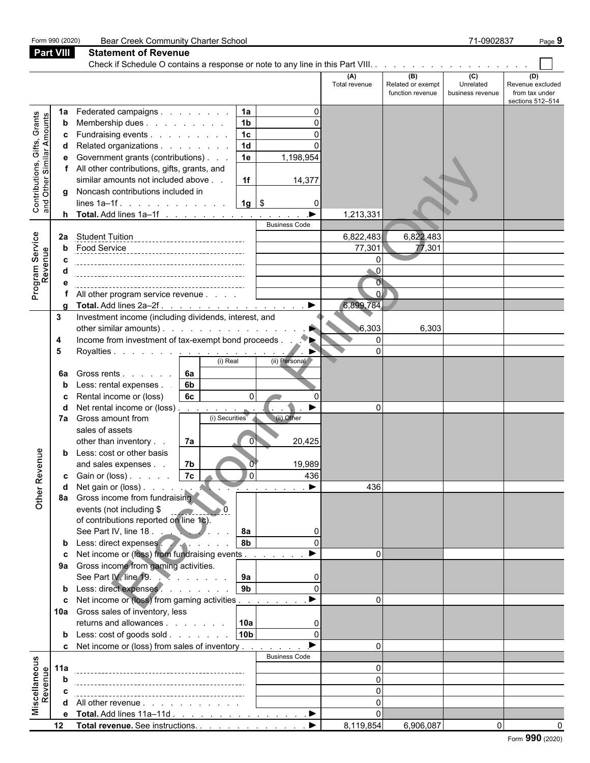Form 990 (2020) Bear Creek Community Charter School 71-0902837

## Part VIII Statement of Revenue

Check if Schedule O contains a response or note to any line in this Part VIII. . . . . . . . . . . . . . . . . . ☐

| | | | | (A) Total revenue | (B) Related or exempt function revenue | (C) Unrelated business revenue | (D) Revenue excluded from tax under sections 512–514 |
|---|---|---|---|---|---|---|---|
| **Contributions, Gifts, Grants and Other Similar Amounts** | 1a | Federated campaigns . . . . . . . . 1a | 0 | | | | |
| | b | Membership dues . . . . . . . . . 1b | 0 | | | | |
| | c | Fundraising events . . . . . . . . . 1c | 0 | | | | |
| | d | Related organizations . . . . . . . . 1d | 0 | | | | |
| | e | Government grants (contributions) . . . 1e | 1,198,954 | | | | |
| | f | All other contributions, gifts, grants, and similar amounts not included above . . 1f | 14,377 | | | | |
| | g | Noncash contributions included in lines 1a–1f . . . . . . . . . . . . 1g | $ 0 | | | | |
| | h | **Total.** Add lines 1a–1f . . . . . . . . . . . . . . . ▶ | | 1,213,331 | | | |
| **Program Service Revenue** | | | Business Code | | | | |
| | 2a | Student Tuition | | 6,822,483 | 6,822,483 | | |
| | b | Food Service | | 77,301 | 77,301 | | |
| | c | | | 0 | | | |
| | d | | | 0 | | | |
| | e | | | 0 | | | |
| | f | All other program service revenue . . . . | | 0 | | | |
| | g | **Total.** Add lines 2a–2f . . . . . . . . . . . . . . . . ▶ | | 6,899,784 | | | |
| **Other Revenue** | 3 | Investment income (including dividends, interest, and other similar amounts) . . . . . . . . . . . . . . . ▶ | | 6,303 | 6,303 | | |
| | 4 | Income from investment of tax-exempt bond proceeds . . . ▶ | | 0 | | | |
| | 5 | Royalties . . . . . . . . . . . . . . . . . . . . ▶ | | 0 | | | |
| | | | (i) Real / (ii) Personal | | | | |
| | 6a | Gross rents . . . . . . 6a | | | | | |
| | b | Less: rental expenses . . 6b | | | | | |
| | c | Rental income or (loss) 6c | (i) 0 / (ii) 0 | | | | |
| | d | Net rental income or (loss) . . . . . . . . . . . . . ▶ | | 0 | | | |
| | | | (i) Securities / (ii) Other | | | | |
| | 7a | Gross amount from sales of assets other than inventory . . 7a | (i) 0 / (ii) 20,425 | | | | |
| | b | Less: cost or other basis and sales expenses . . 7b | (i) 0 / (ii) 19,989 | | | | |
| | c | Gain or (loss) . . . . . 7c | (i) 0 / (ii) 436 | | | | |
| | d | Net gain or (loss) . . . . . . . . . . . . . . . . . ▶ | | 436 | | | |
| | 8a | Gross income from fundraising events (not including $ 0 of contributions reported on line 1c). See Part IV, line 18 . . . . . . . . . . 8a | 0 | | | | |
| | b | Less: direct expenses . . . . . . . . 8b | 0 | | | | |
| | c | Net income or (loss) from fundraising events . . . . . . . ▶ | | 0 | | | |
| | 9a | Gross income from gaming activities. See Part IV, line 19. . . . . . . . . 9a | 0 | | | | |
| | b | Less: direct expenses . . . . . . . . 9b | 0 | | | | |
| | c | Net income or (loss) from gaming activities . . . . . . . . ▶ | | 0 | | | |
| | 10a | Gross sales of inventory, less returns and allowances . . . . . . . 10a | 0 | | | | |
| | b | Less: cost of goods sold . . . . . . . 10b | 0 | | | | |
| | c | Net income or (loss) from sales of inventory . . . . . . . ▶ | | 0 | | | |
| **Miscellaneous Revenue** | | | Business Code | | | | |
| | 11a | | | 0 | | | |
| | b | | | 0 | | | |
| | c | | | 0 | | | |
| | d | All other revenue . . . . . . . . . . . . | | 0 | | | |
| | e | **Total.** Add lines 11a–11d . . . . . . . . . . . . . . ▶ | | 0 | | | |
| | 12 | **Total revenue.** See instructions. . . . . . . . . . . . . ▶ | | 8,119,854 | 6,906,087 | 0 | 0 |

Form **990** (2020)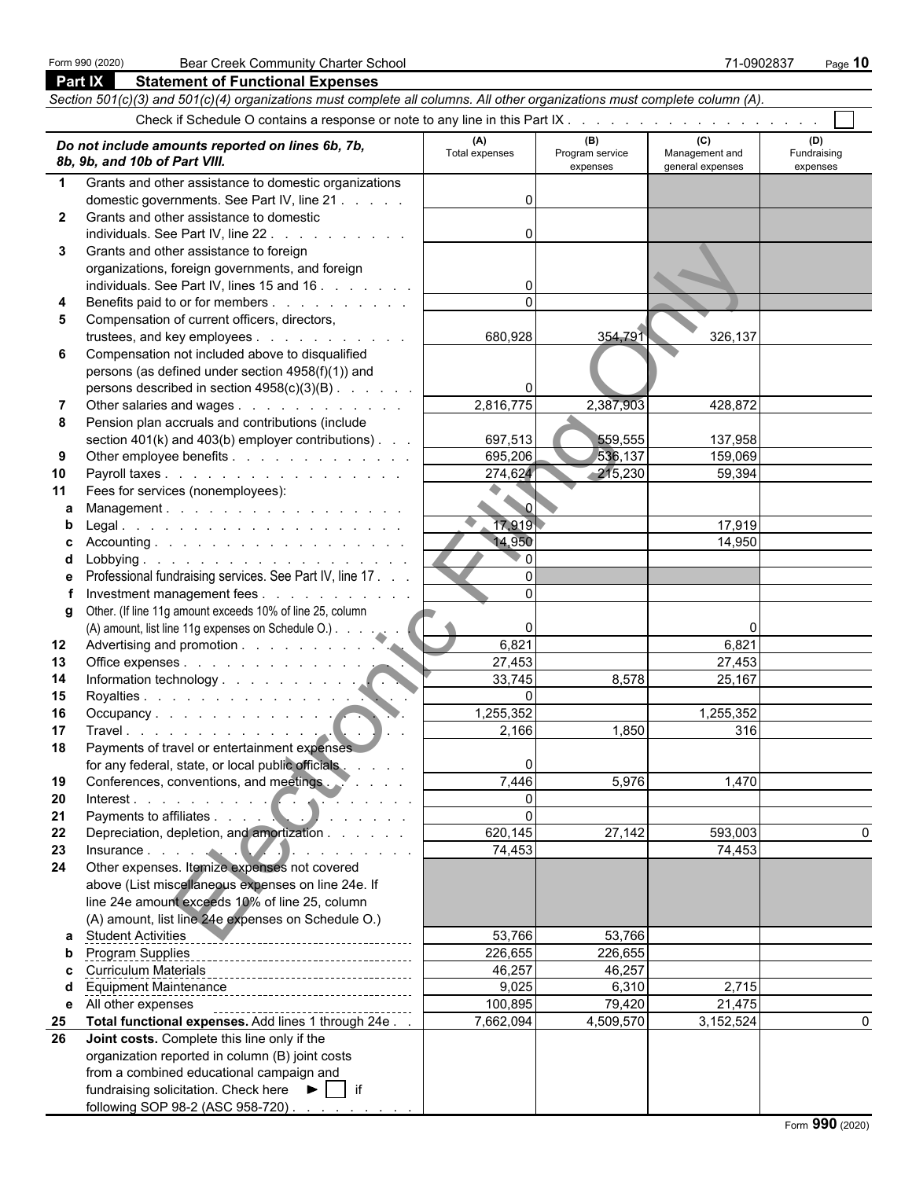Form 990 (2020) Bear Creek Community Charter School 71-0902837

## Part IX Statement of Functional Expenses

*Section 501(c)(3) and 501(c)(4) organizations must complete all columns. All other organizations must complete column (A).*

Check if Schedule O contains a response or note to any line in this Part IX . . . . . . . . . . . . . . . . . . . ☐

| | *Do not include amounts reported on lines 6b, 7b, 8b, 9b, and 10b of Part VIII.* | (A) Total expenses | (B) Program service expenses | (C) Management and general expenses | (D) Fundraising expenses |
|---|---|---|---|---|---|
| 1 | Grants and other assistance to domestic organizations domestic governments. See Part IV, line 21 | 0 | | | |
| 2 | Grants and other assistance to domestic individuals. See Part IV, line 22 | 0 | | | |
| 3 | Grants and other assistance to foreign organizations, foreign governments, and foreign individuals. See Part IV, lines 15 and 16 | 0 | | | |
| 4 | Benefits paid to or for members | 0 | | | |
| 5 | Compensation of current officers, directors, trustees, and key employees | 680,928 | 354,791 | 326,137 | |
| 6 | Compensation not included above to disqualified persons (as defined under section 4958(f)(1)) and persons described in section 4958(c)(3)(B) | 0 | | | |
| 7 | Other salaries and wages | 2,816,775 | 2,387,903 | 428,872 | |
| 8 | Pension plan accruals and contributions (include section 401(k) and 403(b) employer contributions) | 697,513 | 559,555 | 137,958 | |
| 9 | Other employee benefits | 695,206 | 536,137 | 159,069 | |
| 10 | Payroll taxes | 274,624 | 215,230 | 59,394 | |
| 11 | Fees for services (nonemployees): | | | | |
| a | Management | 0 | | | |
| b | Legal | 17,919 | | 17,919 | |
| c | Accounting | 14,950 | | 14,950 | |
| d | Lobbying | 0 | | | |
| e | Professional fundraising services. See Part IV, line 17 | 0 | | | |
| f | Investment management fees | 0 | | | |
| g | Other. (If line 11g amount exceeds 10% of line 25, column (A) amount, list line 11g expenses on Schedule O.) | 0 | | 0 | |
| 12 | Advertising and promotion | 6,821 | | 6,821 | |
| 13 | Office expenses | 27,453 | | 27,453 | |
| 14 | Information technology | 33,745 | 8,578 | 25,167 | |
| 15 | Royalties | 0 | | | |
| 16 | Occupancy | 1,255,352 | | 1,255,352 | |
| 17 | Travel | 2,166 | 1,850 | 316 | |
| 18 | Payments of travel or entertainment expenses for any federal, state, or local public officials | 0 | | | |
| 19 | Conferences, conventions, and meetings | 7,446 | 5,976 | 1,470 | |
| 20 | Interest | 0 | | | |
| 21 | Payments to affiliates | 0 | | | |
| 22 | Depreciation, depletion, and amortization | 620,145 | 27,142 | 593,003 | 0 |
| 23 | Insurance | 74,453 | | 74,453 | |
| 24 | Other expenses. Itemize expenses not covered above (List miscellaneous expenses on line 24e. If line 24e amount exceeds 10% of line 25, column (A) amount, list line 24e expenses on Schedule O.) | | | | |
| a | Student Activities | 53,766 | 53,766 | | |
| b | Program Supplies | 226,655 | 226,655 | | |
| c | Curriculum Materials | 46,257 | 46,257 | | |
| d | Equipment Maintenance | 9,025 | 6,310 | 2,715 | |
| e | All other expenses | 100,895 | 79,420 | 21,475 | |
| 25 | **Total functional expenses.** Add lines 1 through 24e | 7,662,094 | 4,509,570 | 3,152,524 | 0 |
| 26 | **Joint costs.** Complete this line only if the organization reported in column (B) joint costs from a combined educational campaign and fundraising solicitation. Check here ► ☐ if following SOP 98-2 (ASC 958-720) | | | | |

Form **990** (2020)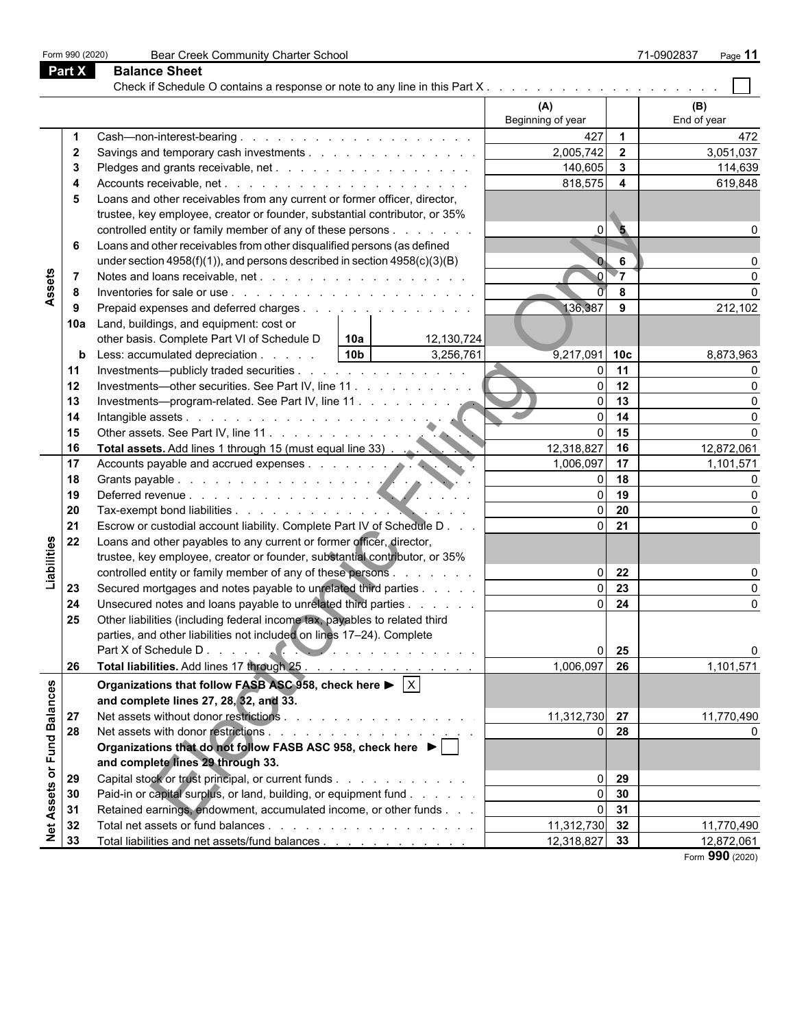Form 990 (2020) Bear Creek Community Charter School 71-0902837

## Part X Balance Sheet

Check if Schedule O contains a response or note to any line in this Part X . . . . . . . . . . . . . . . . . . . . ☐

| | | | | (A) Beginning of year | | (B) End of year |
|---|---|---|---|---|---|---|
| Assets | 1 | Cash—non-interest-bearing | | 427 | 1 | 472 |
| | 2 | Savings and temporary cash investments | | 2,005,742 | 2 | 3,051,037 |
| | 3 | Pledges and grants receivable, net | | 140,605 | 3 | 114,639 |
| | 4 | Accounts receivable, net | | 818,575 | 4 | 619,848 |
| | 5 | Loans and other receivables from any current or former officer, director, trustee, key employee, creator or founder, substantial contributor, or 35% controlled entity or family member of any of these persons | | 0 | 5 | 0 |
| | 6 | Loans and other receivables from other disqualified persons (as defined under section 4958(f)(1)), and persons described in section 4958(c)(3)(B) | | 0 | 6 | 0 |
| | 7 | Notes and loans receivable, net | | 0 | 7 | 0 |
| | 8 | Inventories for sale or use | | 0 | 8 | 0 |
| | 9 | Prepaid expenses and deferred charges | | 136,387 | 9 | 212,102 |
| | 10a | Land, buildings, and equipment: cost or other basis. Complete Part VI of Schedule D | 10a 12,130,724 | | | |
| | b | Less: accumulated depreciation | 10b 3,256,761 | 9,217,091 | 10c | 8,873,963 |
| | 11 | Investments—publicly traded securities | | 0 | 11 | 0 |
| | 12 | Investments—other securities. See Part IV, line 11 | | 0 | 12 | 0 |
| | 13 | Investments—program-related. See Part IV, line 11 | | 0 | 13 | 0 |
| | 14 | Intangible assets | | 0 | 14 | 0 |
| | 15 | Other assets. See Part IV, line 11 | | 0 | 15 | 0 |
| | 16 | **Total assets.** Add lines 1 through 15 (must equal line 33) | | 12,318,827 | 16 | 12,872,061 |
| Liabilities | 17 | Accounts payable and accrued expenses | | 1,006,097 | 17 | 1,101,571 |
| | 18 | Grants payable | | 0 | 18 | 0 |
| | 19 | Deferred revenue | | 0 | 19 | 0 |
| | 20 | Tax-exempt bond liabilities | | 0 | 20 | 0 |
| | 21 | Escrow or custodial account liability. Complete Part IV of Schedule D | | 0 | 21 | 0 |
| | 22 | Loans and other payables to any current or former officer, director, trustee, key employee, creator or founder, substantial contributor, or 35% controlled entity or family member of any of these persons | | 0 | 22 | 0 |
| | 23 | Secured mortgages and notes payable to unrelated third parties | | 0 | 23 | 0 |
| | 24 | Unsecured notes and loans payable to unrelated third parties | | 0 | 24 | 0 |
| | 25 | Other liabilities (including federal income tax, payables to related third parties, and other liabilities not included on lines 17–24). Complete Part X of Schedule D | | 0 | 25 | 0 |
| | 26 | **Total liabilities.** Add lines 17 through 25 | | 1,006,097 | 26 | 1,101,571 |
| Net Assets or Fund Balances | | **Organizations that follow FASB ASC 958, check here ▶ ☒ and complete lines 27, 28, 32, and 33.** | | | | |
| | 27 | Net assets without donor restrictions | | 11,312,730 | 27 | 11,770,490 |
| | 28 | Net assets with donor restrictions | | 0 | 28 | 0 |
| | | **Organizations that do not follow FASB ASC 958, check here ▶ ☐ and complete lines 29 through 33.** | | | | |
| | 29 | Capital stock or trust principal, or current funds | | 0 | 29 | |
| | 30 | Paid-in or capital surplus, or land, building, or equipment fund | | 0 | 30 | |
| | 31 | Retained earnings, endowment, accumulated income, or other funds | | 0 | 31 | |
| | 32 | Total net assets or fund balances | | 11,312,730 | 32 | 11,770,490 |
| | 33 | Total liabilities and net assets/fund balances | | 12,318,827 | 33 | 12,872,061 |

Form **990** (2020)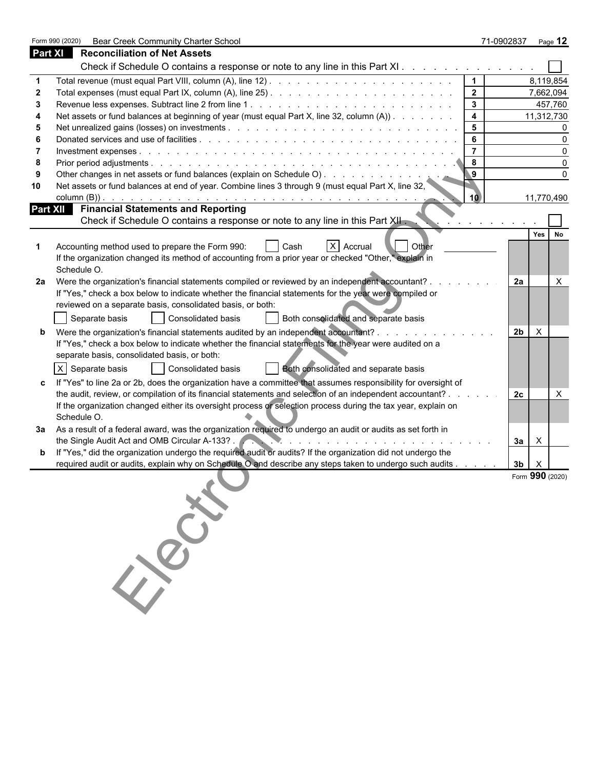Form 990 (2020) Bear Creek Community Charter School 71-0902837

## Part XI Reconciliation of Net Assets

Check if Schedule O contains a response or note to any line in this Part XI . . . . . . . . . . . . . ☐

| | | | |
|---|---|---|---|
| 1 | Total revenue (must equal Part VIII, column (A), line 12) | 1 | 8,119,854 |
| 2 | Total expenses (must equal Part IX, column (A), line 25) | 2 | 7,662,094 |
| 3 | Revenue less expenses. Subtract line 2 from line 1 | 3 | 457,760 |
| 4 | Net assets or fund balances at beginning of year (must equal Part X, line 32, column (A)) | 4 | 11,312,730 |
| 5 | Net unrealized gains (losses) on investments | 5 | 0 |
| 6 | Donated services and use of facilities | 6 | 0 |
| 7 | Investment expenses | 7 | 0 |
| 8 | Prior period adjustments | 8 | 0 |
| 9 | Other changes in net assets or fund balances (explain on Schedule O) | 9 | 0 |
| 10 | Net assets or fund balances at end of year. Combine lines 3 through 9 (must equal Part X, line 32, column (B)) | 10 | 11,770,490 |

## Part XII Financial Statements and Reporting

Check if Schedule O contains a response or note to any line in this Part XII . . . . . . . . . . . . ☐

| | | | Yes | No |
|---|---|---|---|---|
| 1 | Accounting method used to prepare the Form 990: ☐ Cash ☒ Accrual ☐ Other<br>If the organization changed its method of accounting from a prior year or checked "Other," explain in Schedule O. | | | |
| 2a | Were the organization's financial statements compiled or reviewed by an independent accountant?<br>If "Yes," check a box below to indicate whether the financial statements for the year were compiled or reviewed on a separate basis, consolidated basis, or both:<br>☐ Separate basis ☐ Consolidated basis ☐ Both consolidated and separate basis | 2a | | X |
| b | Were the organization's financial statements audited by an independent accountant?<br>If "Yes," check a box below to indicate whether the financial statements for the year were audited on a separate basis, consolidated basis, or both:<br>☒ Separate basis ☐ Consolidated basis ☐ Both consolidated and separate basis | 2b | X | |
| c | If "Yes" to line 2a or 2b, does the organization have a committee that assumes responsibility for oversight of the audit, review, or compilation of its financial statements and selection of an independent accountant?<br>If the organization changed either its oversight process or selection process during the tax year, explain on Schedule O. | 2c | | X |
| 3a | As a result of a federal award, was the organization required to undergo an audit or audits as set forth in the Single Audit Act and OMB Circular A-133? | 3a | X | |
| b | If "Yes," did the organization undergo the required audit or audits? If the organization did not undergo the required audit or audits, explain why on Schedule O and describe any steps taken to undergo such audits | 3b | X | |

Form **990** (2020)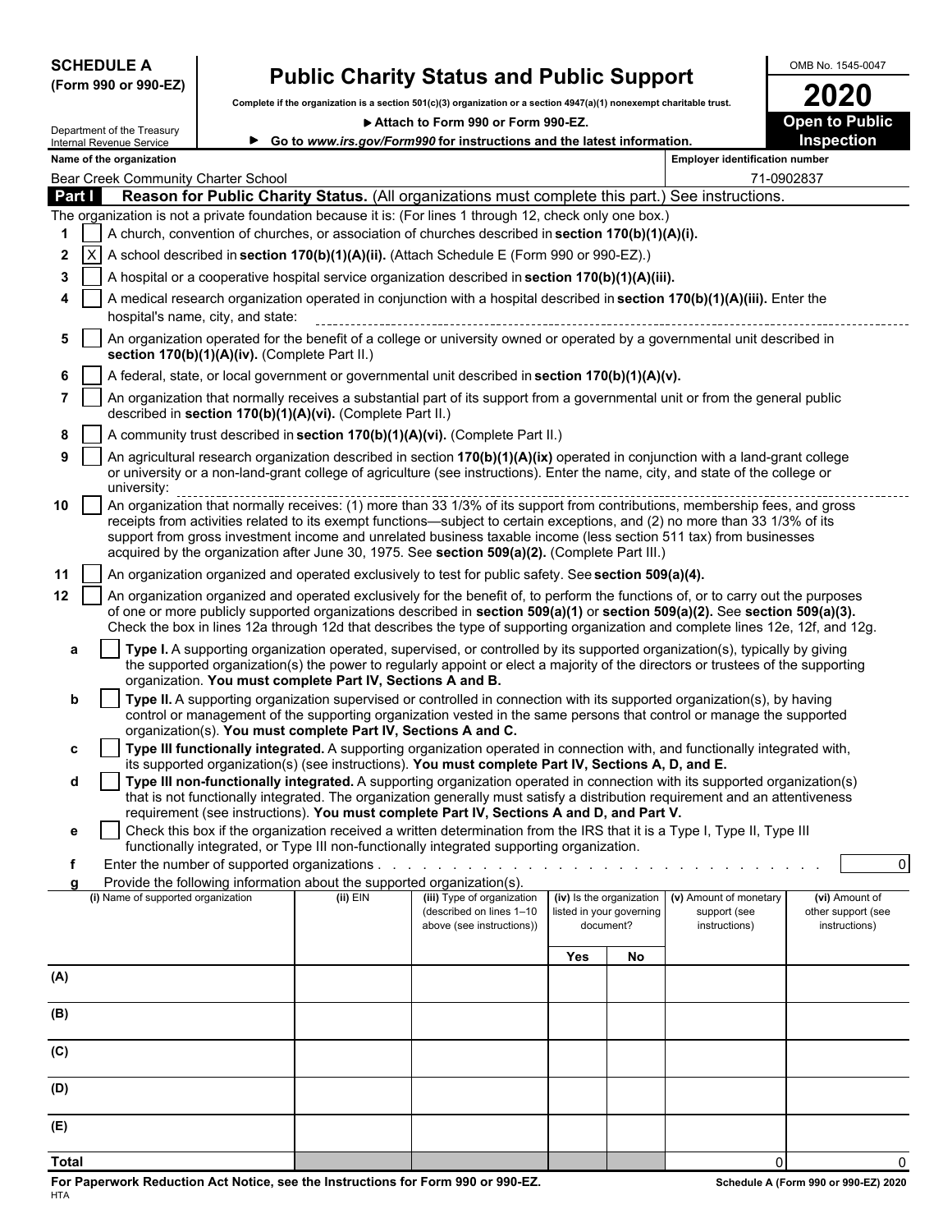**SCHEDULE A**
**(Form 990 or 990-EZ)**

Department of the Treasury
Internal Revenue Service

# Public Charity Status and Public Support

**Complete if the organization is a section 501(c)(3) organization or a section 4947(a)(1) nonexempt charitable trust.**

▶ **Attach to Form 990 or Form 990-EZ.**

▶ **Go to** ***www.irs.gov/Form990*** **for instructions and the latest information.**

OMB No. 1545-0047

**2020**

**Open to Public Inspection**

**Name of the organization:** Bear Creek Community Charter School

**Employer identification number:** 71-0902837

## Part I — Reason for Public Charity Status. (All organizations must complete this part.) See instructions.

The organization is not a private foundation because it is: (For lines 1 through 12, check only one box.)

1. [ ] A church, convention of churches, or association of churches described in **section 170(b)(1)(A)(i).**
2. [X] A school described in **section 170(b)(1)(A)(ii).** (Attach Schedule E (Form 990 or 990-EZ).)
3. [ ] A hospital or a cooperative hospital service organization described in **section 170(b)(1)(A)(iii).**
4. [ ] A medical research organization operated in conjunction with a hospital described in **section 170(b)(1)(A)(iii).** Enter the hospital's name, city, and state:
5. [ ] An organization operated for the benefit of a college or university owned or operated by a governmental unit described in **section 170(b)(1)(A)(iv).** (Complete Part II.)
6. [ ] A federal, state, or local government or governmental unit described in **section 170(b)(1)(A)(v).**
7. [ ] An organization that normally receives a substantial part of its support from a governmental unit or from the general public described in **section 170(b)(1)(A)(vi).** (Complete Part II.)
8. [ ] A community trust described in **section 170(b)(1)(A)(vi).** (Complete Part II.)
9. [ ] An agricultural research organization described in section **170(b)(1)(A)(ix)** operated in conjunction with a land-grant college or university or a non-land-grant college of agriculture (see instructions). Enter the name, city, and state of the college or university:
10. [ ] An organization that normally receives: (1) more than 33 1/3% of its support from contributions, membership fees, and gross receipts from activities related to its exempt functions—subject to certain exceptions, and (2) no more than 33 1/3% of its support from gross investment income and unrelated business taxable income (less section 511 tax) from businesses acquired by the organization after June 30, 1975. See **section 509(a)(2).** (Complete Part III.)
11. [ ] An organization organized and operated exclusively to test for public safety. See **section 509(a)(4).**
12. [ ] An organization organized and operated exclusively for the benefit of, to perform the functions of, or to carry out the purposes of one or more publicly supported organizations described in **section 509(a)(1)** or **section 509(a)(2).** See **section 509(a)(3).** Check the box in lines 12a through 12d that describes the type of supporting organization and complete lines 12e, 12f, and 12g.

   a. [ ] **Type I.** A supporting organization operated, supervised, or controlled by its supported organization(s), typically by giving the supported organization(s) the power to regularly appoint or elect a majority of the directors or trustees of the supporting organization. **You must complete Part IV, Sections A and B.**

   b. [ ] **Type II.** A supporting organization supervised or controlled in connection with its supported organization(s), by having control or management of the supporting organization vested in the same persons that control or manage the supported organization(s). **You must complete Part IV, Sections A and C.**

   c. [ ] **Type III functionally integrated.** A supporting organization operated in connection with, and functionally integrated with, its supported organization(s) (see instructions). **You must complete Part IV, Sections A, D, and E.**

   d. [ ] **Type III non-functionally integrated.** A supporting organization operated in connection with its supported organization(s) that is not functionally integrated. The organization generally must satisfy a distribution requirement and an attentiveness requirement (see instructions). **You must complete Part IV, Sections A and D, and Part V.**

   e. [ ] Check this box if the organization received a written determination from the IRS that it is a Type I, Type II, Type III functionally integrated, or Type III non-functionally integrated supporting organization.

   f. Enter the number of supported organizations . . . . . 0

   g. Provide the following information about the supported organization(s).

| | (i) Name of supported organization | (ii) EIN | (iii) Type of organization (described on lines 1–10 above (see instructions)) | (iv) Is the organization listed in your governing document? Yes | No | (v) Amount of monetary support (see instructions) | (vi) Amount of other support (see instructions) |
|---|---|---|---|---|---|---|---|
| (A) | | | | | | | |
| (B) | | | | | | | |
| (C) | | | | | | | |
| (D) | | | | | | | |
| (E) | | | | | | | |
| **Total** | | | | | | 0 | 0 |

**For Paperwork Reduction Act Notice, see the Instructions for Form 990 or 990-EZ.**

**Schedule A (Form 990 or 990-EZ) 2020**

HTA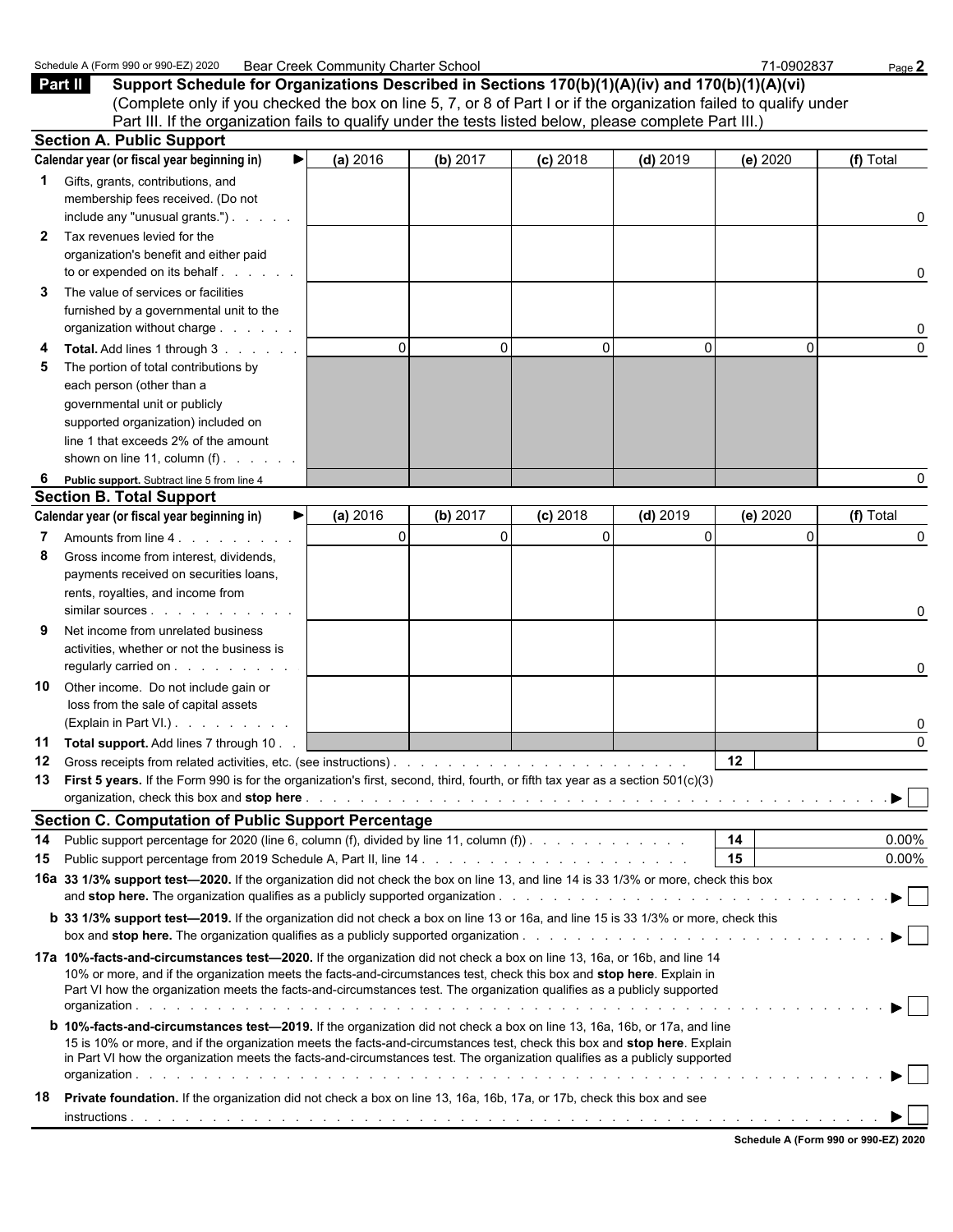Schedule A (Form 990 or 990-EZ) 2020 Bear Creek Community Charter School 71-0902837 Page **2**

## Part II Support Schedule for Organizations Described in Sections 170(b)(1)(A)(iv) and 170(b)(1)(A)(vi)

(Complete only if you checked the box on line 5, 7, or 8 of Part I or if the organization failed to qualify under Part III. If the organization fails to qualify under the tests listed below, please complete Part III.)

### Section A. Public Support

| Calendar year (or fiscal year beginning in) ▶ | (a) 2016 | (b) 2017 | (c) 2018 | (d) 2019 | (e) 2020 | (f) Total |
|---|---|---|---|---|---|---|
| **1** Gifts, grants, contributions, and membership fees received. (Do not include any "unusual grants.") | | | | | | 0 |
| **2** Tax revenues levied for the organization's benefit and either paid to or expended on its behalf | | | | | | 0 |
| **3** The value of services or facilities furnished by a governmental unit to the organization without charge | | | | | | 0 |
| **4 Total.** Add lines 1 through 3 | 0 | 0 | 0 | 0 | 0 | 0 |
| **5** The portion of total contributions by each person (other than a governmental unit or publicly supported organization) included on line 1 that exceeds 2% of the amount shown on line 11, column (f) | | | | | | |
| **6 Public support.** Subtract line 5 from line 4 | | | | | | 0 |

### Section B. Total Support

| Calendar year (or fiscal year beginning in) ▶ | (a) 2016 | (b) 2017 | (c) 2018 | (d) 2019 | (e) 2020 | (f) Total |
|---|---|---|---|---|---|---|
| **7** Amounts from line 4 | 0 | 0 | 0 | 0 | 0 | 0 |
| **8** Gross income from interest, dividends, payments received on securities loans, rents, royalties, and income from similar sources | | | | | | 0 |
| **9** Net income from unrelated business activities, whether or not the business is regularly carried on | | | | | | 0 |
| **10** Other income. Do not include gain or loss from the sale of capital assets (Explain in Part VI.) | | | | | | 0 |
| **11 Total support.** Add lines 7 through 10 | | | | | | 0 |

**12** Gross receipts from related activities, etc. (see instructions) . . . **12**

**13 First 5 years.** If the Form 990 is for the organization's first, second, third, fourth, or fifth tax year as a section 501(c)(3) organization, check this box and **stop here** . . . ▶ ☐

### Section C. Computation of Public Support Percentage

**14** Public support percentage for 2020 (line 6, column (f), divided by line 11, column (f)) . . . **14** 0.00%

**15** Public support percentage from 2019 Schedule A, Part II, line 14 . . . **15** 0.00%

**16a 33 1/3% support test—2020.** If the organization did not check the box on line 13, and line 14 is 33 1/3% or more, check this box and **stop here.** The organization qualifies as a publicly supported organization . . . ▶ ☐

**b 33 1/3% support test—2019.** If the organization did not check a box on line 13 or 16a, and line 15 is 33 1/3% or more, check this box and **stop here.** The organization qualifies as a publicly supported organization . . . ▶ ☐

**17a 10%-facts-and-circumstances test—2020.** If the organization did not check a box on line 13, 16a, or 16b, and line 14 10% or more, and if the organization meets the facts-and-circumstances test, check this box and **stop here**. Explain in Part VI how the organization meets the facts-and-circumstances test. The organization qualifies as a publicly supported organization . . . ▶ ☐

**b 10%-facts-and-circumstances test—2019.** If the organization did not check a box on line 13, 16a, 16b, or 17a, and line 15 is 10% or more, and if the organization meets the facts-and-circumstances test, check this box and **stop here**. Explain in Part VI how the organization meets the facts-and-circumstances test. The organization qualifies as a publicly supported organization . . . ▶ ☐

**18 Private foundation.** If the organization did not check a box on line 13, 16a, 16b, 17a, or 17b, check this box and see instructions . . . ▶ ☐

**Schedule A (Form 990 or 990-EZ) 2020**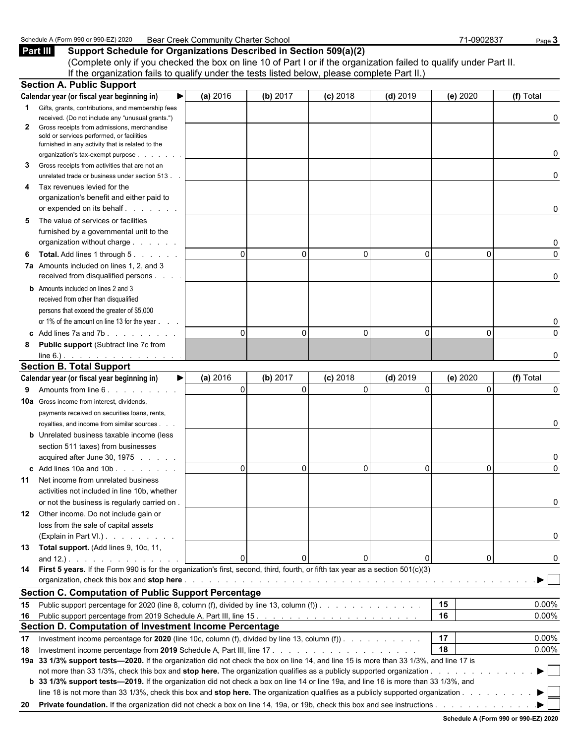Schedule A (Form 990 or 990-EZ) 2020 Bear Creek Community Charter School 71-0902837

## Part III Support Schedule for Organizations Described in Section 509(a)(2)

(Complete only if you checked the box on line 10 of Part I or if the organization failed to qualify under Part II. If the organization fails to qualify under the tests listed below, please complete Part II.)

### Section A. Public Support

| Calendar year (or fiscal year beginning in) ▶ | (a) 2016 | (b) 2017 | (c) 2018 | (d) 2019 | (e) 2020 | (f) Total |
|---|---|---|---|---|---|---|
| **1** Gifts, grants, contributions, and membership fees received. (Do not include any "unusual grants.") | | | | | | 0 |
| **2** Gross receipts from admissions, merchandise sold or services performed, or facilities furnished in any activity that is related to the organization's tax-exempt purpose | | | | | | 0 |
| **3** Gross receipts from activities that are not an unrelated trade or business under section 513 | | | | | | 0 |
| **4** Tax revenues levied for the organization's benefit and either paid to or expended on its behalf | | | | | | 0 |
| **5** The value of services or facilities furnished by a governmental unit to the organization without charge | | | | | | 0 |
| **6** **Total.** Add lines 1 through 5 | 0 | 0 | 0 | 0 | 0 | 0 |
| **7a** Amounts included on lines 1, 2, and 3 received from disqualified persons | | | | | | 0 |
| **b** Amounts included on lines 2 and 3 received from other than disqualified persons that exceed the greater of $5,000 or 1% of the amount on line 13 for the year | | | | | | 0 |
| **c** Add lines 7a and 7b | 0 | 0 | 0 | 0 | 0 | 0 |
| **8** **Public support** (Subtract line 7c from line 6.) | | | | | | 0 |

### Section B. Total Support

| Calendar year (or fiscal year beginning in) ▶ | (a) 2016 | (b) 2017 | (c) 2018 | (d) 2019 | (e) 2020 | (f) Total |
|---|---|---|---|---|---|---|
| **9** Amounts from line 6 | 0 | 0 | 0 | 0 | 0 | 0 |
| **10a** Gross income from interest, dividends, payments received on securities loans, rents, royalties, and income from similar sources | | | | | | 0 |
| **b** Unrelated business taxable income (less section 511 taxes) from businesses acquired after June 30, 1975 | | | | | | 0 |
| **c** Add lines 10a and 10b | 0 | 0 | 0 | 0 | 0 | 0 |
| **11** Net income from unrelated business activities not included in line 10b, whether or not the business is regularly carried on | | | | | | 0 |
| **12** Other income. Do not include gain or loss from the sale of capital assets (Explain in Part VI.) | | | | | | 0 |
| **13** **Total support.** (Add lines 9, 10c, 11, and 12.) | 0 | 0 | 0 | 0 | 0 | 0 |

**14** **First 5 years.** If the Form 990 is for the organization's first, second, third, fourth, or fifth tax year as a section 501(c)(3) organization, check this box and **stop here** ▶ ☐

### Section C. Computation of Public Support Percentage

| | | | |
|---|---|---|---|
| **15** | Public support percentage for 2020 (line 8, column (f), divided by line 13, column (f)) | 15 | 0.00% |
| **16** | Public support percentage from 2019 Schedule A, Part III, line 15 | 16 | 0.00% |

### Section D. Computation of Investment Income Percentage

| | | | |
|---|---|---|---|
| **17** | Investment income percentage for **2020** (line 10c, column (f), divided by line 13, column (f)) | 17 | 0.00% |
| **18** | Investment income percentage from **2019** Schedule A, Part III, line 17 | 18 | 0.00% |

**19a** **33 1/3% support tests—2020.** If the organization did not check the box on line 14, and line 15 is more than 33 1/3%, and line 17 is not more than 33 1/3%, check this box and **stop here.** The organization qualifies as a publicly supported organization ▶ ☐

**b** **33 1/3% support tests—2019.** If the organization did not check a box on line 14 or line 19a, and line 16 is more than 33 1/3%, and line 18 is not more than 33 1/3%, check this box and **stop here.** The organization qualifies as a publicly supported organization ▶ ☐

**20** **Private foundation.** If the organization did not check a box on line 14, 19a, or 19b, check this box and see instructions ▶ ☐

Schedule A (Form 990 or 990-EZ) 2020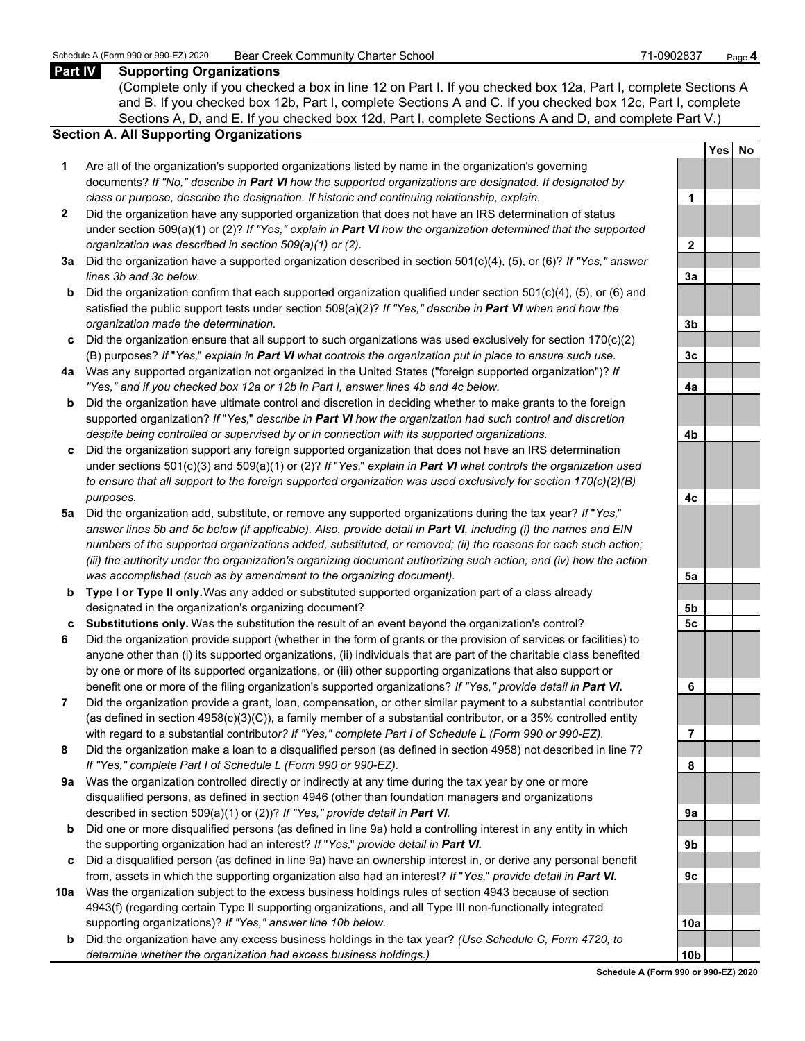## Part IV Supporting Organizations

(Complete only if you checked a box in line 12 on Part I. If you checked box 12a, Part I, complete Sections A and B. If you checked box 12b, Part I, complete Sections A and C. If you checked box 12c, Part I, complete Sections A, D, and E. If you checked box 12d, Part I, complete Sections A and D, and complete Part V.)

### Section A. All Supporting Organizations

| | | | Yes | No |
|---|---|---|---|---|
| **1** | Are all of the organization's supported organizations listed by name in the organization's governing documents? *If "No," describe in **Part VI** how the supported organizations are designated. If designated by class or purpose, describe the designation. If historic and continuing relationship, explain.* | 1 | | |
| **2** | Did the organization have any supported organization that does not have an IRS determination of status under section 509(a)(1) or (2)? *If "Yes," explain in **Part VI** how the organization determined that the supported organization was described in section 509(a)(1) or (2).* | 2 | | |
| **3a** | Did the organization have a supported organization described in section 501(c)(4), (5), or (6)? *If "Yes," answer lines 3b and 3c below.* | 3a | | |
| **b** | Did the organization confirm that each supported organization qualified under section 501(c)(4), (5), or (6) and satisfied the public support tests under section 509(a)(2)? *If "Yes," describe in **Part VI** when and how the organization made the determination.* | 3b | | |
| **c** | Did the organization ensure that all support to such organizations was used exclusively for section 170(c)(2)(B) purposes? *If "Yes," explain in **Part VI** what controls the organization put in place to ensure such use.* | 3c | | |
| **4a** | Was any supported organization not organized in the United States ("foreign supported organization")? *If "Yes," and if you checked box 12a or 12b in Part I, answer lines 4b and 4c below.* | 4a | | |
| **b** | Did the organization have ultimate control and discretion in deciding whether to make grants to the foreign supported organization? *If "Yes," describe in **Part VI** how the organization had such control and discretion despite being controlled or supervised by or in connection with its supported organizations.* | 4b | | |
| **c** | Did the organization support any foreign supported organization that does not have an IRS determination under sections 501(c)(3) and 509(a)(1) or (2)? *If "Yes," explain in **Part VI** what controls the organization used to ensure that all support to the foreign supported organization was used exclusively for section 170(c)(2)(B) purposes.* | 4c | | |
| **5a** | Did the organization add, substitute, or remove any supported organizations during the tax year? *If "Yes," answer lines 5b and 5c below (if applicable). Also, provide detail in **Part VI**, including (i) the names and EIN numbers of the supported organizations added, substituted, or removed; (ii) the reasons for each such action; (iii) the authority under the organization's organizing document authorizing such action; and (iv) how the action was accomplished (such as by amendment to the organizing document).* | 5a | | |
| **b** | **Type I or Type II only.** Was any added or substituted supported organization part of a class already designated in the organization's organizing document? | 5b | | |
| **c** | **Substitutions only.** Was the substitution the result of an event beyond the organization's control? | 5c | | |
| **6** | Did the organization provide support (whether in the form of grants or the provision of services or facilities) to anyone other than (i) its supported organizations, (ii) individuals that are part of the charitable class benefited by one or more of its supported organizations, or (iii) other supporting organizations that also support or benefit one or more of the filing organization's supported organizations? *If "Yes," provide detail in **Part VI**.* | 6 | | |
| **7** | Did the organization provide a grant, loan, compensation, or other similar payment to a substantial contributor (as defined in section 4958(c)(3)(C)), a family member of a substantial contributor, or a 35% controlled entity with regard to a substantial contributor? *If "Yes," complete Part I of Schedule L (Form 990 or 990-EZ).* | 7 | | |
| **8** | Did the organization make a loan to a disqualified person (as defined in section 4958) not described in line 7? *If "Yes," complete Part I of Schedule L (Form 990 or 990-EZ).* | 8 | | |
| **9a** | Was the organization controlled directly or indirectly at any time during the tax year by one or more disqualified persons, as defined in section 4946 (other than foundation managers and organizations described in section 509(a)(1) or (2))? *If "Yes," provide detail in **Part VI**.* | 9a | | |
| **b** | Did one or more disqualified persons (as defined in line 9a) hold a controlling interest in any entity in which the supporting organization had an interest? *If "Yes," provide detail in **Part VI**.* | 9b | | |
| **c** | Did a disqualified person (as defined in line 9a) have an ownership interest in, or derive any personal benefit from, assets in which the supporting organization also had an interest? *If "Yes," provide detail in **Part VI**.* | 9c | | |
| **10a** | Was the organization subject to the excess business holdings rules of section 4943 because of section 4943(f) (regarding certain Type II supporting organizations, and all Type III non-functionally integrated supporting organizations)? *If "Yes," answer line 10b below.* | 10a | | |
| **b** | Did the organization have any excess business holdings in the tax year? *(Use Schedule C, Form 4720, to determine whether the organization had excess business holdings.)* | 10b | | |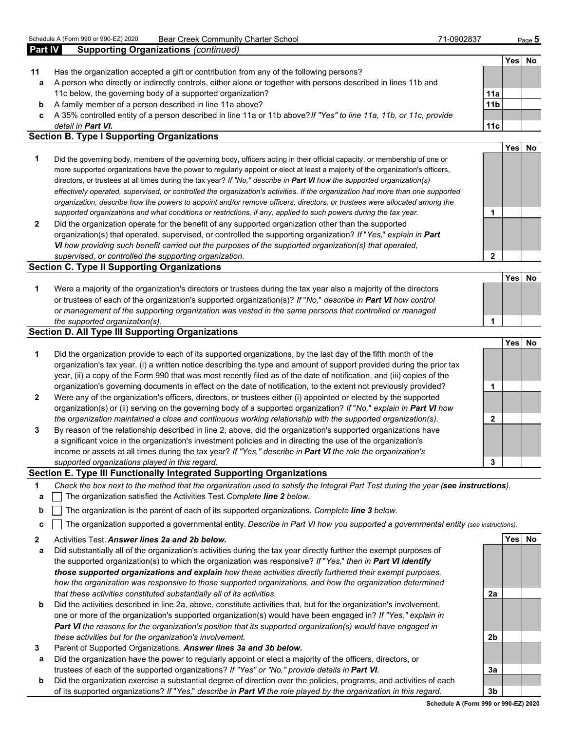Schedule A (Form 990 or 990-EZ) 2020 Bear Creek Community Charter School 71-0902837

## Part IV Supporting Organizations *(continued)*

| | | | Yes | No |
|---|---|---|---|---|
| **11** | Has the organization accepted a gift or contribution from any of the following persons? | | | |
| **a** | A person who directly or indirectly controls, either alone or together with persons described in lines 11b and 11c below, the governing body of a supported organization? | **11a** | | |
| **b** | A family member of a person described in line 11a above? | **11b** | | |
| **c** | A 35% controlled entity of a person described in line 11a or 11b above? *If "Yes" to line 11a, 11b, or 11c, provide detail in **Part VI.*** | **11c** | | |

### Section B. Type I Supporting Organizations

| | | | Yes | No |
|---|---|---|---|---|
| **1** | Did the governing body, members of the governing body, officers acting in their official capacity, or membership of one or more supported organizations have the power to regularly appoint or elect at least a majority of the organization's officers, directors, or trustees at all times during the tax year? *If "No," describe in **Part VI** how the supported organization(s) effectively operated, supervised, or controlled the organization's activities. If the organization had more than one supported organization, describe how the powers to appoint and/or remove officers, directors, or trustees were allocated among the supported organizations and what conditions or restrictions, if any, applied to such powers during the tax year.* | **1** | | |
| **2** | Did the organization operate for the benefit of any supported organization other than the supported organization(s) that operated, supervised, or controlled the supporting organization? *If "Yes," explain in **Part VI** how providing such benefit carried out the purposes of the supported organization(s) that operated, supervised, or controlled the supporting organization.* | **2** | | |

### Section C. Type II Supporting Organizations

| | | | Yes | No |
|---|---|---|---|---|
| **1** | Were a majority of the organization's directors or trustees during the tax year also a majority of the directors or trustees of each of the organization's supported organization(s)? *If "No," describe in **Part VI** how control or management of the supporting organization was vested in the same persons that controlled or managed the supported organization(s).* | **1** | | |

### Section D. All Type III Supporting Organizations

| | | | Yes | No |
|---|---|---|---|---|
| **1** | Did the organization provide to each of its supported organizations, by the last day of the fifth month of the organization's tax year, (i) a written notice describing the type and amount of support provided during the prior tax year, (ii) a copy of the Form 990 that was most recently filed as of the date of notification, and (iii) copies of the organization's governing documents in effect on the date of notification, to the extent not previously provided? | **1** | | |
| **2** | Were any of the organization's officers, directors, or trustees either (i) appointed or elected by the supported organization(s) or (ii) serving on the governing body of a supported organization? *If "No," explain in **Part VI** how the organization maintained a close and continuous working relationship with the supported organization(s).* | **2** | | |
| **3** | By reason of the relationship described in line 2, above, did the organization's supported organizations have a significant voice in the organization's investment policies and in directing the use of the organization's income or assets at all times during the tax year? *If "Yes," describe in **Part VI** the role the organization's supported organizations played in this regard.* | **3** | | |

### Section E. Type III Functionally Integrated Supporting Organizations

**1** *Check the box next to the method that the organization used to satisfy the Integral Part Test during the year (**see instructions**).*

- **a** ☐ The organization satisfied the Activities Test. *Complete **line 2** below.*
- **b** ☐ The organization is the parent of each of its supported organizations. *Complete **line 3** below.*
- **c** ☐ The organization supported a governmental entity. *Describe in Part VI how you supported a governmental entity (see instructions).*

| | | | Yes | No |
|---|---|---|---|---|
| **2** | Activities Test. ***Answer lines 2a and 2b below.*** | | | |
| **a** | Did substantially all of the organization's activities during the tax year directly further the exempt purposes of the supported organization(s) to which the organization was responsive? *If "Yes," then in **Part VI identify those supported organizations and explain** how these activities directly furthered their exempt purposes, how the organization was responsive to those supported organizations, and how the organization determined that these activities constituted substantially all of its activities.* | **2a** | | |
| **b** | Did the activities described in line 2a, above, constitute activities that, but for the organization's involvement, one or more of the organization's supported organization(s) would have been engaged in? *If "Yes," explain in **Part VI** the reasons for the organization's position that its supported organization(s) would have engaged in these activities but for the organization's involvement.* | **2b** | | |
| **3** | Parent of Supported Organizations. ***Answer lines 3a and 3b below.*** | | | |
| **a** | Did the organization have the power to regularly appoint or elect a majority of the officers, directors, or trustees of each of the supported organizations? *If "Yes" or "No," provide details in **Part VI**.* | **3a** | | |
| **b** | Did the organization exercise a substantial degree of direction over the policies, programs, and activities of each of its supported organizations? *If "Yes," describe in **Part VI** the role played by the organization in this regard.* | **3b** | | |

Schedule A (Form 990 or 990-EZ) 2020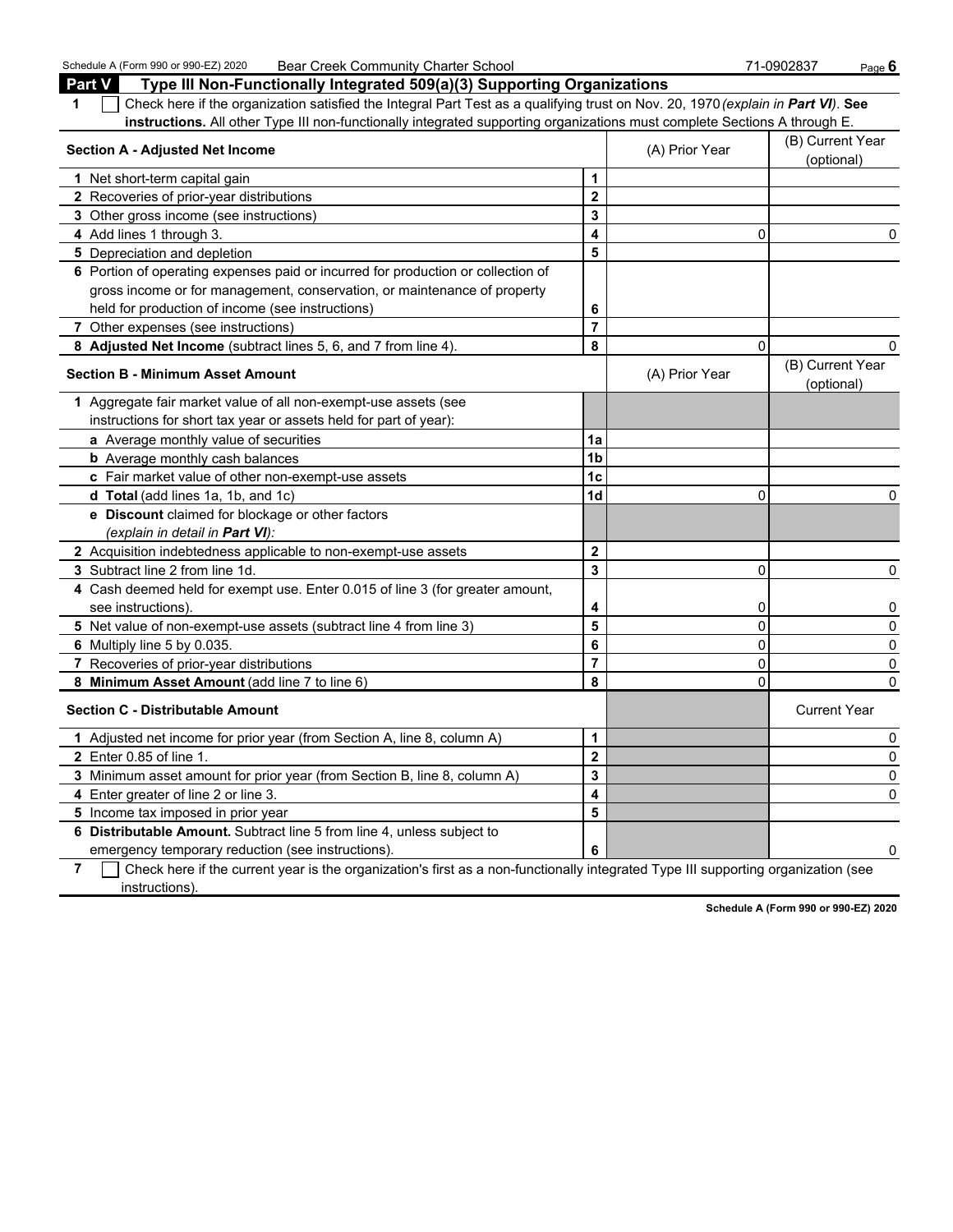Schedule A (Form 990 or 990-EZ) 2020 Bear Creek Community Charter School 71-0902837

## Part V Type III Non-Functionally Integrated 509(a)(3) Supporting Organizations

**1** ☐ Check here if the organization satisfied the Integral Part Test as a qualifying trust on Nov. 20, 1970 *(explain in **Part VI**)*. **See instructions.** All other Type III non-functionally integrated supporting organizations must complete Sections A through E.

| **Section A - Adjusted Net Income** | | (A) Prior Year | (B) Current Year (optional) |
|---|---|---|---|
| **1** Net short-term capital gain | 1 | | |
| **2** Recoveries of prior-year distributions | 2 | | |
| **3** Other gross income (see instructions) | 3 | | |
| **4** Add lines 1 through 3. | 4 | 0 | 0 |
| **5** Depreciation and depletion | 5 | | |
| **6** Portion of operating expenses paid or incurred for production or collection of gross income or for management, conservation, or maintenance of property held for production of income (see instructions) | 6 | | |
| **7** Other expenses (see instructions) | 7 | | |
| **8 Adjusted Net Income** (subtract lines 5, 6, and 7 from line 4). | 8 | 0 | 0 |

| **Section B - Minimum Asset Amount** | | (A) Prior Year | (B) Current Year (optional) |
|---|---|---|---|
| **1** Aggregate fair market value of all non-exempt-use assets (see instructions for short tax year or assets held for part of year): | | | |
| **a** Average monthly value of securities | 1a | | |
| **b** Average monthly cash balances | 1b | | |
| **c** Fair market value of other non-exempt-use assets | 1c | | |
| **d Total** (add lines 1a, 1b, and 1c) | 1d | 0 | 0 |
| **e Discount** claimed for blockage or other factors *(explain in detail in **Part VI**)*: | | | |
| **2** Acquisition indebtedness applicable to non-exempt-use assets | 2 | | |
| **3** Subtract line 2 from line 1d. | 3 | 0 | 0 |
| **4** Cash deemed held for exempt use. Enter 0.015 of line 3 (for greater amount, see instructions). | 4 | 0 | 0 |
| **5** Net value of non-exempt-use assets (subtract line 4 from line 3) | 5 | 0 | 0 |
| **6** Multiply line 5 by 0.035. | 6 | 0 | 0 |
| **7** Recoveries of prior-year distributions | 7 | 0 | 0 |
| **8 Minimum Asset Amount** (add line 7 to line 6) | 8 | 0 | 0 |

| **Section C - Distributable Amount** | | | Current Year |
|---|---|---|---|
| **1** Adjusted net income for prior year (from Section A, line 8, column A) | 1 | | 0 |
| **2** Enter 0.85 of line 1. | 2 | | 0 |
| **3** Minimum asset amount for prior year (from Section B, line 8, column A) | 3 | | 0 |
| **4** Enter greater of line 2 or line 3. | 4 | | 0 |
| **5** Income tax imposed in prior year | 5 | | |
| **6 Distributable Amount.** Subtract line 5 from line 4, unless subject to emergency temporary reduction (see instructions). | 6 | | 0 |

**7** ☐ Check here if the current year is the organization's first as a non-functionally integrated Type III supporting organization (see instructions).

Schedule A (Form 990 or 990-EZ) 2020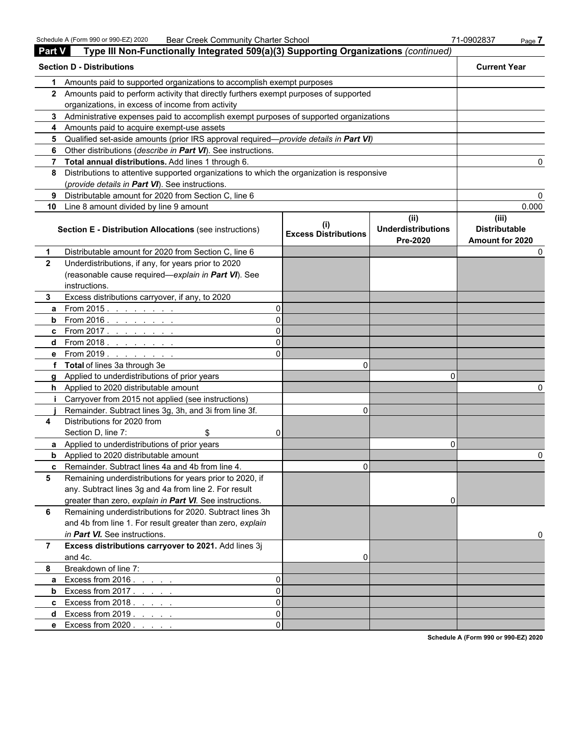## Part V Type III Non-Functionally Integrated 509(a)(3) Supporting Organizations *(continued)*

| Section D - Distributions | | Current Year |
|---|---|---|
| **1** | Amounts paid to supported organizations to accomplish exempt purposes | |
| **2** | Amounts paid to perform activity that directly furthers exempt purposes of supported organizations, in excess of income from activity | |
| **3** | Administrative expenses paid to accomplish exempt purposes of supported organizations | |
| **4** | Amounts paid to acquire exempt-use assets | |
| **5** | Qualified set-aside amounts (prior IRS approval required—*provide details in **Part VI***) | |
| **6** | Other distributions (*describe in **Part VI***). See instructions. | |
| **7** | **Total annual distributions.** Add lines 1 through 6. | 0 |
| **8** | Distributions to attentive supported organizations to which the organization is responsive (*provide details in **Part VI***). See instructions. | |
| **9** | Distributable amount for 2020 from Section C, line 6 | 0 |
| **10** | Line 8 amount divided by line 9 amount | 0.000 |

| | Section E - Distribution Allocations (see instructions) | | (i) Excess Distributions | (ii) Underdistributions Pre-2020 | (iii) Distributable Amount for 2020 |
|---|---|---|---|---|---|
| **1** | Distributable amount for 2020 from Section C, line 6 | | | | 0 |
| **2** | Underdistributions, if any, for years prior to 2020 (reasonable cause required—*explain in **Part VI***). See instructions. | | | | |
| **3** | Excess distributions carryover, if any, to 2020 | | | | |
| **a** | From 2015 | 0 | | | |
| **b** | From 2016 | 0 | | | |
| **c** | From 2017 | 0 | | | |
| **d** | From 2018 | 0 | | | |
| **e** | From 2019 | 0 | | | |
| **f** | **Total** of lines 3a through 3e | | 0 | | |
| **g** | Applied to underdistributions of prior years | | | 0 | |
| **h** | Applied to 2020 distributable amount | | | | 0 |
| **i** | Carryover from 2015 not applied (see instructions) | | | | |
| **j** | Remainder. Subtract lines 3g, 3h, and 3i from line 3f. | | 0 | | |
| **4** | Distributions for 2020 from Section D, line 7: $ | 0 | | | |
| **a** | Applied to underdistributions of prior years | | | 0 | |
| **b** | Applied to 2020 distributable amount | | | | 0 |
| **c** | Remainder. Subtract lines 4a and 4b from line 4. | | 0 | | |
| **5** | Remaining underdistributions for years prior to 2020, if any. Subtract lines 3g and 4a from line 2. For result greater than zero, *explain in **Part VI***. See instructions. | | | 0 | |
| **6** | Remaining underdistributions for 2020. Subtract lines 3h and 4b from line 1. For result greater than zero, *explain in **Part VI.*** See instructions. | | | | 0 |
| **7** | **Excess distributions carryover to 2021.** Add lines 3j and 4c. | | 0 | | |
| **8** | Breakdown of line 7: | | | | |
| **a** | Excess from 2016 | 0 | | | |
| **b** | Excess from 2017 | 0 | | | |
| **c** | Excess from 2018 | 0 | | | |
| **d** | Excess from 2019 | 0 | | | |
| **e** | Excess from 2020 | 0 | | | |

Schedule A (Form 990 or 990-EZ) 2020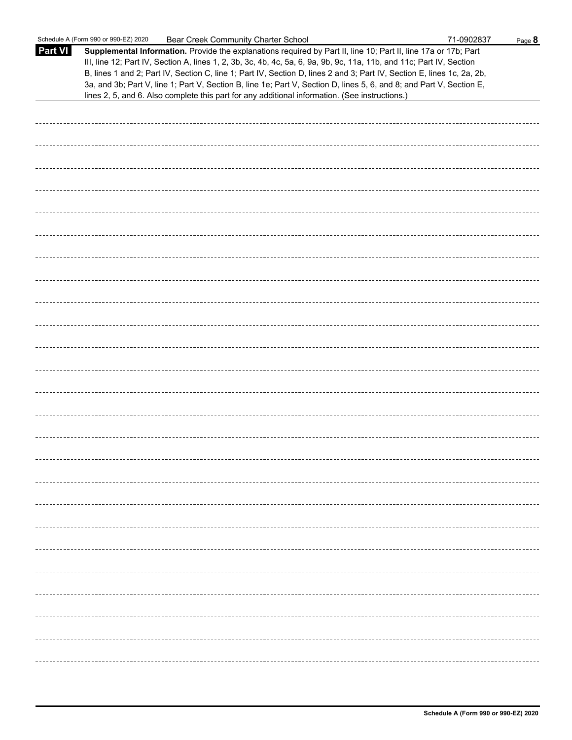**Part VI** **Supplemental Information.** Provide the explanations required by Part II, line 10; Part II, line 17a or 17b; Part III, line 12; Part IV, Section A, lines 1, 2, 3b, 3c, 4b, 4c, 5a, 6, 9a, 9b, 9c, 11a, 11b, and 11c; Part IV, Section B, lines 1 and 2; Part IV, Section C, line 1; Part IV, Section D, lines 2 and 3; Part IV, Section E, lines 1c, 2a, 2b, 3a, and 3b; Part V, line 1; Part V, Section B, line 1e; Part V, Section D, lines 5, 6, and 8; and Part V, Section E, lines 2, 5, and 6. Also complete this part for any additional information. (See instructions.)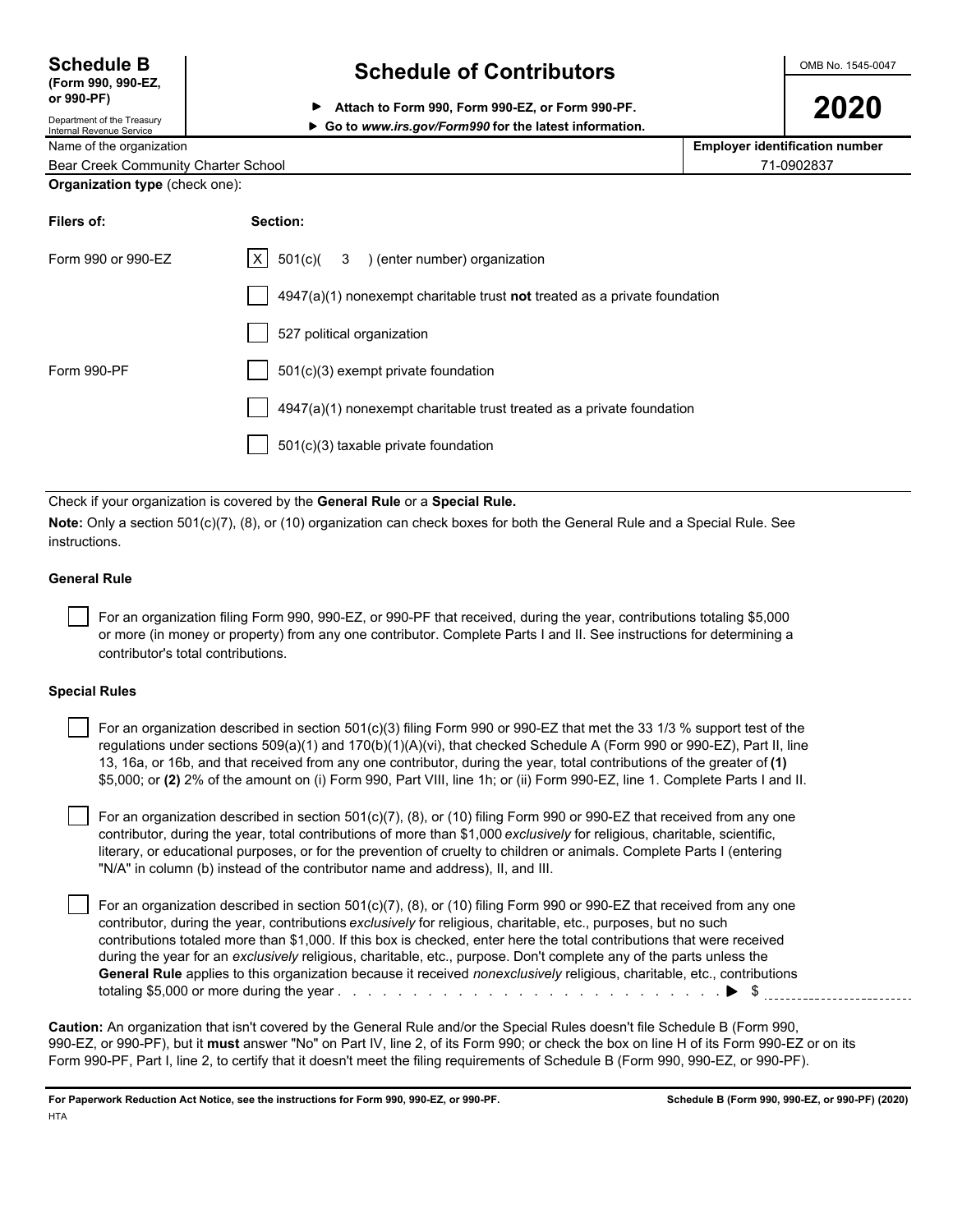**Schedule B**
**(Form 990, 990-EZ, or 990-PF)**
Department of the Treasury
Internal Revenue Service

# Schedule of Contributors

▶ **Attach to Form 990, Form 990-EZ, or Form 990-PF.**
▶ **Go to *www.irs.gov/Form990* for the latest information.**

OMB No. 1545-0047

**2020**

| Name of the organization | Employer identification number |
|---|---|
| Bear Creek Community Charter School | 71-0902837 |

**Organization type** (check one):

| Filers of: | Section: |
|---|---|
| Form 990 or 990-EZ | [X] 501(c)( 3 ) (enter number) organization |
| | [ ] 4947(a)(1) nonexempt charitable trust **not** treated as a private foundation |
| | [ ] 527 political organization |
| Form 990-PF | [ ] 501(c)(3) exempt private foundation |
| | [ ] 4947(a)(1) nonexempt charitable trust treated as a private foundation |
| | [ ] 501(c)(3) taxable private foundation |

Check if your organization is covered by the **General Rule** or a **Special Rule.**

**Note:** Only a section 501(c)(7), (8), or (10) organization can check boxes for both the General Rule and a Special Rule. See instructions.

**General Rule**

[ ] For an organization filing Form 990, 990-EZ, or 990-PF that received, during the year, contributions totaling $5,000 or more (in money or property) from any one contributor. Complete Parts I and II. See instructions for determining a contributor's total contributions.

**Special Rules**

[ ] For an organization described in section 501(c)(3) filing Form 990 or 990-EZ that met the 33 1/3 % support test of the regulations under sections 509(a)(1) and 170(b)(1)(A)(vi), that checked Schedule A (Form 990 or 990-EZ), Part II, line 13, 16a, or 16b, and that received from any one contributor, during the year, total contributions of the greater of **(1)** $5,000; or **(2)** 2% of the amount on (i) Form 990, Part VIII, line 1h; or (ii) Form 990-EZ, line 1. Complete Parts I and II.

[ ] For an organization described in section 501(c)(7), (8), or (10) filing Form 990 or 990-EZ that received from any one contributor, during the year, total contributions of more than $1,000 *exclusively* for religious, charitable, scientific, literary, or educational purposes, or for the prevention of cruelty to children or animals. Complete Parts I (entering "N/A" in column (b) instead of the contributor name and address), II, and III.

[ ] For an organization described in section 501(c)(7), (8), or (10) filing Form 990 or 990-EZ that received from any one contributor, during the year, contributions *exclusively* for religious, charitable, etc., purposes, but no such contributions totaled more than $1,000. If this box is checked, enter here the total contributions that were received during the year for an *exclusively* religious, charitable, etc., purpose. Don't complete any of the parts unless the **General Rule** applies to this organization because it received *nonexclusively* religious, charitable, etc., contributions totaling $5,000 or more during the year . . . . . . . . . . . . . . . . . . . . . . . . . . . . ▶ $ ____________

**Caution:** An organization that isn't covered by the General Rule and/or the Special Rules doesn't file Schedule B (Form 990, 990-EZ, or 990-PF), but it **must** answer "No" on Part IV, line 2, of its Form 990; or check the box on line H of its Form 990-EZ or on its Form 990-PF, Part I, line 2, to certify that it doesn't meet the filing requirements of Schedule B (Form 990, 990-EZ, or 990-PF).

**For Paperwork Reduction Act Notice, see the instructions for Form 990, 990-EZ, or 990-PF.** **Schedule B (Form 990, 990-EZ, or 990-PF) (2020)**

HTA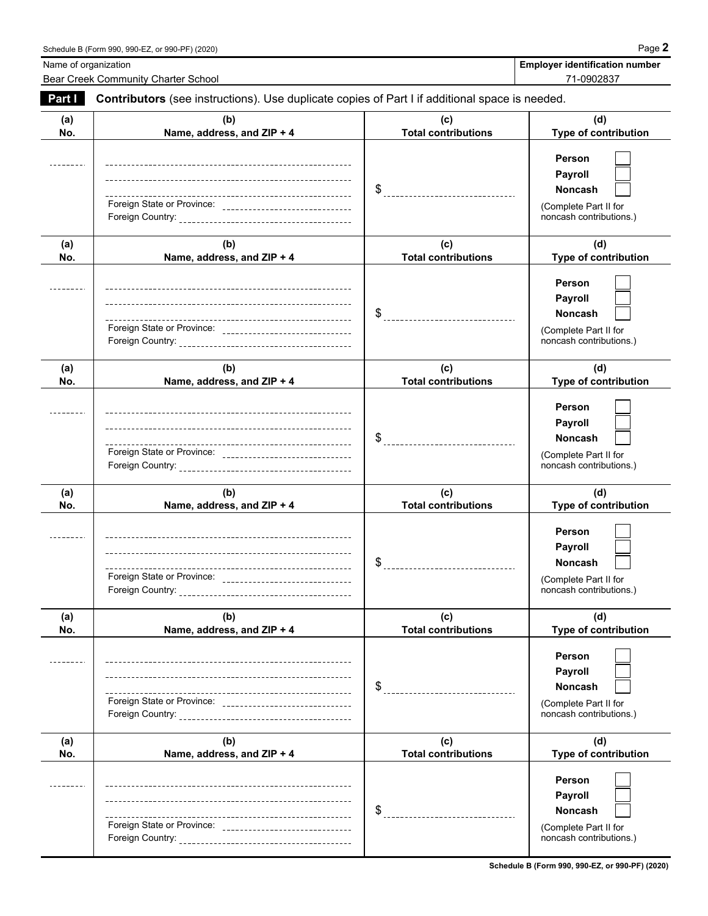Name of organization: Bear Creek Community Charter School

**Employer identification number:** 71-0902837

**Part I** **Contributors** (see instructions). Use duplicate copies of Part I if additional space is needed.

| (a) No. | (b) Name, address, and ZIP + 4 | (c) Total contributions | (d) Type of contribution |
|---|---|---|---|
| | Foreign State or Province: Foreign Country: | $ | Person ☐ Payroll ☐ Noncash ☐ (Complete Part II for noncash contributions.) |
| | Foreign State or Province: Foreign Country: | $ | Person ☐ Payroll ☐ Noncash ☐ (Complete Part II for noncash contributions.) |
| | Foreign State or Province: Foreign Country: | $ | Person ☐ Payroll ☐ Noncash ☐ (Complete Part II for noncash contributions.) |
| | Foreign State or Province: Foreign Country: | $ | Person ☐ Payroll ☐ Noncash ☐ (Complete Part II for noncash contributions.) |
| | Foreign State or Province: Foreign Country: | $ | Person ☐ Payroll ☐ Noncash ☐ (Complete Part II for noncash contributions.) |
| | Foreign State or Province: Foreign Country: | $ | Person ☐ Payroll ☐ Noncash ☐ (Complete Part II for noncash contributions.) |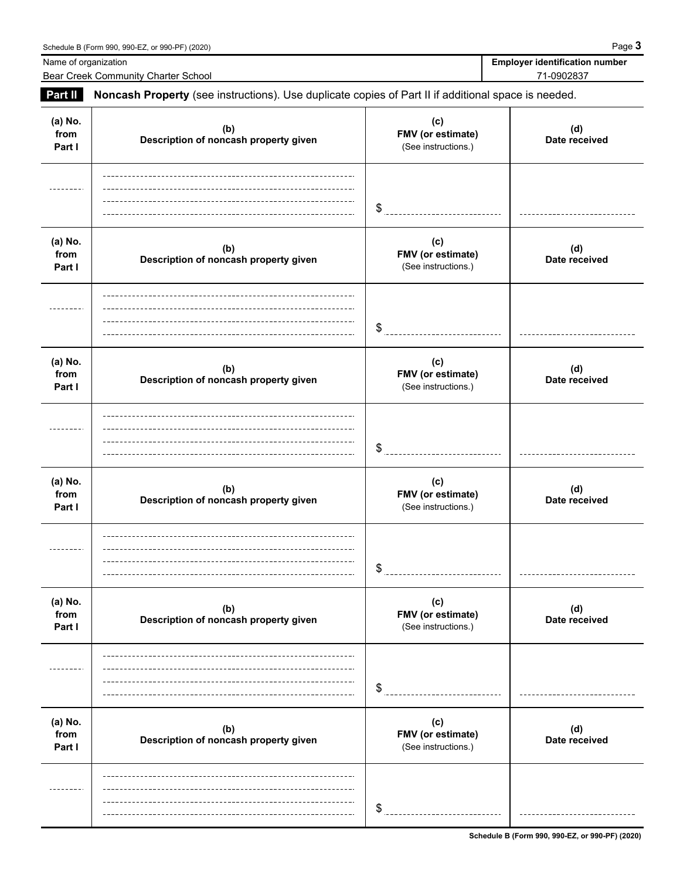| Name of organization | Employer identification number |
|---|---|
| Bear Creek Community Charter School | 71-0902837 |

**Part II** **Noncash Property** (see instructions). Use duplicate copies of Part II if additional space is needed.

| (a) No. from Part I | (b) Description of noncash property given | (c) FMV (or estimate) (See instructions.) | (d) Date received |
|---|---|---|---|
| | | $ | |

| (a) No. from Part I | (b) Description of noncash property given | (c) FMV (or estimate) (See instructions.) | (d) Date received |
|---|---|---|---|
| | | $ | |

| (a) No. from Part I | (b) Description of noncash property given | (c) FMV (or estimate) (See instructions.) | (d) Date received |
|---|---|---|---|
| | | $ | |

| (a) No. from Part I | (b) Description of noncash property given | (c) FMV (or estimate) (See instructions.) | (d) Date received |
|---|---|---|---|
| | | $ | |

| (a) No. from Part I | (b) Description of noncash property given | (c) FMV (or estimate) (See instructions.) | (d) Date received |
|---|---|---|---|
| | | $ | |

| (a) No. from Part I | (b) Description of noncash property given | (c) FMV (or estimate) (See instructions.) | (d) Date received |
|---|---|---|---|
| | | $ | |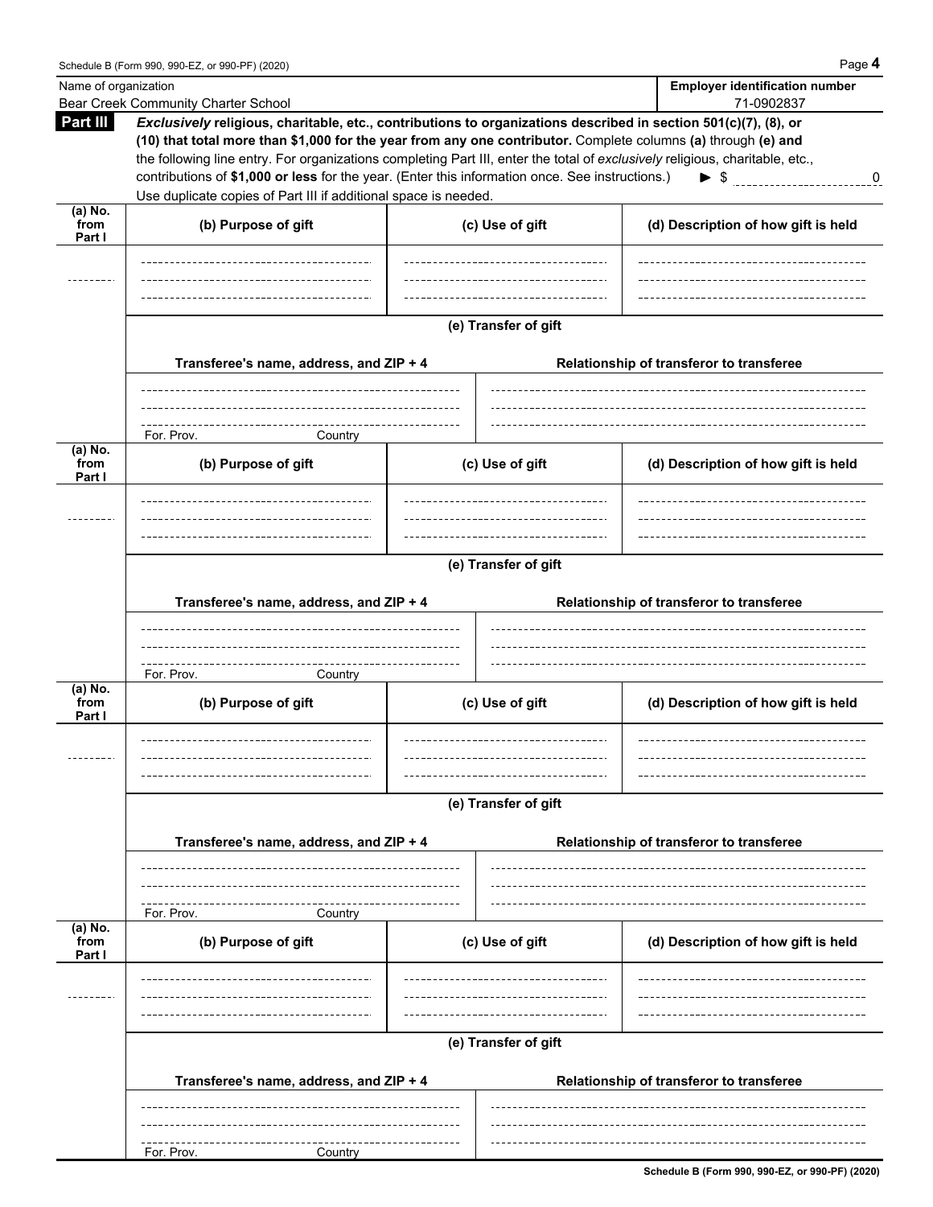Name of organization: Bear Creek Community Charter School

**Employer identification number:** 71-0902837

## Part III

***Exclusively* religious, charitable, etc., contributions to organizations described in section 501(c)(7), (8), or (10) that total more than $1,000 for the year from any one contributor.** Complete columns **(a)** through **(e) and** the following line entry. For organizations completing Part III, enter the total of *exclusively* religious, charitable, etc., contributions of **$1,000 or less** for the year. (Enter this information once. See instructions.) ▶ $ 0

Use duplicate copies of Part III if additional space is needed.

| (a) No. from Part I | (b) Purpose of gift | (c) Use of gift | (d) Description of how gift is held |
|---|---|---|---|
| | | | |

**(e) Transfer of gift**

| Transferee's name, address, and ZIP + 4 | Relationship of transferor to transferee |
|---|---|
| For. Prov. Country | |

| (a) No. from Part I | (b) Purpose of gift | (c) Use of gift | (d) Description of how gift is held |
|---|---|---|---|
| | | | |

**(e) Transfer of gift**

| Transferee's name, address, and ZIP + 4 | Relationship of transferor to transferee |
|---|---|
| For. Prov. Country | |

| (a) No. from Part I | (b) Purpose of gift | (c) Use of gift | (d) Description of how gift is held |
|---|---|---|---|
| | | | |

**(e) Transfer of gift**

| Transferee's name, address, and ZIP + 4 | Relationship of transferor to transferee |
|---|---|
| For. Prov. Country | |

| (a) No. from Part I | (b) Purpose of gift | (c) Use of gift | (d) Description of how gift is held |
|---|---|---|---|
| | | | |

**(e) Transfer of gift**

| Transferee's name, address, and ZIP + 4 | Relationship of transferor to transferee |
|---|---|
| For. Prov. Country | |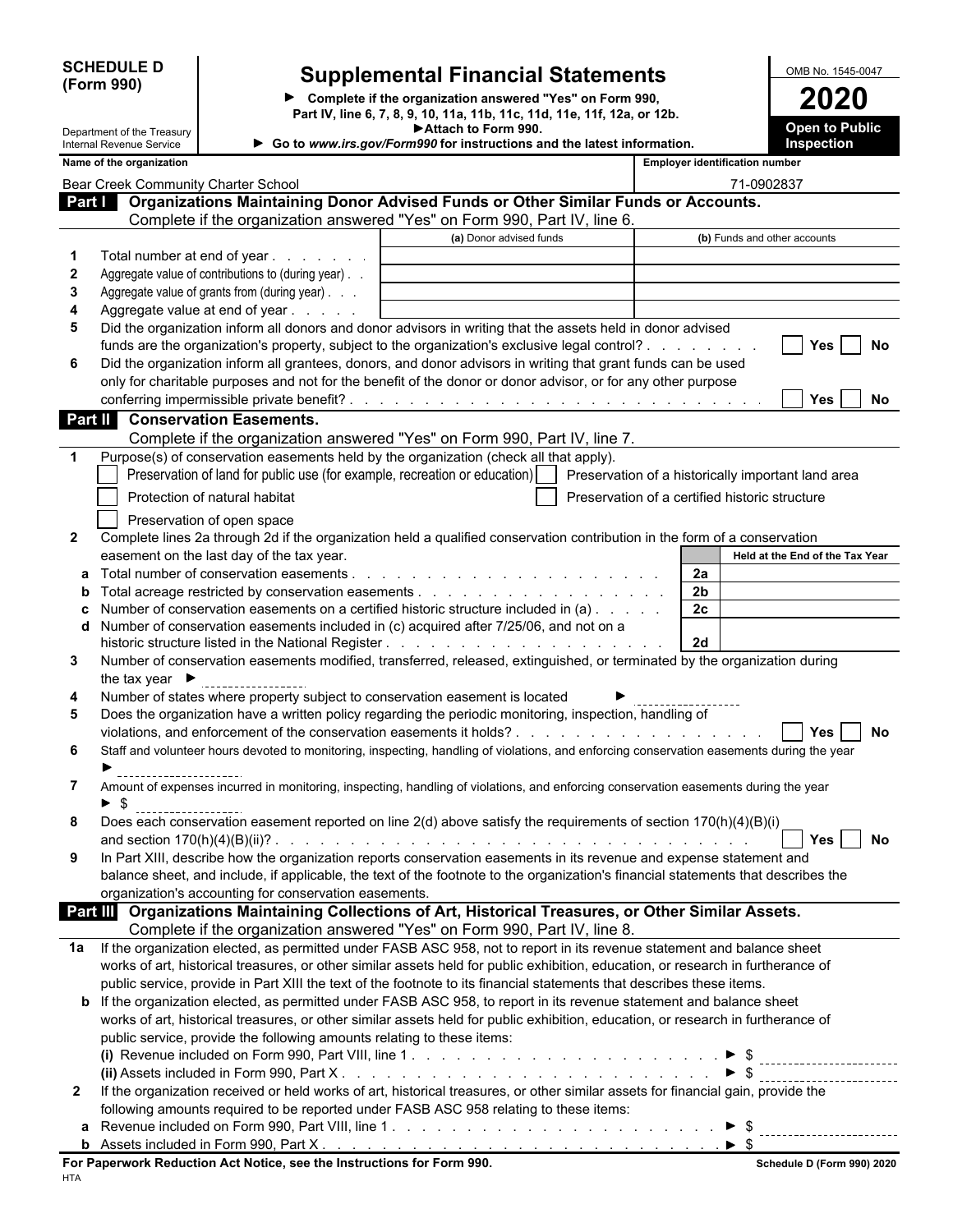**SCHEDULE D (Form 990)**

Department of the Treasury
Internal Revenue Service

# Supplemental Financial Statements

► Complete if the organization answered "Yes" on Form 990, Part IV, line 6, 7, 8, 9, 10, 11a, 11b, 11c, 11d, 11e, 11f, 12a, or 12b.
►Attach to Form 990.
► Go to *www.irs.gov/Form990* for instructions and the latest information.

OMB No. 1545-0047

**2020**

**Open to Public Inspection**

| Name of the organization | Employer identification number |
|---|---|
| Bear Creek Community Charter School | 71-0902837 |

## Part I Organizations Maintaining Donor Advised Funds or Other Similar Funds or Accounts.

Complete if the organization answered "Yes" on Form 990, Part IV, line 6.

| | | (a) Donor advised funds | (b) Funds and other accounts |
|---|---|---|---|
| 1 | Total number at end of year | | |
| 2 | Aggregate value of contributions to (during year) | | |
| 3 | Aggregate value of grants from (during year) | | |
| 4 | Aggregate value at end of year | | |

5 Did the organization inform all donors and donor advisors in writing that the assets held in donor advised funds are the organization's property, subject to the organization's exclusive legal control? ☐ Yes ☐ No

6 Did the organization inform all grantees, donors, and donor advisors in writing that grant funds can be used only for charitable purposes and not for the benefit of the donor or donor advisor, or for any other purpose conferring impermissible private benefit? ☐ Yes ☐ No

## Part II Conservation Easements.

Complete if the organization answered "Yes" on Form 990, Part IV, line 7.

1 Purpose(s) of conservation easements held by the organization (check all that apply).

- ☐ Preservation of land for public use (for example, recreation or education)
- ☐ Preservation of a historically important land area
- ☐ Protection of natural habitat
- ☐ Preservation of a certified historic structure
- ☐ Preservation of open space

2 Complete lines 2a through 2d if the organization held a qualified conservation contribution in the form of a conservation easement on the last day of the tax year.

| | | | Held at the End of the Tax Year |
|---|---|---|---|
| a | Total number of conservation easements | 2a | |
| b | Total acreage restricted by conservation easements | 2b | |
| c | Number of conservation easements on a certified historic structure included in (a) | 2c | |
| d | Number of conservation easements included in (c) acquired after 7/25/06, and not on a historic structure listed in the National Register | 2d | |

3 Number of conservation easements modified, transferred, released, extinguished, or terminated by the organization during the tax year ►

4 Number of states where property subject to conservation easement is located ►

5 Does the organization have a written policy regarding the periodic monitoring, inspection, handling of violations, and enforcement of the conservation easements it holds? ☐ Yes ☐ No

6 Staff and volunteer hours devoted to monitoring, inspecting, handling of violations, and enforcing conservation easements during the year ►

7 Amount of expenses incurred in monitoring, inspecting, handling of violations, and enforcing conservation easements during the year ► $

8 Does each conservation easement reported on line 2(d) above satisfy the requirements of section 170(h)(4)(B)(i) and section 170(h)(4)(B)(ii)? ☐ Yes ☐ No

9 In Part XIII, describe how the organization reports conservation easements in its revenue and expense statement and balance sheet, and include, if applicable, the text of the footnote to the organization's financial statements that describes the organization's accounting for conservation easements.

## Part III Organizations Maintaining Collections of Art, Historical Treasures, or Other Similar Assets.

Complete if the organization answered "Yes" on Form 990, Part IV, line 8.

1a If the organization elected, as permitted under FASB ASC 958, not to report in its revenue statement and balance sheet works of art, historical treasures, or other similar assets held for public exhibition, education, or research in furtherance of public service, provide in Part XIII the text of the footnote to its financial statements that describes these items.

b If the organization elected, as permitted under FASB ASC 958, to report in its revenue statement and balance sheet works of art, historical treasures, or other similar assets held for public exhibition, education, or research in furtherance of public service, provide the following amounts relating to these items:

(i) Revenue included on Form 990, Part VIII, line 1 ► $

(ii) Assets included in Form 990, Part X ► $

2 If the organization received or held works of art, historical treasures, or other similar assets for financial gain, provide the following amounts required to be reported under FASB ASC 958 relating to these items:

a Revenue included on Form 990, Part VIII, line 1 ► $

b Assets included in Form 990, Part X ► $

**For Paperwork Reduction Act Notice, see the Instructions for Form 990.** **Schedule D (Form 990) 2020**

HTA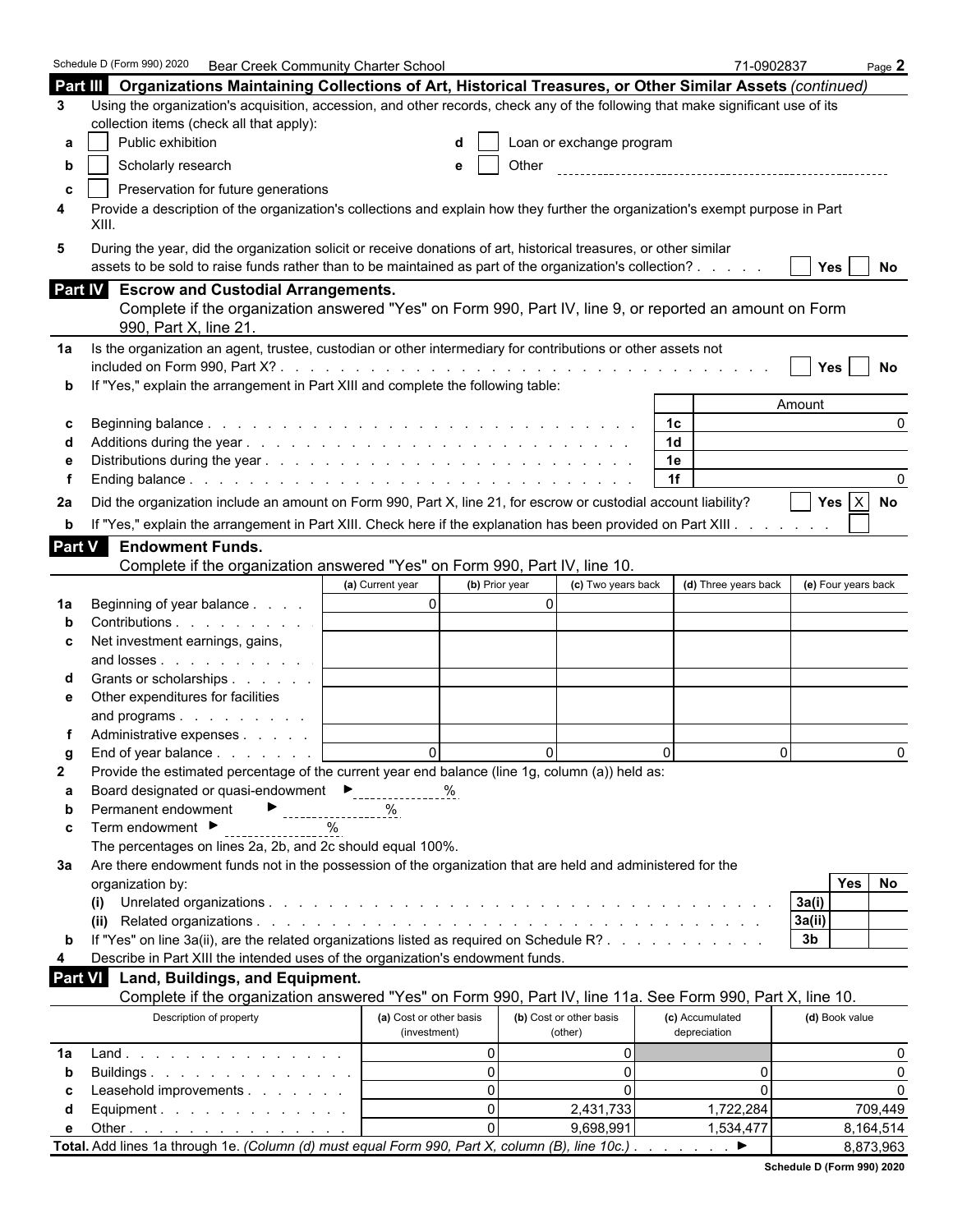Schedule D (Form 990) 2020 Bear Creek Community Charter School 71-0902837 Page **2**

## Part III Organizations Maintaining Collections of Art, Historical Treasures, or Other Similar Assets *(continued)*

**3** Using the organization's acquisition, accession, and other records, check any of the following that make significant use of its collection items (check all that apply):

- **a** ☐ Public exhibition
- **b** ☐ Scholarly research
- **c** ☐ Preservation for future generations
- **d** ☐ Loan or exchange program
- **e** ☐ Other

**4** Provide a description of the organization's collections and explain how they further the organization's exempt purpose in Part XIII.

**5** During the year, did the organization solicit or receive donations of art, historical treasures, or other similar assets to be sold to raise funds rather than to be maintained as part of the organization's collection? ☐ Yes ☐ No

## Part IV Escrow and Custodial Arrangements.

Complete if the organization answered "Yes" on Form 990, Part IV, line 9, or reported an amount on Form 990, Part X, line 21.

**1a** Is the organization an agent, trustee, custodian or other intermediary for contributions or other assets not included on Form 990, Part X? ☐ Yes ☐ No

**b** If "Yes," explain the arrangement in Part XIII and complete the following table:

| | | | Amount |
|---|---|---|---|
| **c** | Beginning balance | 1c | 0 |
| **d** | Additions during the year | 1d | |
| **e** | Distributions during the year | 1e | |
| **f** | Ending balance | 1f | 0 |

**2a** Did the organization include an amount on Form 990, Part X, line 21, for escrow or custodial account liability? ☐ Yes ☒ No

**b** If "Yes," explain the arrangement in Part XIII. Check here if the explanation has been provided on Part XIII ☐

## Part V Endowment Funds.

Complete if the organization answered "Yes" on Form 990, Part IV, line 10.

| | | (a) Current year | (b) Prior year | (c) Two years back | (d) Three years back | (e) Four years back |
|---|---|---|---|---|---|---|
| **1a** | Beginning of year balance | 0 | 0 | | | |
| **b** | Contributions | | | | | |
| **c** | Net investment earnings, gains, and losses | | | | | |
| **d** | Grants or scholarships | | | | | |
| **e** | Other expenditures for facilities and programs | | | | | |
| **f** | Administrative expenses | | | | | |
| **g** | End of year balance | 0 | 0 | 0 | 0 | 0 |

**2** Provide the estimated percentage of the current year end balance (line 1g, column (a)) held as:

- **a** Board designated or quasi-endowment ► ______ %
- **b** Permanent endowment ► ______ %
- **c** Term endowment ► ______ %

The percentages on lines 2a, 2b, and 2c should equal 100%.

**3a** Are there endowment funds not in the possession of the organization that are held and administered for the organization by:

| | | | Yes | No |
|---|---|---|---|---|
| **(i)** | Unrelated organizations | 3a(i) | | |
| **(ii)** | Related organizations | 3a(ii) | | |
| **b** | If "Yes" on line 3a(ii), are the related organizations listed as required on Schedule R? | 3b | | |

**4** Describe in Part XIII the intended uses of the organization's endowment funds.

## Part VI Land, Buildings, and Equipment.

Complete if the organization answered "Yes" on Form 990, Part IV, line 11a. See Form 990, Part X, line 10.

| | Description of property | (a) Cost or other basis (investment) | (b) Cost or other basis (other) | (c) Accumulated depreciation | (d) Book value |
|---|---|---|---|---|---|
| **1a** | Land | 0 | 0 | | 0 |
| **b** | Buildings | 0 | 0 | 0 | 0 |
| **c** | Leasehold improvements | 0 | 0 | 0 | 0 |
| **d** | Equipment | 0 | 2,431,733 | 1,722,284 | 709,449 |
| **e** | Other | 0 | 9,698,991 | 1,534,477 | 8,164,514 |
| **Total.** | Add lines 1a through 1e. *(Column (d) must equal Form 990, Part X, column (B), line 10c.)* ► | | | | 8,873,963 |

Schedule D (Form 990) 2020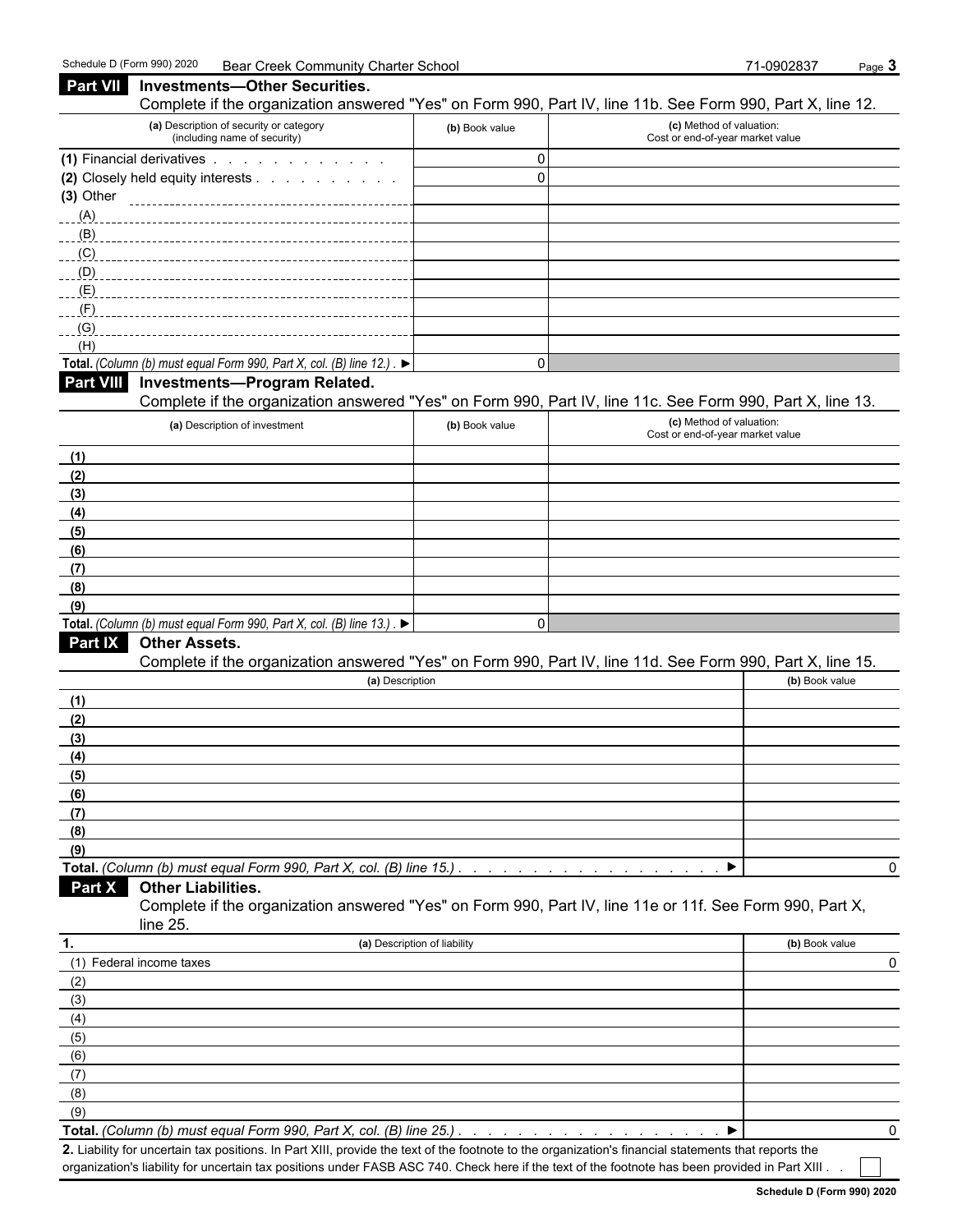Schedule D (Form 990) 2020 Bear Creek Community Charter School 71-0902837

## Part VII Investments—Other Securities.

Complete if the organization answered "Yes" on Form 990, Part IV, line 11b. See Form 990, Part X, line 12.

| (a) Description of security or category (including name of security) | (b) Book value | (c) Method of valuation: Cost or end-of-year market value |
|---|---|---|
| (1) Financial derivatives | 0 | |
| (2) Closely held equity interests | 0 | |
| (3) Other | | |
| (A) | | |
| (B) | | |
| (C) | | |
| (D) | | |
| (E) | | |
| (F) | | |
| (G) | | |
| (H) | | |
| **Total.** *(Column (b) must equal Form 990, Part X, col. (B) line 12.)* ▶ | 0 | |

## Part VIII Investments—Program Related.

Complete if the organization answered "Yes" on Form 990, Part IV, line 11c. See Form 990, Part X, line 13.

| (a) Description of investment | (b) Book value | (c) Method of valuation: Cost or end-of-year market value |
|---|---|---|
| (1) | | |
| (2) | | |
| (3) | | |
| (4) | | |
| (5) | | |
| (6) | | |
| (7) | | |
| (8) | | |
| (9) | | |
| **Total.** *(Column (b) must equal Form 990, Part X, col. (B) line 13.)* ▶ | 0 | |

## Part IX Other Assets.

Complete if the organization answered "Yes" on Form 990, Part IV, line 11d. See Form 990, Part X, line 15.

| (a) Description | (b) Book value |
|---|---|
| (1) | |
| (2) | |
| (3) | |
| (4) | |
| (5) | |
| (6) | |
| (7) | |
| (8) | |
| (9) | |
| **Total.** *(Column (b) must equal Form 990, Part X, col. (B) line 15.)* ▶ | 0 |

## Part X Other Liabilities.

Complete if the organization answered "Yes" on Form 990, Part IV, line 11e or 11f. See Form 990, Part X, line 25.

| 1. (a) Description of liability | (b) Book value |
|---|---|
| (1) Federal income taxes | 0 |
| (2) | |
| (3) | |
| (4) | |
| (5) | |
| (6) | |
| (7) | |
| (8) | |
| (9) | |
| **Total.** *(Column (b) must equal Form 990, Part X, col. (B) line 25.)* ▶ | 0 |

**2.** Liability for uncertain tax positions. In Part XIII, provide the text of the footnote to the organization's financial statements that reports the organization's liability for uncertain tax positions under FASB ASC 740. Check here if the text of the footnote has been provided in Part XIII ☐

**Schedule D (Form 990) 2020**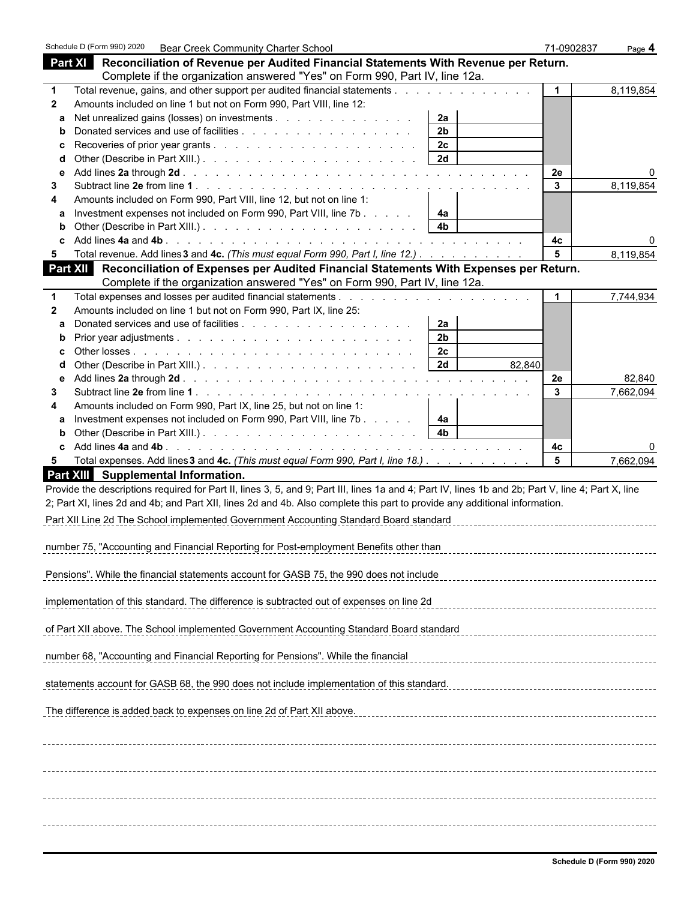Schedule D (Form 990) 2020 Bear Creek Community Charter School 71-0902837

## Part XI Reconciliation of Revenue per Audited Financial Statements With Revenue per Return.

Complete if the organization answered "Yes" on Form 990, Part IV, line 12a.

| | | | | | |
|---|---|---|---|---|---|
| 1 | Total revenue, gains, and other support per audited financial statements | | | 1 | 8,119,854 |
| 2 | Amounts included on line 1 but not on Form 990, Part VIII, line 12: | | | | |
| a | Net unrealized gains (losses) on investments | 2a | | | |
| b | Donated services and use of facilities | 2b | | | |
| c | Recoveries of prior year grants | 2c | | | |
| d | Other (Describe in Part XIII.) | 2d | | | |
| e | Add lines **2a** through **2d** | | | 2e | 0 |
| 3 | Subtract line **2e** from line **1** | | | 3 | 8,119,854 |
| 4 | Amounts included on Form 990, Part VIII, line 12, but not on line 1: | | | | |
| a | Investment expenses not included on Form 990, Part VIII, line 7b | 4a | | | |
| b | Other (Describe in Part XIII.) | 4b | | | |
| c | Add lines **4a** and **4b** | | | 4c | 0 |
| 5 | Total revenue. Add lines **3** and **4c.** *(This must equal Form 990, Part I, line 12.)* | | | 5 | 8,119,854 |

## Part XII Reconciliation of Expenses per Audited Financial Statements With Expenses per Return.

Complete if the organization answered "Yes" on Form 990, Part IV, line 12a.

| | | | | | |
|---|---|---|---|---|---|
| 1 | Total expenses and losses per audited financial statements | | | 1 | 7,744,934 |
| 2 | Amounts included on line 1 but not on Form 990, Part IX, line 25: | | | | |
| a | Donated services and use of facilities | 2a | | | |
| b | Prior year adjustments | 2b | | | |
| c | Other losses | 2c | | | |
| d | Other (Describe in Part XIII.) | 2d | 82,840 | | |
| e | Add lines **2a** through **2d** | | | 2e | 82,840 |
| 3 | Subtract line **2e** from line **1** | | | 3 | 7,662,094 |
| 4 | Amounts included on Form 990, Part IX, line 25, but not on line 1: | | | | |
| a | Investment expenses not included on Form 990, Part VIII, line 7b | 4a | | | |
| b | Other (Describe in Part XIII.) | 4b | | | |
| c | Add lines **4a** and **4b** | | | 4c | 0 |
| 5 | Total expenses. Add lines **3** and **4c.** *(This must equal Form 990, Part I, line 18.)* | | | 5 | 7,662,094 |

## Part XIII Supplemental Information.

Provide the descriptions required for Part II, lines 3, 5, and 9; Part III, lines 1a and 4; Part IV, lines 1b and 2b; Part V, line 4; Part X, line 2; Part XI, lines 2d and 4b; and Part XII, lines 2d and 4b. Also complete this part to provide any additional information.

Part XII Line 2d The School implemented Government Accounting Standard Board standard number 75, "Accounting and Financial Reporting for Post-employment Benefits other than Pensions". While the financial statements account for GASB 75, the 990 does not include implementation of this standard. The difference is subtracted out of expenses on line 2d of Part XII above. The School implemented Government Accounting Standard Board standard number 68, "Accounting and Financial Reporting for Pensions". While the financial statements account for GASB 68, the 990 does not include implementation of this standard. The difference is added back to expenses on line 2d of Part XII above.

**Schedule D (Form 990) 2020**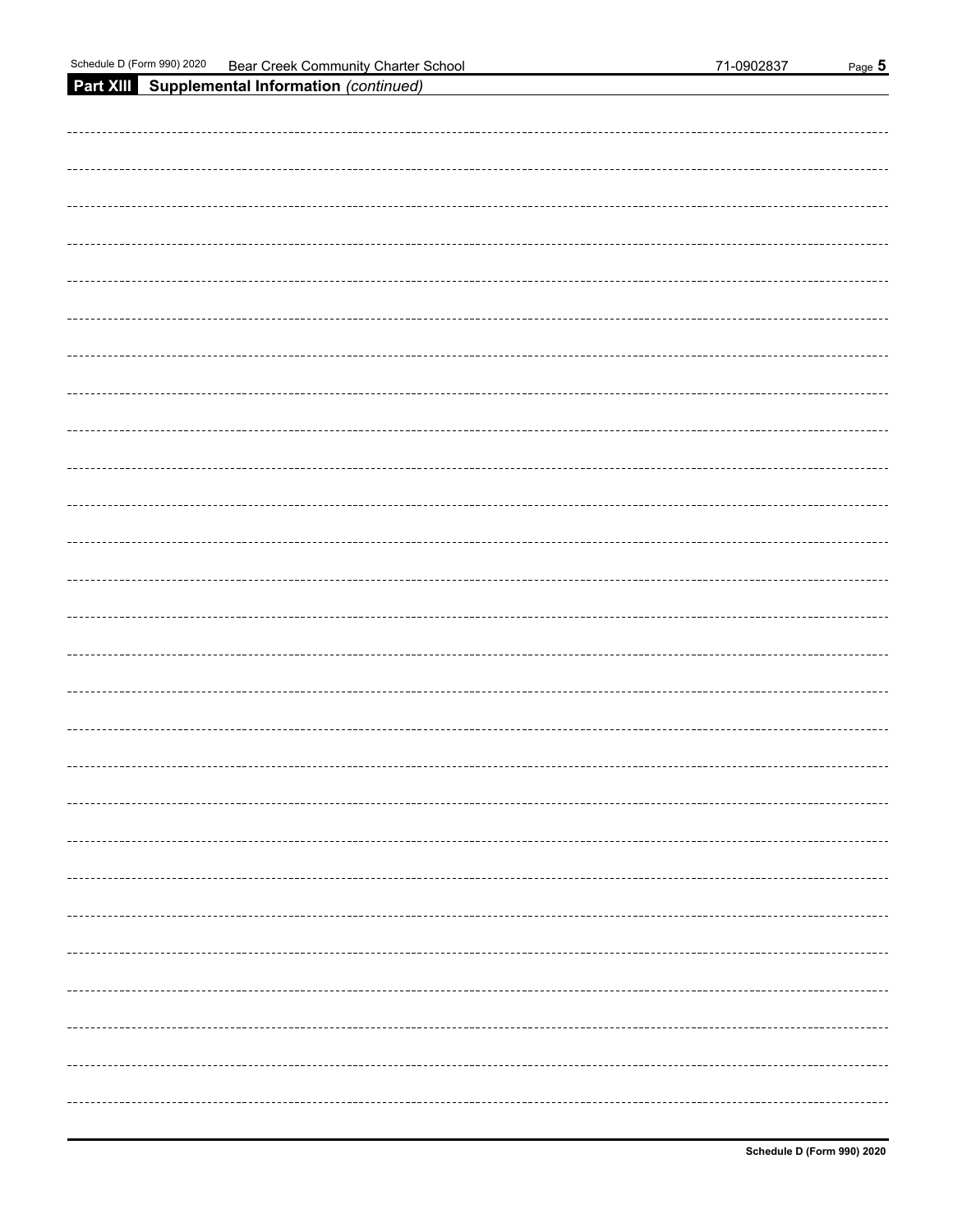**Part XIII Supplemental Information** *(continued)*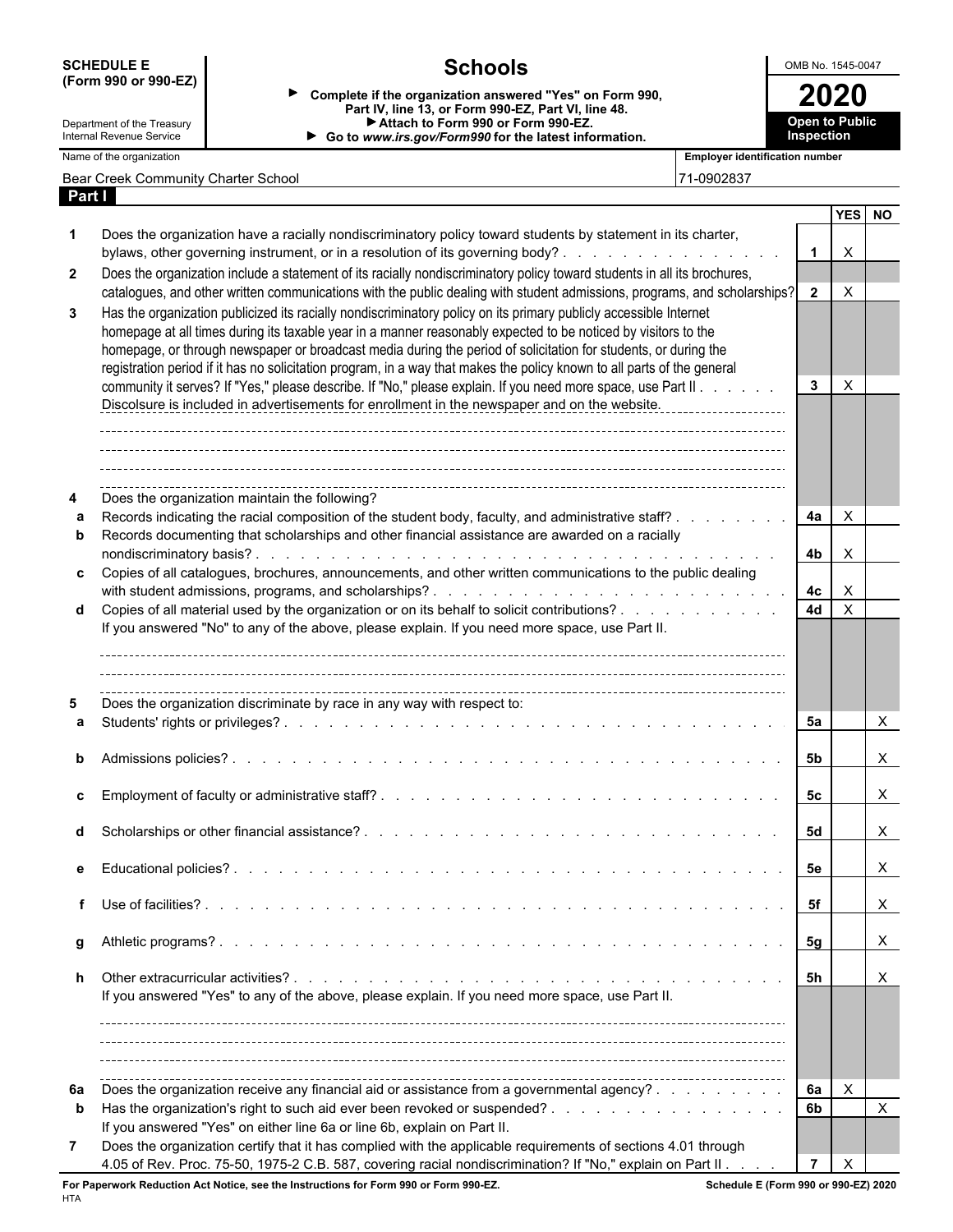**SCHEDULE E (Form 990 or 990-EZ)**

Department of the Treasury
Internal Revenue Service

# Schools

▶ Complete if the organization answered "Yes" on Form 990, Part IV, line 13, or Form 990-EZ, Part VI, line 48.
▶ Attach to Form 990 or Form 990-EZ.
▶ Go to *www.irs.gov/Form990* for the latest information.

OMB No. 1545-0047

**2020**

**Open to Public Inspection**

| Name of the organization | Employer identification number |
|---|---|
| Bear Creek Community Charter School | 71-0902837 |

## Part I

| | | | YES | NO |
|---|---|---|---|---|
| 1 | Does the organization have a racially nondiscriminatory policy toward students by statement in its charter, bylaws, other governing instrument, or in a resolution of its governing body? | 1 | X | |
| 2 | Does the organization include a statement of its racially nondiscriminatory policy toward students in all its brochures, catalogues, and other written communications with the public dealing with student admissions, programs, and scholarships? | 2 | X | |
| 3 | Has the organization publicized its racially nondiscriminatory policy on its primary publicly accessible Internet homepage at all times during its taxable year in a manner reasonably expected to be noticed by visitors to the homepage, or through newspaper or broadcast media during the period of solicitation for students, or during the registration period if it has no solicitation program, in a way that makes the policy known to all parts of the general community it serves? If "Yes," please describe. If "No," please explain. If you need more space, use Part II | 3 | X | |
| | Discolsure is included in advertisements for enrollment in the newspaper and on the website. | | | |
| 4 | Does the organization maintain the following? | | | |
| a | Records indicating the racial composition of the student body, faculty, and administrative staff? | 4a | X | |
| b | Records documenting that scholarships and other financial assistance are awarded on a racially nondiscriminatory basis? | 4b | X | |
| c | Copies of all catalogues, brochures, announcements, and other written communications to the public dealing with student admissions, programs, and scholarships? | 4c | X | |
| d | Copies of all material used by the organization or on its behalf to solicit contributions? | 4d | X | |
| | If you answered "No" to any of the above, please explain. If you need more space, use Part II. | | | |
| 5 | Does the organization discriminate by race in any way with respect to: | | | |
| a | Students' rights or privileges? | 5a | | X |
| b | Admissions policies? | 5b | | X |
| c | Employment of faculty or administrative staff? | 5c | | X |
| d | Scholarships or other financial assistance? | 5d | | X |
| e | Educational policies? | 5e | | X |
| f | Use of facilities? | 5f | | X |
| g | Athletic programs? | 5g | | X |
| h | Other extracurricular activities? | 5h | | X |
| | If you answered "Yes" to any of the above, please explain. If you need more space, use Part II. | | | |
| 6a | Does the organization receive any financial aid or assistance from a governmental agency? | 6a | X | |
| b | Has the organization's right to such aid ever been revoked or suspended? | 6b | | X |
| | If you answered "Yes" on either line 6a or line 6b, explain on Part II. | | | |
| 7 | Does the organization certify that it has complied with the applicable requirements of sections 4.01 through 4.05 of Rev. Proc. 75-50, 1975-2 C.B. 587, covering racial nondiscrimination? If "No," explain on Part II | 7 | X | |

**For Paperwork Reduction Act Notice, see the Instructions for Form 990 or Form 990-EZ.** **Schedule E (Form 990 or 990-EZ) 2020**

HTA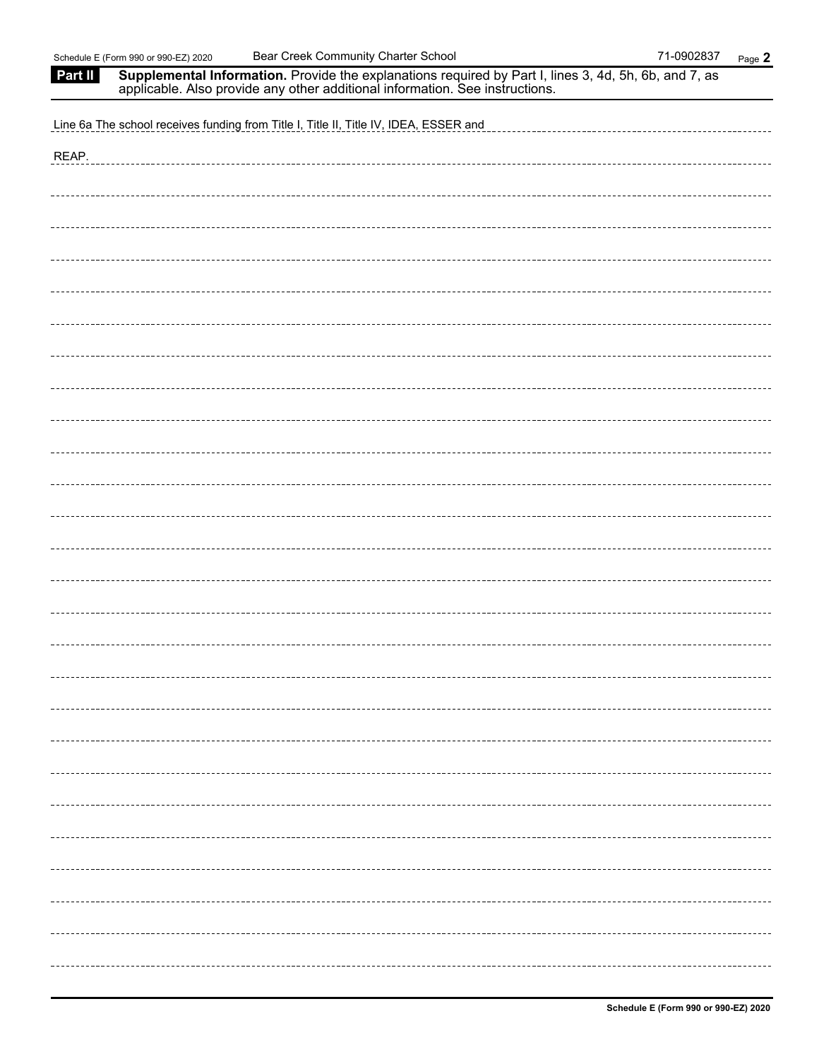Schedule E (Form 990 or 990-EZ) 2020 Bear Creek Community Charter School 71-0902837

**Part II** **Supplemental Information.** Provide the explanations required by Part I, lines 3, 4d, 5h, 6b, and 7, as applicable. Also provide any other additional information. See instructions.

Line 6a The school receives funding from Title I, Title II, Title IV, IDEA, ESSER and REAP.

**Schedule E (Form 990 or 990-EZ) 2020**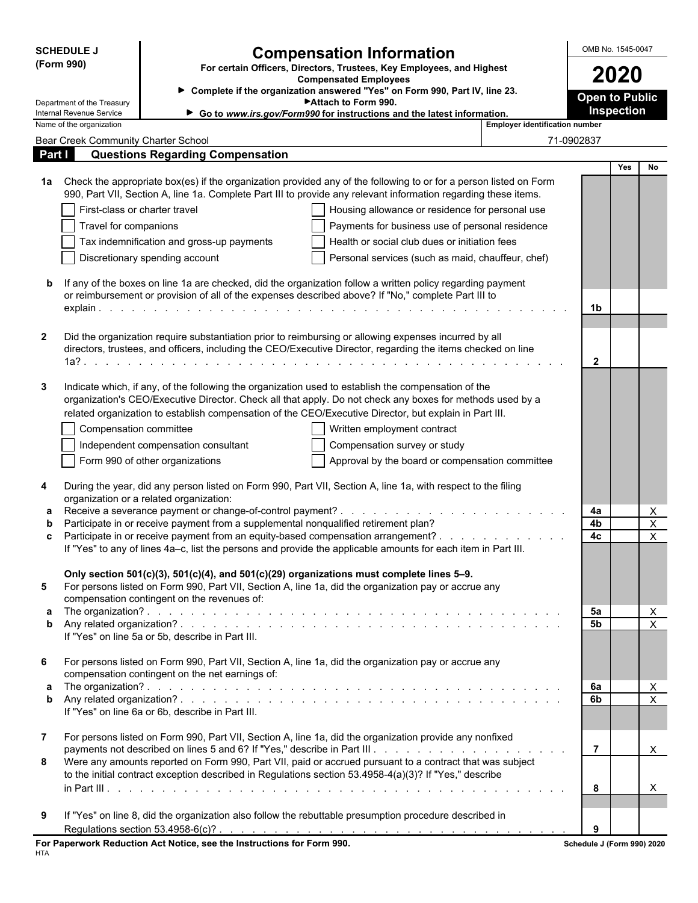**SCHEDULE J (Form 990)**

Department of the Treasury
Internal Revenue Service

# Compensation Information

**For certain Officers, Directors, Trustees, Key Employees, and Highest Compensated Employees**

▶ Complete if the organization answered "Yes" on Form 990, Part IV, line 23.
▶ Attach to Form 990.
▶ Go to *www.irs.gov/Form990* for instructions and the latest information.

OMB No. 1545-0047

**2020**

**Open to Public Inspection**

Name of the organization: Bear Creek Community Charter School

Employer identification number: 71-0902837

## Part I — Questions Regarding Compensation

| | | | Yes | No |
|---|---|---|---|---|
| **1a** | Check the appropriate box(es) if the organization provided any of the following to or for a person listed on Form 990, Part VII, Section A, line 1a. Complete Part III to provide any relevant information regarding these items.<br>☐ First-class or charter travel ☐ Housing allowance or residence for personal use<br>☐ Travel for companions ☐ Payments for business use of personal residence<br>☐ Tax indemnification and gross-up payments ☐ Health or social club dues or initiation fees<br>☐ Discretionary spending account ☐ Personal services (such as maid, chauffeur, chef) | | | |
| **b** | If any of the boxes on line 1a are checked, did the organization follow a written policy regarding payment or reimbursement or provision of all of the expenses described above? If "No," complete Part III to explain | 1b | | |
| **2** | Did the organization require substantiation prior to reimbursing or allowing expenses incurred by all directors, trustees, and officers, including the CEO/Executive Director, regarding the items checked on line 1a? | 2 | | |
| **3** | Indicate which, if any, of the following the organization used to establish the compensation of the organization's CEO/Executive Director. Check all that apply. Do not check any boxes for methods used by a related organization to establish compensation of the CEO/Executive Director, but explain in Part III.<br>☐ Compensation committee ☐ Written employment contract<br>☐ Independent compensation consultant ☐ Compensation survey or study<br>☐ Form 990 of other organizations ☐ Approval by the board or compensation committee | | | |
| **4** | During the year, did any person listed on Form 990, Part VII, Section A, line 1a, with respect to the filing organization or a related organization: | | | |
| **a** | Receive a severance payment or change-of-control payment? | 4a | | X |
| **b** | Participate in or receive payment from a supplemental nonqualified retirement plan? | 4b | | X |
| **c** | Participate in or receive payment from an equity-based compensation arrangement?<br>If "Yes" to any of lines 4a–c, list the persons and provide the applicable amounts for each item in Part III. | 4c | | X |
| | **Only section 501(c)(3), 501(c)(4), and 501(c)(29) organizations must complete lines 5–9.** | | | |
| **5** | For persons listed on Form 990, Part VII, Section A, line 1a, did the organization pay or accrue any compensation contingent on the revenues of: | | | |
| **a** | The organization? | 5a | | X |
| **b** | Any related organization?<br>If "Yes" on line 5a or 5b, describe in Part III. | 5b | | X |
| **6** | For persons listed on Form 990, Part VII, Section A, line 1a, did the organization pay or accrue any compensation contingent on the net earnings of: | | | |
| **a** | The organization? | 6a | | X |
| **b** | Any related organization?<br>If "Yes" on line 6a or 6b, describe in Part III. | 6b | | X |
| **7** | For persons listed on Form 990, Part VII, Section A, line 1a, did the organization provide any nonfixed payments not described on lines 5 and 6? If "Yes," describe in Part III | 7 | | X |
| **8** | Were any amounts reported on Form 990, Part VII, paid or accrued pursuant to a contract that was subject to the initial contract exception described in Regulations section 53.4958-4(a)(3)? If "Yes," describe in Part III | 8 | | X |
| **9** | If "Yes" on line 8, did the organization also follow the rebuttable presumption procedure described in Regulations section 53.4958-6(c)? | 9 | | |

**For Paperwork Reduction Act Notice, see the Instructions for Form 990.**
HTA

**Schedule J (Form 990) 2020**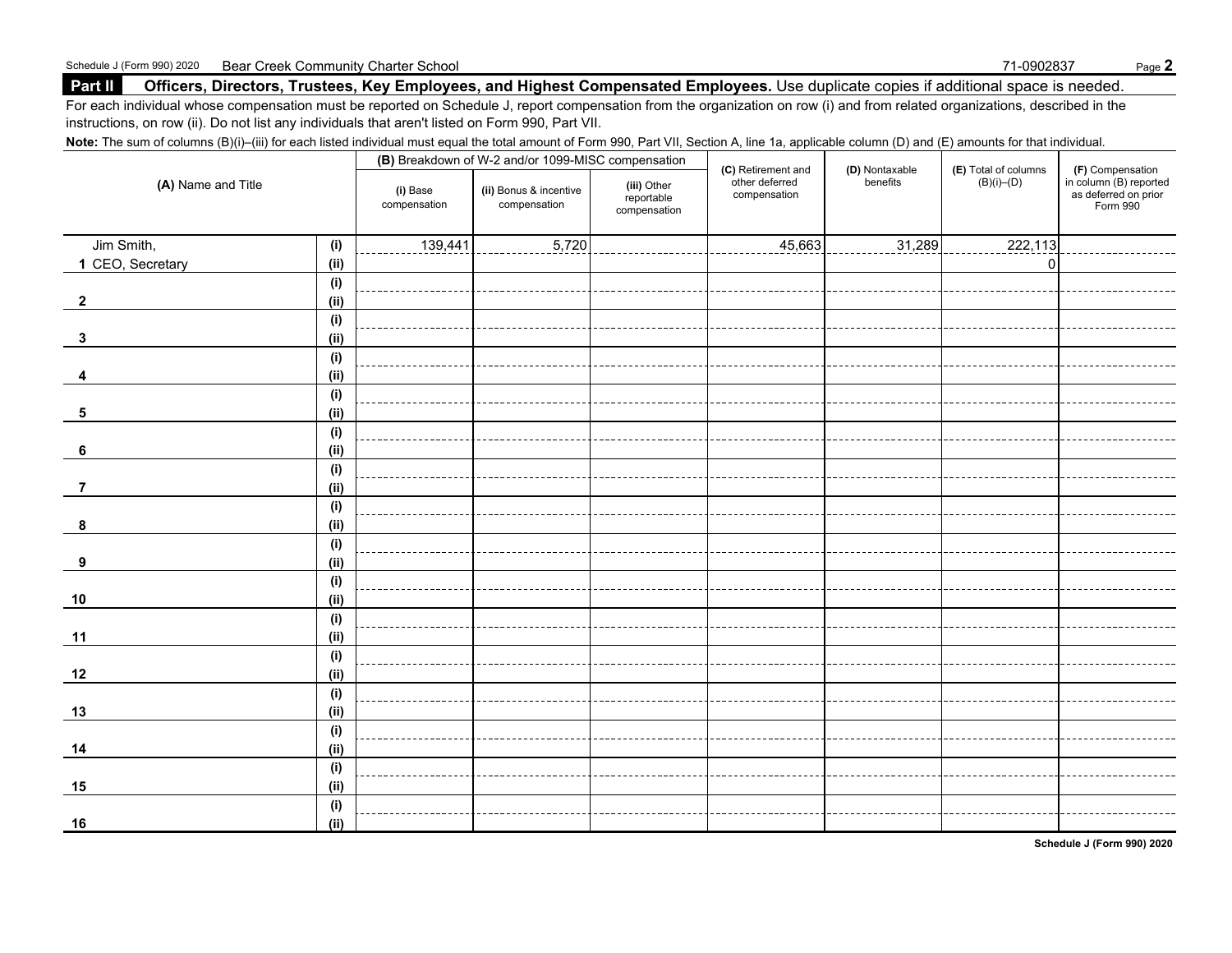Schedule J (Form 990) 2020 Bear Creek Community Charter School 71-0902837

## Part II Officers, Directors, Trustees, Key Employees, and Highest Compensated Employees. 

Use duplicate copies if additional space is needed.

For each individual whose compensation must be reported on Schedule J, report compensation from the organization on row (i) and from related organizations, described in the instructions, on row (ii). Do not list any individuals that aren't listed on Form 990, Part VII.

**Note:** The sum of columns (B)(i)–(iii) for each listed individual must equal the total amount of Form 990, Part VII, Section A, line 1a, applicable column (D) and (E) amounts for that individual.

| (A) Name and Title | | (B) Breakdown of W-2 and/or 1099-MISC compensation | | | (C) Retirement and other deferred compensation | (D) Nontaxable benefits | (E) Total of columns (B)(i)–(D) | (F) Compensation in column (B) reported as deferred on prior Form 990 |
|---|---|---|---|---|---|---|---|---|
| | | (i) Base compensation | (ii) Bonus & incentive compensation | (iii) Other reportable compensation | | | | |
| Jim Smith, | (i) | 139,441 | 5,720 | | 45,663 | 31,289 | 222,113 | |
| 1 CEO, Secretary | (ii) | | | | | | 0 | |
| | (i) | | | | | | | |
| 2 | (ii) | | | | | | | |
| | (i) | | | | | | | |
| 3 | (ii) | | | | | | | |
| | (i) | | | | | | | |
| 4 | (ii) | | | | | | | |
| | (i) | | | | | | | |
| 5 | (ii) | | | | | | | |
| | (i) | | | | | | | |
| 6 | (ii) | | | | | | | |
| | (i) | | | | | | | |
| 7 | (ii) | | | | | | | |
| | (i) | | | | | | | |
| 8 | (ii) | | | | | | | |
| | (i) | | | | | | | |
| 9 | (ii) | | | | | | | |
| | (i) | | | | | | | |
| 10 | (ii) | | | | | | | |
| | (i) | | | | | | | |
| 11 | (ii) | | | | | | | |
| | (i) | | | | | | | |
| 12 | (ii) | | | | | | | |
| | (i) | | | | | | | |
| 13 | (ii) | | | | | | | |
| | (i) | | | | | | | |
| 14 | (ii) | | | | | | | |
| | (i) | | | | | | | |
| 15 | (ii) | | | | | | | |
| | (i) | | | | | | | |
| 16 | (ii) | | | | | | | |

Schedule J (Form 990) 2020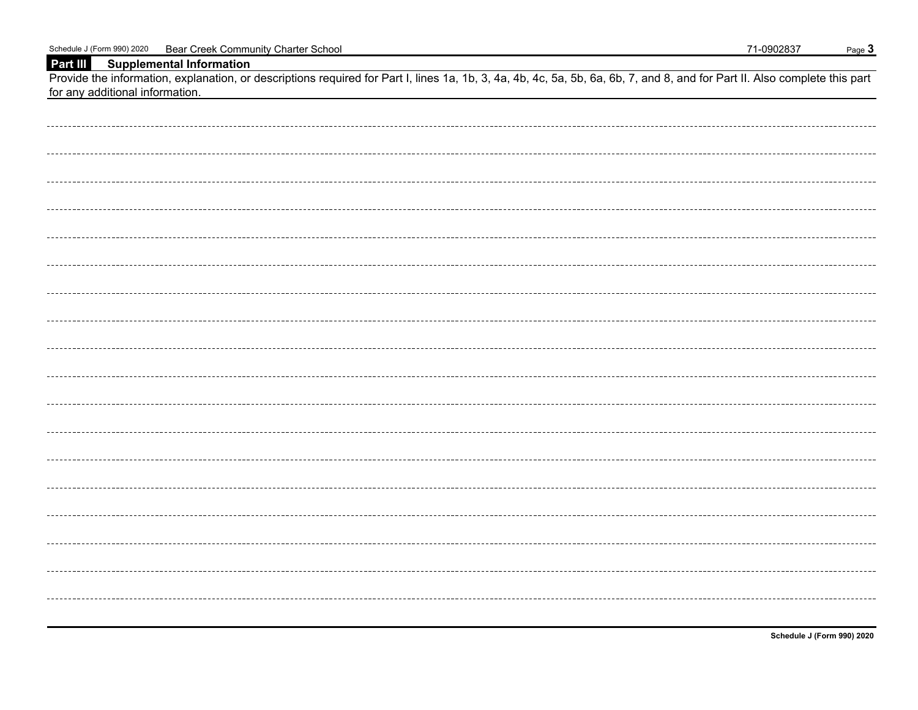## Part III Supplemental Information

Provide the information, explanation, or descriptions required for Part I, lines 1a, 1b, 3, 4a, 4b, 4c, 5a, 5b, 6a, 6b, 7, and 8, and for Part II. Also complete this part for any additional information.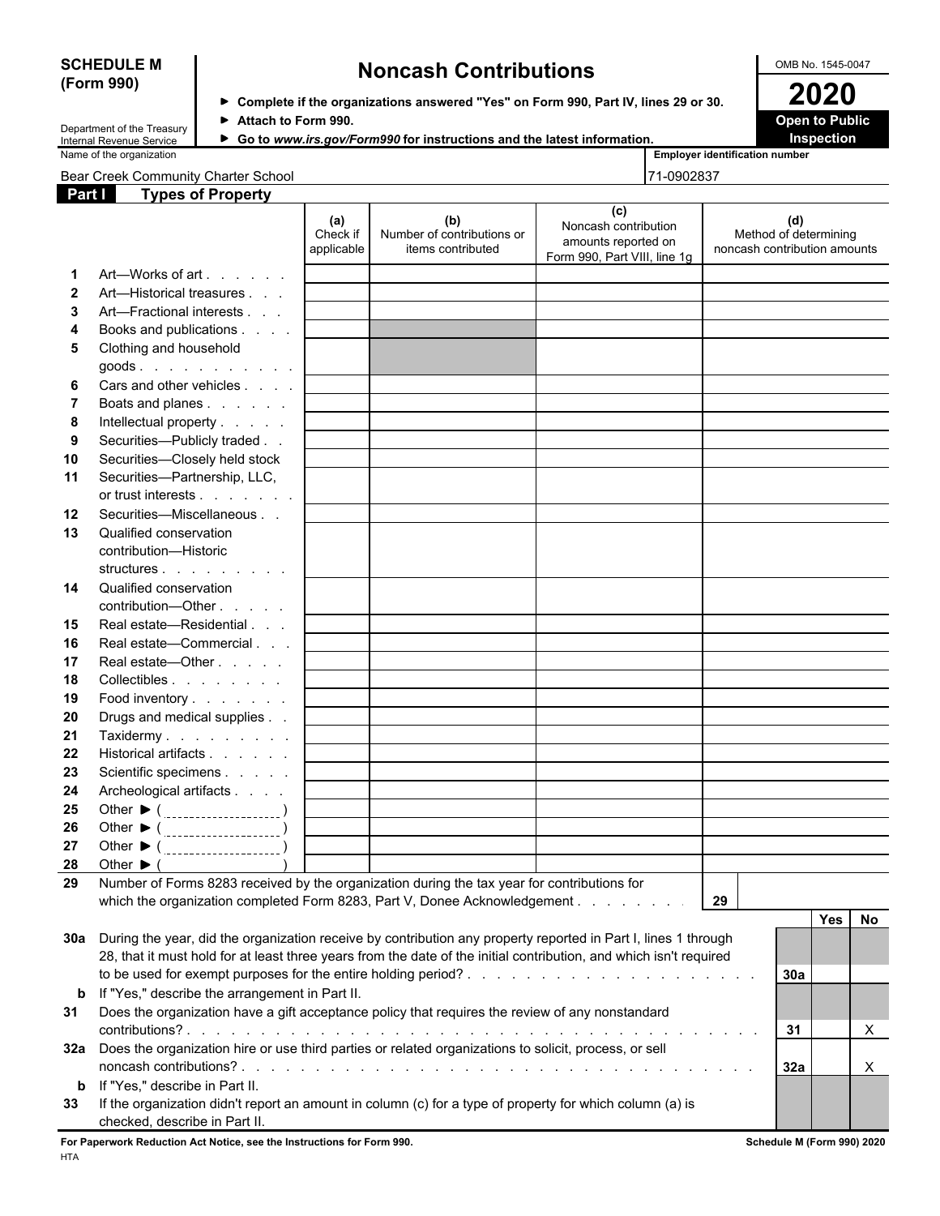**SCHEDULE M (Form 990)**

Department of the Treasury
Internal Revenue Service

# Noncash Contributions

► Complete if the organizations answered "Yes" on Form 990, Part IV, lines 29 or 30.
► Attach to Form 990.
► Go to *www.irs.gov/Form990* for instructions and the latest information.

OMB No. 1545-0047

**2020**

**Open to Public Inspection**

Name of the organization: Bear Creek Community Charter School

Employer identification number: 71-0902837

## Part I Types of Property

| | | (a) Check if applicable | (b) Number of contributions or items contributed | (c) Noncash contribution amounts reported on Form 990, Part VIII, line 1g | (d) Method of determining noncash contribution amounts |
|---|---|---|---|---|---|
| 1 | Art—Works of art | | | | |
| 2 | Art—Historical treasures | | | | |
| 3 | Art—Fractional interests | | | | |
| 4 | Books and publications | | | | |
| 5 | Clothing and household goods | | | | |
| 6 | Cars and other vehicles | | | | |
| 7 | Boats and planes | | | | |
| 8 | Intellectual property | | | | |
| 9 | Securities—Publicly traded | | | | |
| 10 | Securities—Closely held stock | | | | |
| 11 | Securities—Partnership, LLC, or trust interests | | | | |
| 12 | Securities—Miscellaneous | | | | |
| 13 | Qualified conservation contribution—Historic structures | | | | |
| 14 | Qualified conservation contribution—Other | | | | |
| 15 | Real estate—Residential | | | | |
| 16 | Real estate—Commercial | | | | |
| 17 | Real estate—Other | | | | |
| 18 | Collectibles | | | | |
| 19 | Food inventory | | | | |
| 20 | Drugs and medical supplies | | | | |
| 21 | Taxidermy | | | | |
| 22 | Historical artifacts | | | | |
| 23 | Scientific specimens | | | | |
| 24 | Archeological artifacts | | | | |
| 25 | Other ► ( ) | | | | |
| 26 | Other ► ( ) | | | | |
| 27 | Other ► ( ) | | | | |
| 28 | Other ► ( ) | | | | |

| | | Line | Yes | No |
|---|---|---|---|---|
| 29 | Number of Forms 8283 received by the organization during the tax year for contributions for which the organization completed Form 8283, Part V, Donee Acknowledgement | 29 | | |
| 30a | During the year, did the organization receive by contribution any property reported in Part I, lines 1 through 28, that it must hold for at least three years from the date of the initial contribution, and which isn't required to be used for exempt purposes for the entire holding period? | 30a | | |
| b | If "Yes," describe the arrangement in Part II. | | | |
| 31 | Does the organization have a gift acceptance policy that requires the review of any nonstandard contributions? | 31 | | X |
| 32a | Does the organization hire or use third parties or related organizations to solicit, process, or sell noncash contributions? | 32a | | X |
| b | If "Yes," describe in Part II. | | | |
| 33 | If the organization didn't report an amount in column (c) for a type of property for which column (a) is checked, describe in Part II. | | | |

**For Paperwork Reduction Act Notice, see the Instructions for Form 990.** HTA

**Schedule M (Form 990) 2020**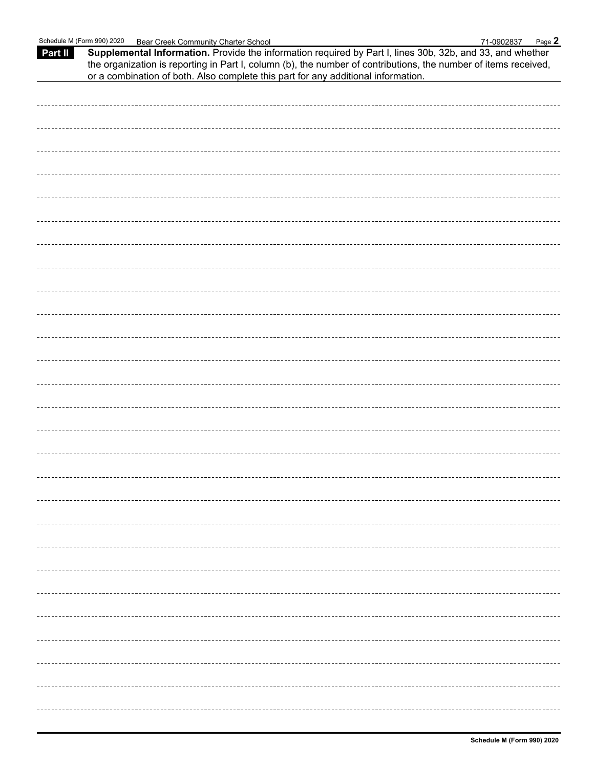Schedule M (Form 990) 2020 Bear Creek Community Charter School 71-0902837 Page 2

**Part II** **Supplemental Information.** Provide the information required by Part I, lines 30b, 32b, and 33, and whether the organization is reporting in Part I, column (b), the number of contributions, the number of items received, or a combination of both. Also complete this part for any additional information.

Schedule M (Form 990) 2020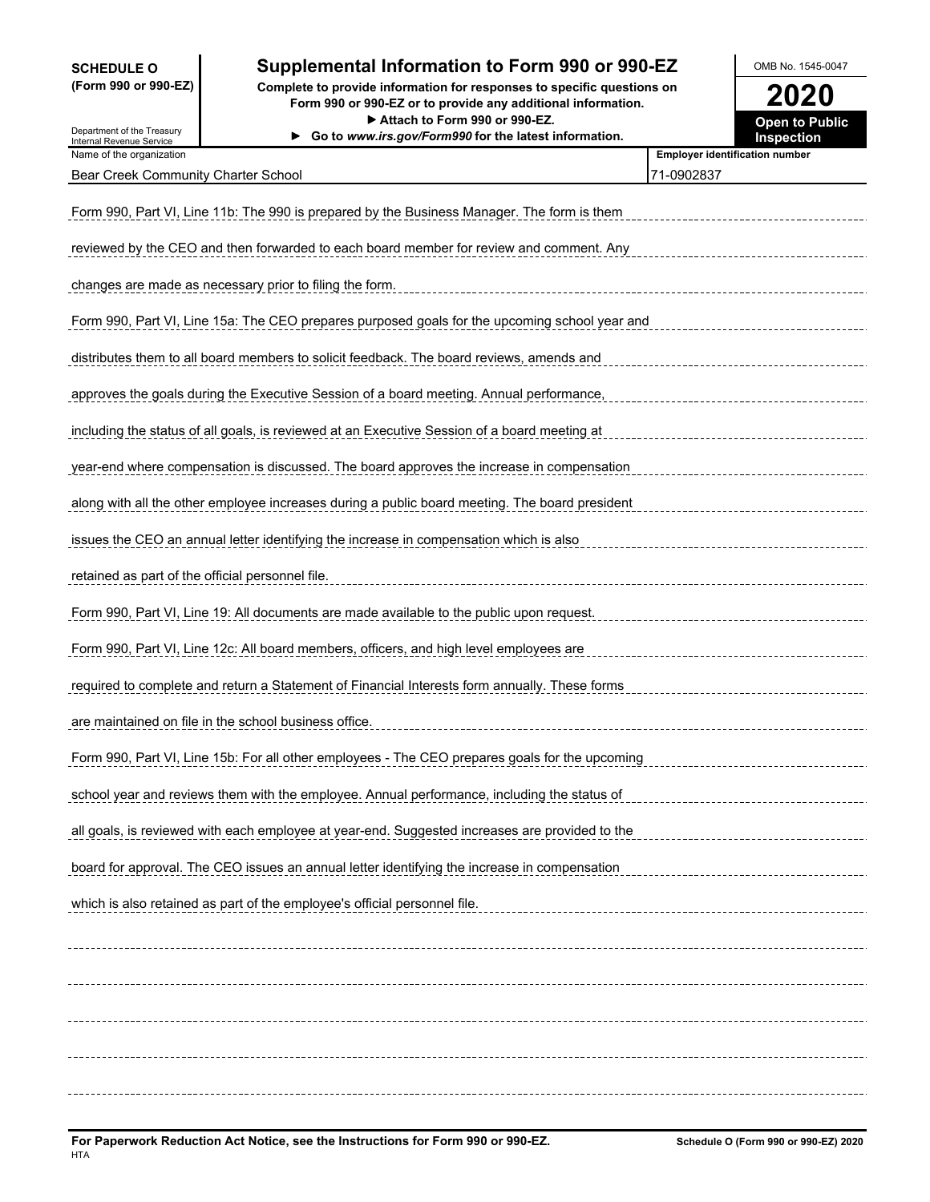**SCHEDULE O (Form 990 or 990-EZ)**

Department of the Treasury
Internal Revenue Service

# Supplemental Information to Form 990 or 990-EZ

**Complete to provide information for responses to specific questions on Form 990 or 990-EZ or to provide any additional information.**
**▶ Attach to Form 990 or 990-EZ.**
**▶ Go to *www.irs.gov/Form990* for the latest information.**

OMB No. 1545-0047

**2020**

**Open to Public Inspection**

| Name of the organization | Employer identification number |
|---|---|
| Bear Creek Community Charter School | 71-0902837 |

Form 990, Part VI, Line 11b: The 990 is prepared by the Business Manager. The form is them reviewed by the CEO and then forwarded to each board member for review and comment. Any changes are made as necessary prior to filing the form.

Form 990, Part VI, Line 15a: The CEO prepares purposed goals for the upcoming school year and distributes them to all board members to solicit feedback. The board reviews, amends and approves the goals during the Executive Session of a board meeting. Annual performance, including the status of all goals, is reviewed at an Executive Session of a board meeting at year-end where compensation is discussed. The board approves the increase in compensation along with all the other employee increases during a public board meeting. The board president issues the CEO an annual letter identifying the increase in compensation which is also retained as part of the official personnel file.

Form 990, Part VI, Line 19: All documents are made available to the public upon request.

Form 990, Part VI, Line 12c: All board members, officers, and high level employees are required to complete and return a Statement of Financial Interests form annually. These forms are maintained on file in the school business office.

Form 990, Part VI, Line 15b: For all other employees - The CEO prepares goals for the upcoming school year and reviews them with the employee. Annual performance, including the status of all goals, is reviewed with each employee at year-end. Suggested increases are provided to the board for approval. The CEO issues an annual letter identifying the increase in compensation which is also retained as part of the employee's official personnel file.

**For Paperwork Reduction Act Notice, see the Instructions for Form 990 or 990-EZ.** **Schedule O (Form 990 or 990-EZ) 2020**

HTA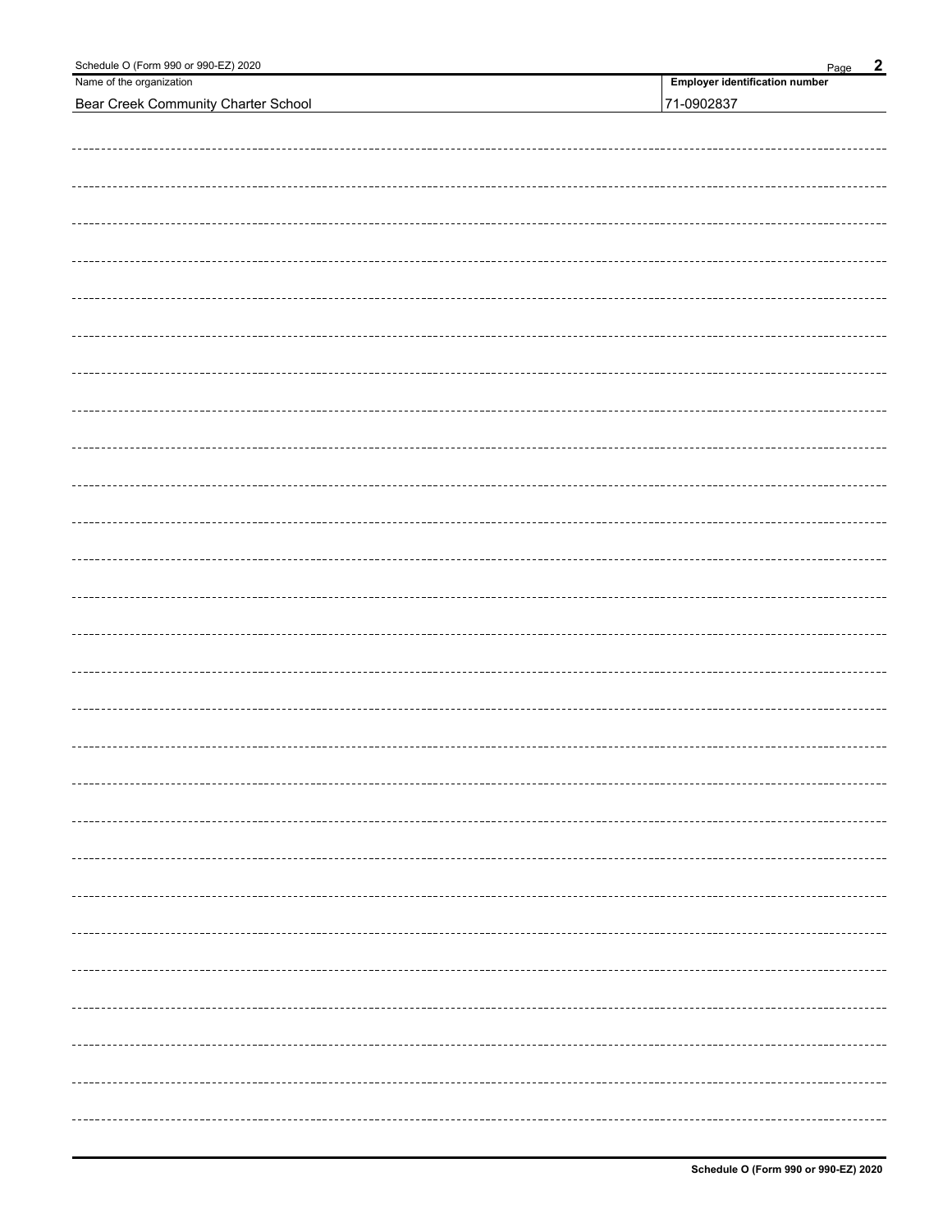| Name of the organization | Employer identification number |
| --- | --- |
| Bear Creek Community Charter School | 71-0902837 |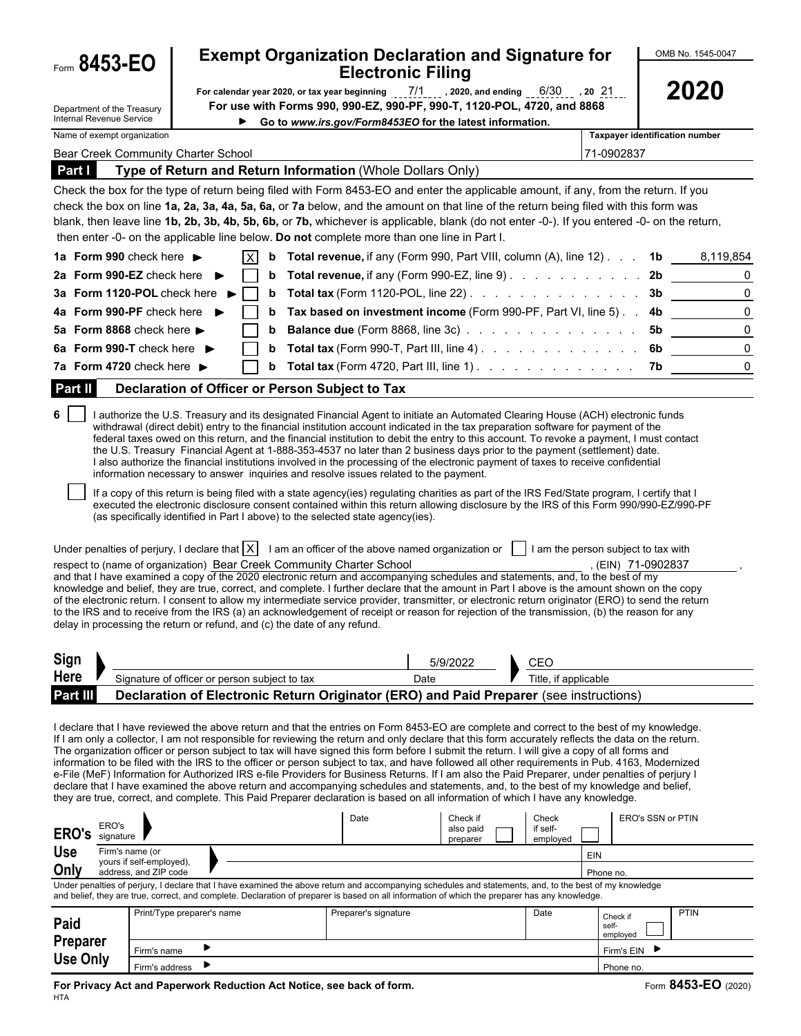Form **8453-EO**

Department of the Treasury
Internal Revenue Service

# Exempt Organization Declaration and Signature for Electronic Filing

For calendar year 2020, or tax year beginning 7/1, 2020, and ending 6/30, 20 21

**For use with Forms 990, 990-EZ, 990-PF, 990-T, 1120-POL, 4720, and 8868**

▶ **Go to *www.irs.gov/Form8453EO* for the latest information.**

OMB No. 1545-0047

**2020**

| Name of exempt organization | Taxpayer identification number |
|---|---|
| Bear Creek Community Charter School | 71-0902837 |

## Part I Type of Return and Return Information (Whole Dollars Only)

Check the box for the type of return being filed with Form 8453-EO and enter the applicable amount, if any, from the return. If you check the box on line **1a, 2a, 3a, 4a, 5a, 6a,** or **7a** below, and the amount on that line of the return being filed with this form was blank, then leave line **1b, 2b, 3b, 4b, 5b, 6b,** or **7b,** whichever is applicable, blank (do not enter -0-). If you entered -0- on the return, then enter -0- on the applicable line below. **Do not** complete more than one line in Part I.

| | | | | |
|---|---|---|---|---|
| **1a Form 990** check here ▶ | X | **b Total revenue,** if any (Form 990, Part VIII, column (A), line 12) | **1b** | 8,119,854 |
| **2a Form 990-EZ** check here ▶ | | **b Total revenue,** if any (Form 990-EZ, line 9) | **2b** | 0 |
| **3a Form 1120-POL** check here ▶ | | **b Total tax** (Form 1120-POL, line 22) | **3b** | 0 |
| **4a Form 990-PF** check here ▶ | | **b Tax based on investment income** (Form 990-PF, Part VI, line 5) | **4b** | 0 |
| **5a Form 8868** check here ▶ | | **b Balance due** (Form 8868, line 3c) | **5b** | 0 |
| **6a Form 990-T** check here ▶ | | **b Total tax** (Form 990-T, Part III, line 4) | **6b** | 0 |
| **7a Form 4720** check here ▶ | | **b Total tax** (Form 4720, Part III, line 1) | **7b** | 0 |

## Part II Declaration of Officer or Person Subject to Tax

**6** ☐ I authorize the U.S. Treasury and its designated Financial Agent to initiate an Automated Clearing House (ACH) electronic funds withdrawal (direct debit) entry to the financial institution account indicated in the tax preparation software for payment of the federal taxes owed on this return, and the financial institution to debit the entry to this account. To revoke a payment, I must contact the U.S. Treasury Financial Agent at 1-888-353-4537 no later than 2 business days prior to the payment (settlement) date. I also authorize the financial institutions involved in the processing of the electronic payment of taxes to receive confidential information necessary to answer inquiries and resolve issues related to the payment.

☐ If a copy of this return is being filed with a state agency(ies) regulating charities as part of the IRS Fed/State program, I certify that I executed the electronic disclosure consent contained within this return allowing disclosure by the IRS of this Form 990/990-EZ/990-PF (as specifically identified in Part I above) to the selected state agency(ies).

Under penalties of perjury, I declare that ☒ I am an officer of the above named organization or ☐ I am the person subject to tax with respect to (name of organization) Bear Creek Community Charter School, (EIN) 71-0902837, and that I have examined a copy of the 2020 electronic return and accompanying schedules and statements, and, to the best of my knowledge and belief, they are true, correct, and complete. I further declare that the amount in Part I above is the amount shown on the copy of the electronic return. I consent to allow my intermediate service provider, transmitter, or electronic return originator (ERO) to send the return to the IRS and to receive from the IRS (a) an acknowledgement of receipt or reason for rejection of the transmission, (b) the reason for any delay in processing the return or refund, and (c) the date of any refund.

**Sign Here**

| Signature of officer or person subject to tax | Date | Title, if applicable |
|---|---|---|
| | 5/9/2022 | CEO |

## Part III Declaration of Electronic Return Originator (ERO) and Paid Preparer (see instructions)

I declare that I have reviewed the above return and that the entries on Form 8453-EO are complete and correct to the best of my knowledge. If I am only a collector, I am not responsible for reviewing the return and only declare that this form accurately reflects the data on the return. The organization officer or person subject to tax will have signed this form before I submit the return. I will give a copy of all forms and information to be filed with the IRS to the officer or person subject to tax, and have followed all other requirements in Pub. 4163, Modernized e-File (MeF) Information for Authorized IRS e-file Providers for Business Returns. If I am also the Paid Preparer, under penalties of perjury I declare that I have examined the above return and accompanying schedules and statements, and, to the best of my knowledge and belief, they are true, correct, and complete. This Paid Preparer declaration is based on all information of which I have any knowledge.

**ERO's Use Only**

| ERO's signature | Date | Check if also paid preparer ☐ | Check if self-employed ☐ | ERO's SSN or PTIN |
|---|---|---|---|---|
| Firm's name (or yours if self-employed), address, and ZIP code | | | EIN | |
| | | | Phone no. | |

Under penalties of perjury, I declare that I have examined the above return and accompanying schedules and statements, and, to the best of my knowledge and belief, they are true, correct, and complete. Declaration of preparer is based on all information of which the preparer has any knowledge.

**Paid Preparer Use Only**

| Print/Type preparer's name | Preparer's signature | Date | Check if self-employed ☐ | PTIN |
|---|---|---|---|---|
| Firm's name ▶ | | | Firm's EIN ▶ | |
| Firm's address ▶ | | | Phone no. | |

**For Privacy Act and Paperwork Reduction Act Notice, see back of form.**

HTA

Form **8453-EO** (2020)